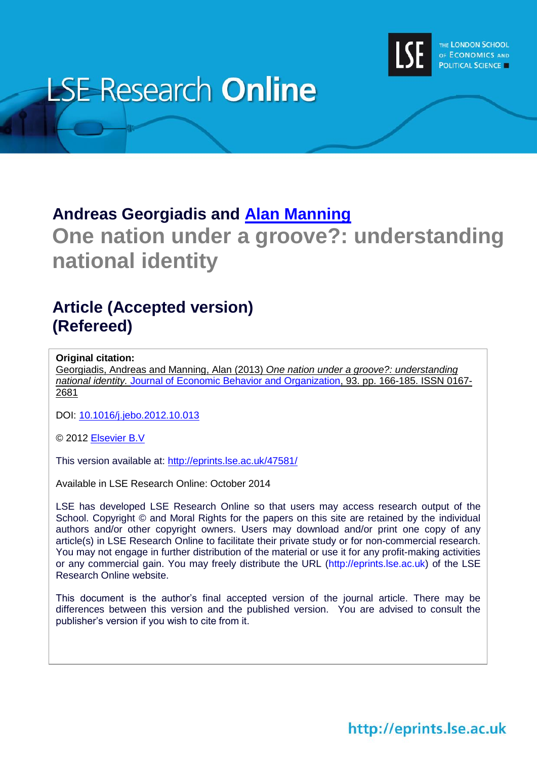# LSE Research Online

## Andreas Georgiadis and [Alan Manning](#)

# One nation under a groove?: understanding national identity

## Article (Accepted version) (Refereed)

**Original citation:**
Georgiadis, Andreas and Manning, Alan (2013) *One nation under a groove?: understanding national identity*. Journal of Economic Behavior and Organization, 93. pp. 166-185. ISSN 0167-2681

DOI: 10.1016/j.jebo.2012.10.013

© 2012 Elsevier B.V

This version available at: http://eprints.lse.ac.uk/47581/

Available in LSE Research Online: October 2014

LSE has developed LSE Research Online so that users may access research output of the School. Copyright © and Moral Rights for the papers on this site are retained by the individual authors and/or other copyright owners. Users may download and/or print one copy of any article(s) in LSE Research Online to facilitate their private study or for non-commercial research. You may not engage in further distribution of the material or use it for any profit-making activities or any commercial gain. You may freely distribute the URL (http://eprints.lse.ac.uk) of the LSE Research Online website.

This document is the author's final accepted version of the journal article. There may be differences between this version and the published version. You are advised to consult the publisher's version if you wish to cite from it.

http://eprints.lse.ac.uk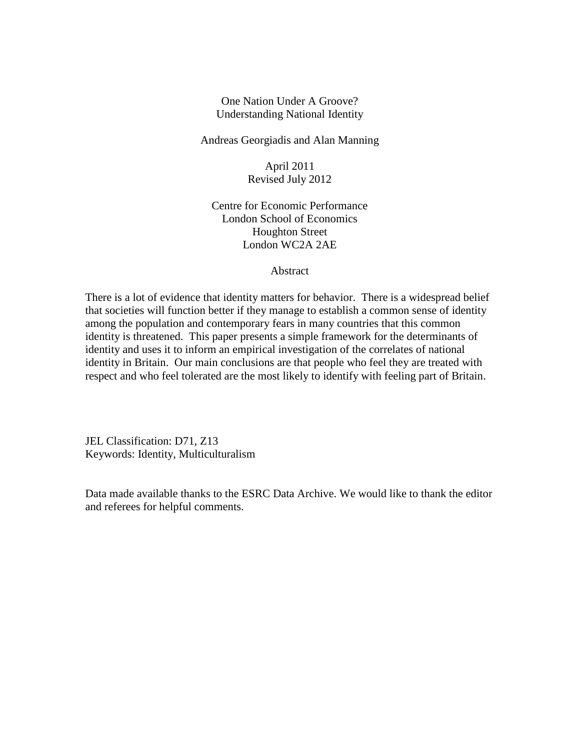# One Nation Under A Groove? Understanding National Identity

Andreas Georgiadis and Alan Manning

April 2011
Revised July 2012

Centre for Economic Performance
London School of Economics
Houghton Street
London WC2A 2AE

## Abstract

There is a lot of evidence that identity matters for behavior. There is a widespread belief that societies will function better if they manage to establish a common sense of identity among the population and contemporary fears in many countries that this common identity is threatened. This paper presents a simple framework for the determinants of identity and uses it to inform an empirical investigation of the correlates of national identity in Britain. Our main conclusions are that people who feel they are treated with respect and who feel tolerated are the most likely to identify with feeling part of Britain.

JEL Classification: D71, Z13
Keywords: Identity, Multiculturalism

Data made available thanks to the ESRC Data Archive. We would like to thank the editor and referees for helpful comments.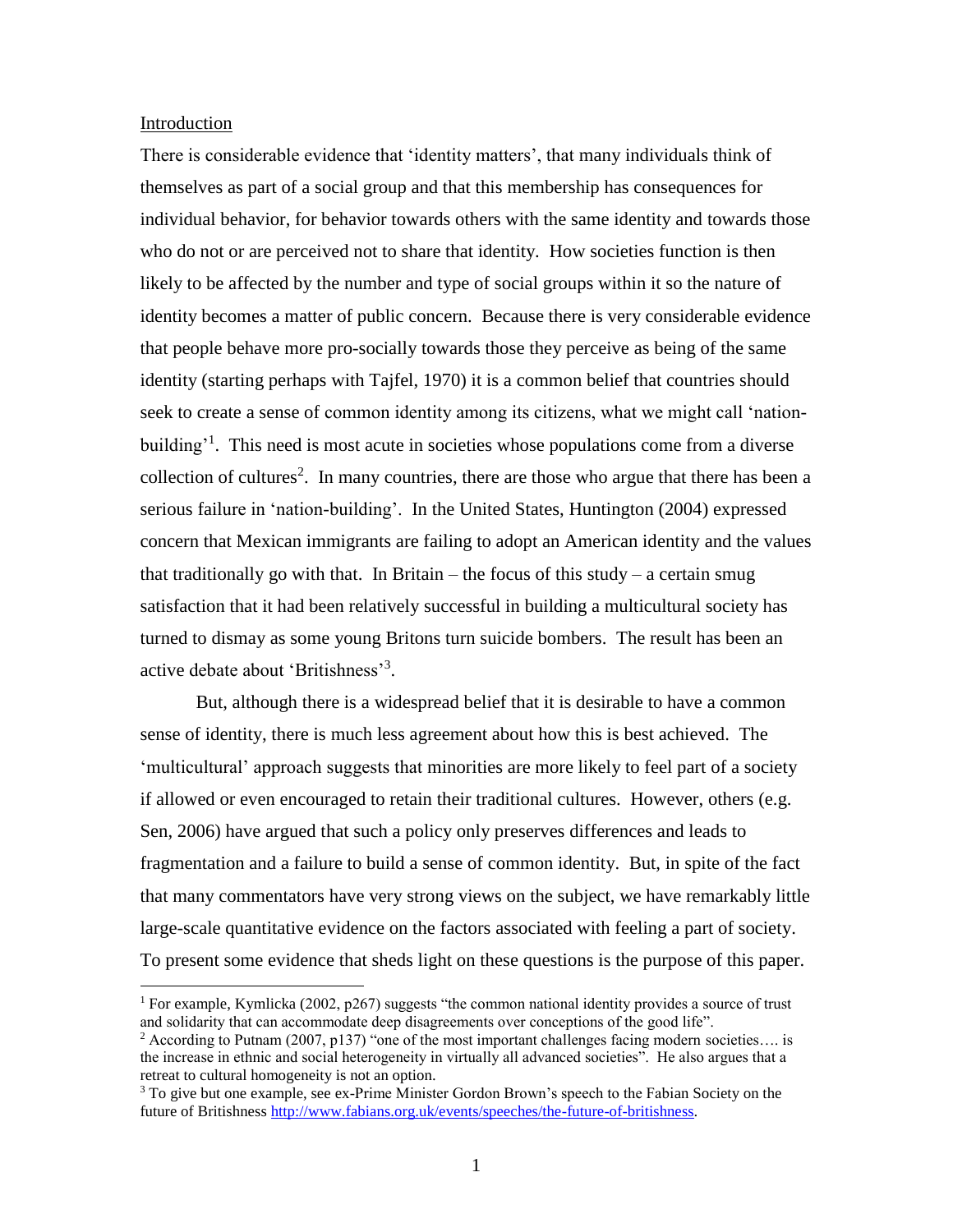## Introduction

There is considerable evidence that 'identity matters', that many individuals think of themselves as part of a social group and that this membership has consequences for individual behavior, for behavior towards others with the same identity and towards those who do not or are perceived not to share that identity. How societies function is then likely to be affected by the number and type of social groups within it so the nature of identity becomes a matter of public concern. Because there is very considerable evidence that people behave more pro-socially towards those they perceive as being of the same identity (starting perhaps with Tajfel, 1970) it is a common belief that countries should seek to create a sense of common identity among its citizens, what we might call 'nation-building'[1]. This need is most acute in societies whose populations come from a diverse collection of cultures[2]. In many countries, there are those who argue that there has been a serious failure in 'nation-building'. In the United States, Huntington (2004) expressed concern that Mexican immigrants are failing to adopt an American identity and the values that traditionally go with that. In Britain – the focus of this study – a certain smug satisfaction that it had been relatively successful in building a multicultural society has turned to dismay as some young Britons turn suicide bombers. The result has been an active debate about 'Britishness'[3].

But, although there is a widespread belief that it is desirable to have a common sense of identity, there is much less agreement about how this is best achieved. The 'multicultural' approach suggests that minorities are more likely to feel part of a society if allowed or even encouraged to retain their traditional cultures. However, others (e.g. Sen, 2006) have argued that such a policy only preserves differences and leads to fragmentation and a failure to build a sense of common identity. But, in spite of the fact that many commentators have very strong views on the subject, we have remarkably little large-scale quantitative evidence on the factors associated with feeling a part of society. To present some evidence that sheds light on these questions is the purpose of this paper.

---

[1] For example, Kymlicka (2002, p267) suggests "the common national identity provides a source of trust and solidarity that can accommodate deep disagreements over conceptions of the good life".

[2] According to Putnam (2007, p137) "one of the most important challenges facing modern societies…. is the increase in ethnic and social heterogeneity in virtually all advanced societies". He also argues that a retreat to cultural homogeneity is not an option.

[3] To give but one example, see ex-Prime Minister Gordon Brown's speech to the Fabian Society on the future of Britishness http://www.fabians.org.uk/events/speeches/the-future-of-britishness.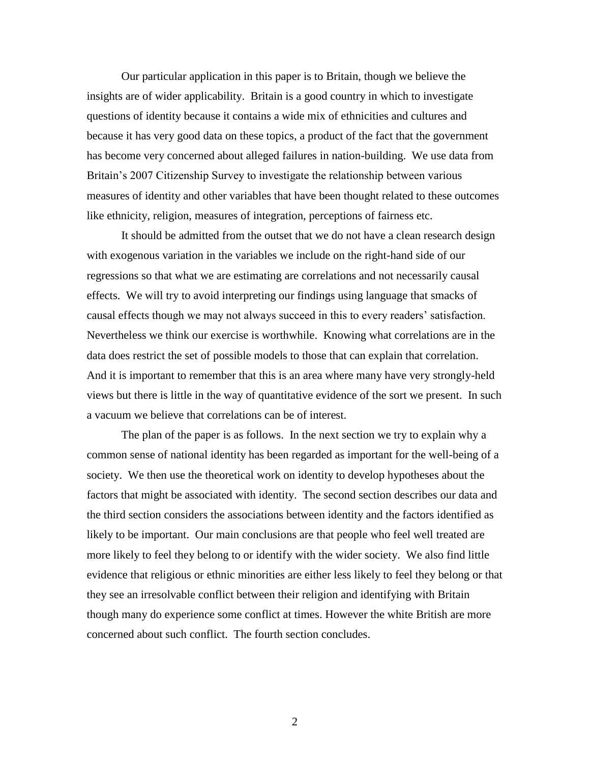Our particular application in this paper is to Britain, though we believe the insights are of wider applicability. Britain is a good country in which to investigate questions of identity because it contains a wide mix of ethnicities and cultures and because it has very good data on these topics, a product of the fact that the government has become very concerned about alleged failures in nation-building. We use data from Britain's 2007 Citizenship Survey to investigate the relationship between various measures of identity and other variables that have been thought related to these outcomes like ethnicity, religion, measures of integration, perceptions of fairness etc.

It should be admitted from the outset that we do not have a clean research design with exogenous variation in the variables we include on the right-hand side of our regressions so that what we are estimating are correlations and not necessarily causal effects. We will try to avoid interpreting our findings using language that smacks of causal effects though we may not always succeed in this to every readers' satisfaction. Nevertheless we think our exercise is worthwhile. Knowing what correlations are in the data does restrict the set of possible models to those that can explain that correlation. And it is important to remember that this is an area where many have very strongly-held views but there is little in the way of quantitative evidence of the sort we present. In such a vacuum we believe that correlations can be of interest.

The plan of the paper is as follows. In the next section we try to explain why a common sense of national identity has been regarded as important for the well-being of a society. We then use the theoretical work on identity to develop hypotheses about the factors that might be associated with identity. The second section describes our data and the third section considers the associations between identity and the factors identified as likely to be important. Our main conclusions are that people who feel well treated are more likely to feel they belong to or identify with the wider society. We also find little evidence that religious or ethnic minorities are either less likely to feel they belong or that they see an irresolvable conflict between their religion and identifying with Britain though many do experience some conflict at times. However the white British are more concerned about such conflict. The fourth section concludes.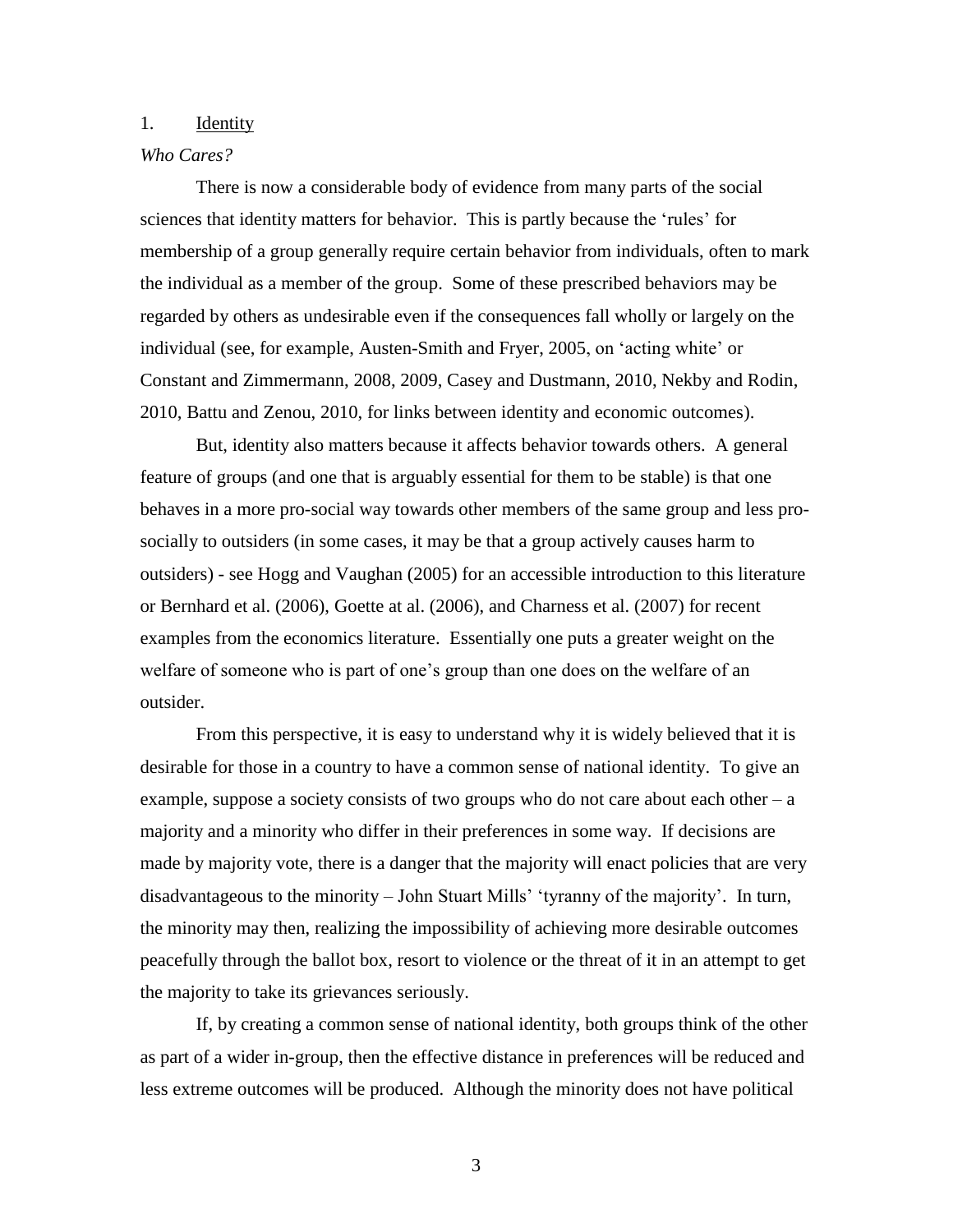## 1. Identity

### *Who Cares?*

There is now a considerable body of evidence from many parts of the social sciences that identity matters for behavior. This is partly because the 'rules' for membership of a group generally require certain behavior from individuals, often to mark the individual as a member of the group. Some of these prescribed behaviors may be regarded by others as undesirable even if the consequences fall wholly or largely on the individual (see, for example, Austen-Smith and Fryer, 2005, on 'acting white' or Constant and Zimmermann, 2008, 2009, Casey and Dustmann, 2010, Nekby and Rodin, 2010, Battu and Zenou, 2010, for links between identity and economic outcomes).

But, identity also matters because it affects behavior towards others. A general feature of groups (and one that is arguably essential for them to be stable) is that one behaves in a more pro-social way towards other members of the same group and less pro-socially to outsiders (in some cases, it may be that a group actively causes harm to outsiders) - see Hogg and Vaughan (2005) for an accessible introduction to this literature or Bernhard et al. (2006), Goette at al. (2006), and Charness et al. (2007) for recent examples from the economics literature. Essentially one puts a greater weight on the welfare of someone who is part of one's group than one does on the welfare of an outsider.

From this perspective, it is easy to understand why it is widely believed that it is desirable for those in a country to have a common sense of national identity. To give an example, suppose a society consists of two groups who do not care about each other – a majority and a minority who differ in their preferences in some way. If decisions are made by majority vote, there is a danger that the majority will enact policies that are very disadvantageous to the minority – John Stuart Mills' 'tyranny of the majority'. In turn, the minority may then, realizing the impossibility of achieving more desirable outcomes peacefully through the ballot box, resort to violence or the threat of it in an attempt to get the majority to take its grievances seriously.

If, by creating a common sense of national identity, both groups think of the other as part of a wider in-group, then the effective distance in preferences will be reduced and less extreme outcomes will be produced. Although the minority does not have political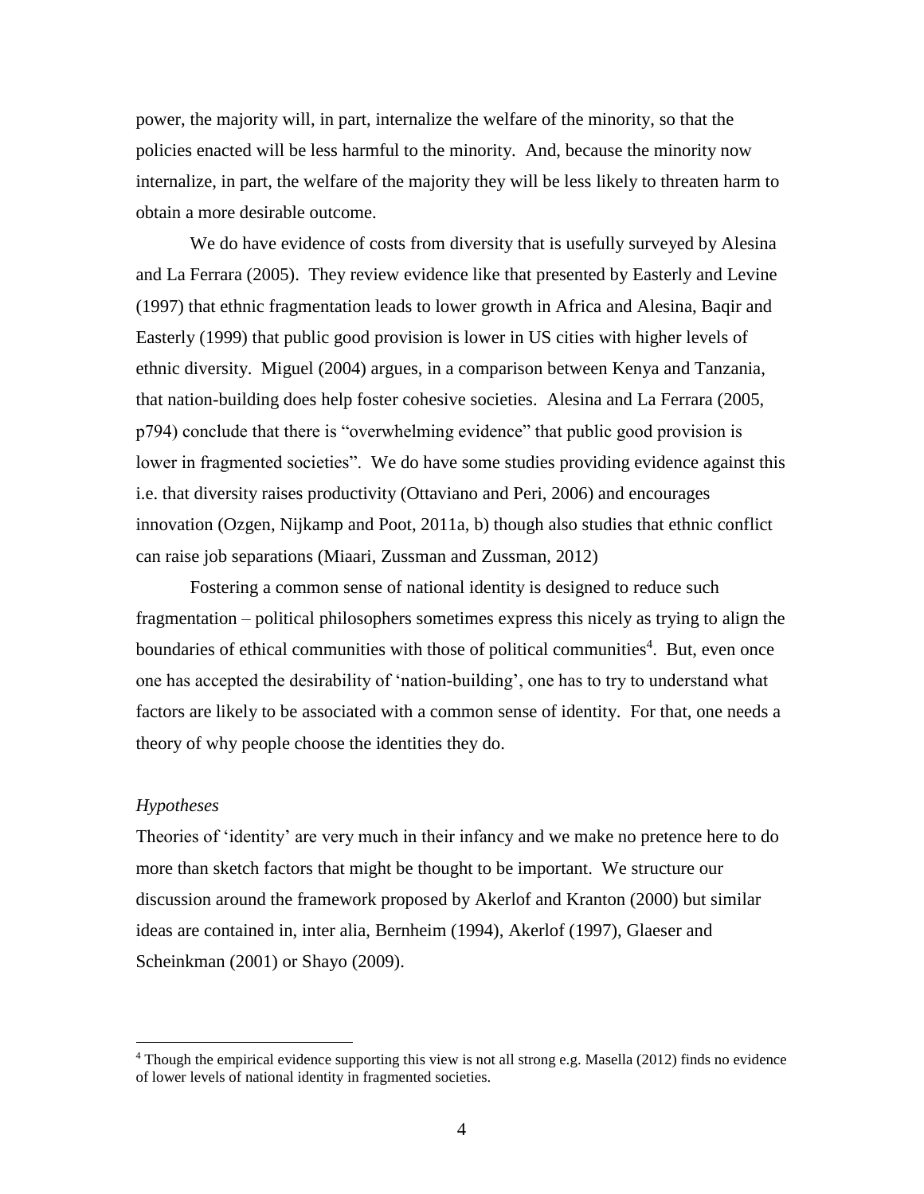power, the majority will, in part, internalize the welfare of the minority, so that the policies enacted will be less harmful to the minority. And, because the minority now internalize, in part, the welfare of the majority they will be less likely to threaten harm to obtain a more desirable outcome.

We do have evidence of costs from diversity that is usefully surveyed by Alesina and La Ferrara (2005). They review evidence like that presented by Easterly and Levine (1997) that ethnic fragmentation leads to lower growth in Africa and Alesina, Baqir and Easterly (1999) that public good provision is lower in US cities with higher levels of ethnic diversity. Miguel (2004) argues, in a comparison between Kenya and Tanzania, that nation-building does help foster cohesive societies. Alesina and La Ferrara (2005, p794) conclude that there is "overwhelming evidence" that public good provision is lower in fragmented societies". We do have some studies providing evidence against this i.e. that diversity raises productivity (Ottaviano and Peri, 2006) and encourages innovation (Ozgen, Nijkamp and Poot, 2011a, b) though also studies that ethnic conflict can raise job separations (Miaari, Zussman and Zussman, 2012)

Fostering a common sense of national identity is designed to reduce such fragmentation – political philosophers sometimes express this nicely as trying to align the boundaries of ethical communities with those of political communities[4]. But, even once one has accepted the desirability of 'nation-building', one has to try to understand what factors are likely to be associated with a common sense of identity. For that, one needs a theory of why people choose the identities they do.

*Hypotheses*

Theories of 'identity' are very much in their infancy and we make no pretence here to do more than sketch factors that might be thought to be important. We structure our discussion around the framework proposed by Akerlof and Kranton (2000) but similar ideas are contained in, inter alia, Bernheim (1994), Akerlof (1997), Glaeser and Scheinkman (2001) or Shayo (2009).

[4] Though the empirical evidence supporting this view is not all strong e.g. Masella (2012) finds no evidence of lower levels of national identity in fragmented societies.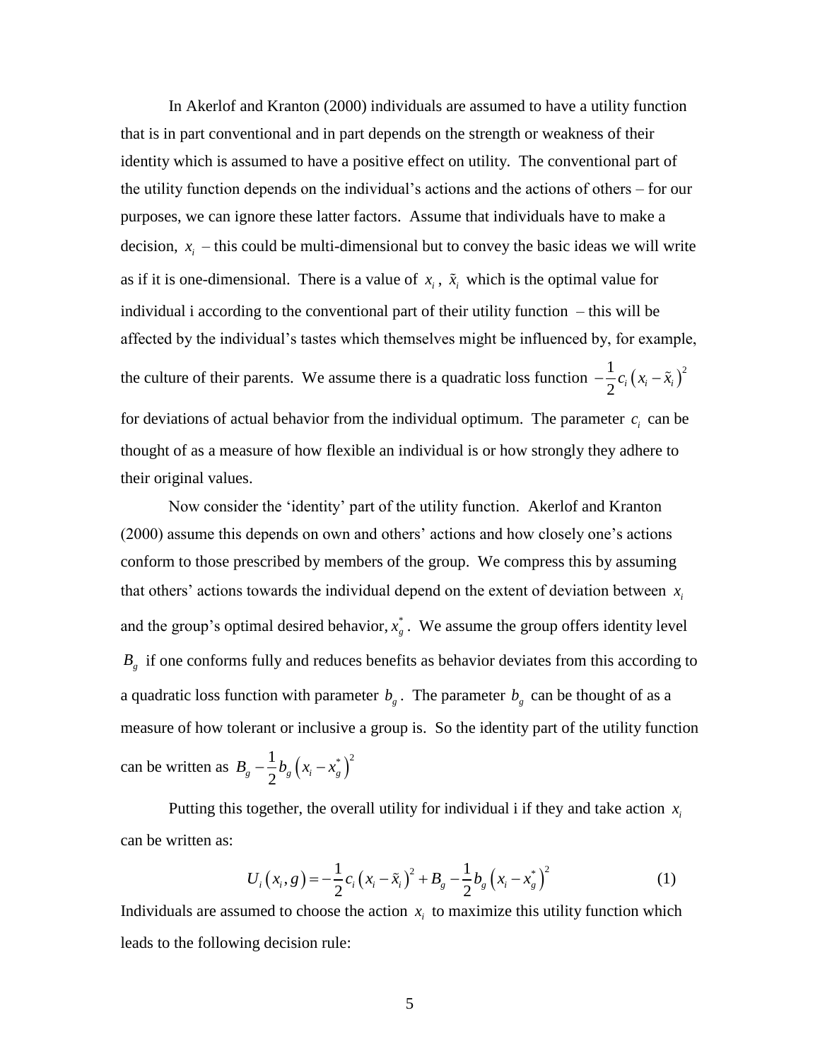In Akerlof and Kranton (2000) individuals are assumed to have a utility function that is in part conventional and in part depends on the strength or weakness of their identity which is assumed to have a positive effect on utility. The conventional part of the utility function depends on the individual's actions and the actions of others – for our purposes, we can ignore these latter factors. Assume that individuals have to make a decision, $x_i$ – this could be multi-dimensional but to convey the basic ideas we will write as if it is one-dimensional. There is a value of $x_i$, $\tilde{x}_i$ which is the optimal value for individual i according to the conventional part of their utility function – this will be affected by the individual's tastes which themselves might be influenced by, for example, the culture of their parents. We assume there is a quadratic loss function $-\frac{1}{2}c_i\left(x_i-\tilde{x}_i\right)^2$ for deviations of actual behavior from the individual optimum. The parameter $c_i$ can be thought of as a measure of how flexible an individual is or how strongly they adhere to their original values.

Now consider the 'identity' part of the utility function. Akerlof and Kranton (2000) assume this depends on own and others' actions and how closely one's actions conform to those prescribed by members of the group. We compress this by assuming that others' actions towards the individual depend on the extent of deviation between $x_i$ and the group's optimal desired behavior, $x_g^*$. We assume the group offers identity level $B_g$ if one conforms fully and reduces benefits as behavior deviates from this according to a quadratic loss function with parameter $b_g$. The parameter $b_g$ can be thought of as a measure of how tolerant or inclusive a group is. So the identity part of the utility function can be written as $B_g-\frac{1}{2}b_g\left(x_i-x_g^*\right)^2$

Putting this together, the overall utility for individual i if they and take action $x_i$ can be written as:

$$U_i\left(x_i,g\right)=-\frac{1}{2}c_i\left(x_i-\tilde{x}_i\right)^2+B_g-\frac{1}{2}b_g\left(x_i-x_g^*\right)^2 \tag{1}$$

Individuals are assumed to choose the action $x_i$ to maximize this utility function which leads to the following decision rule: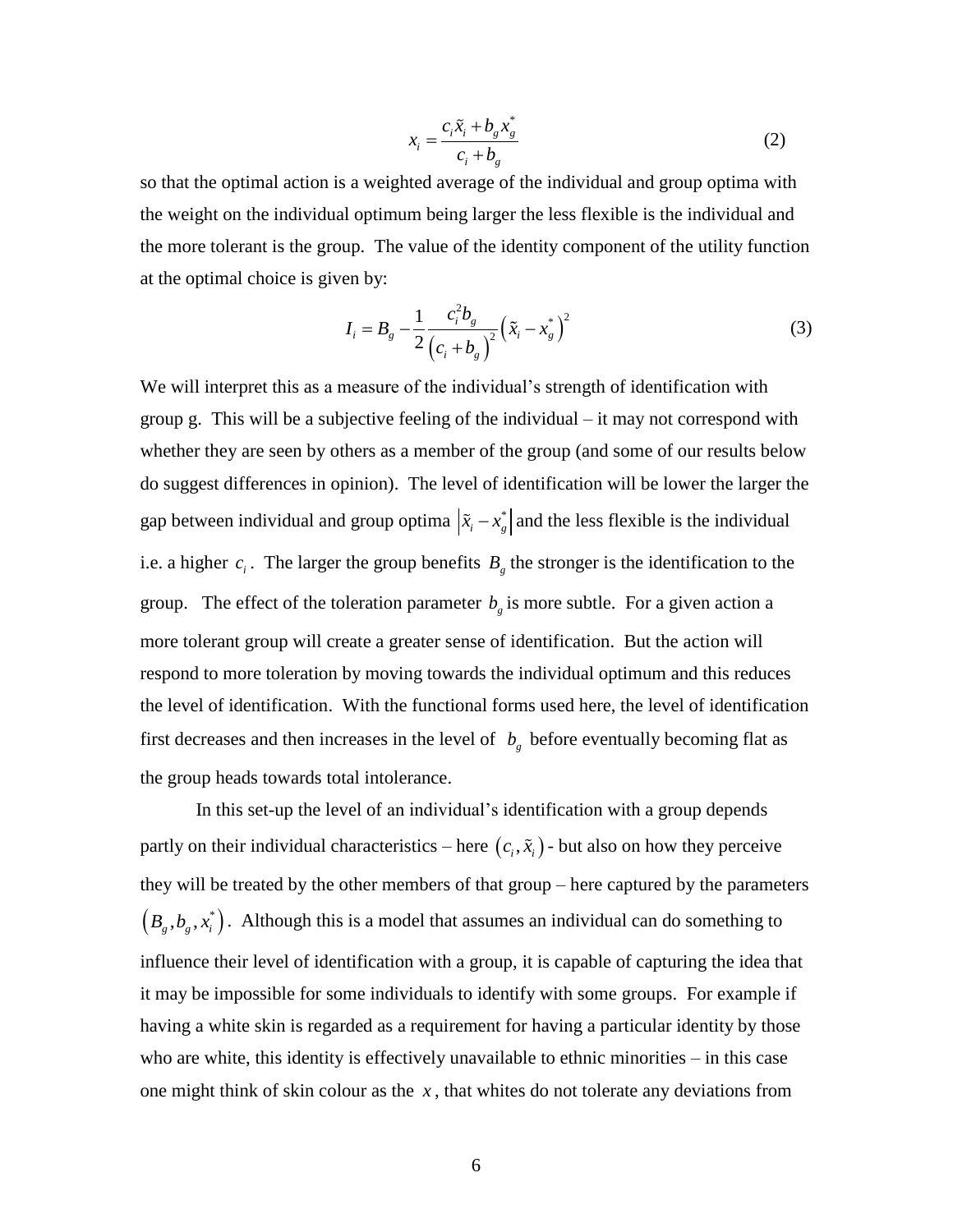$$x_i = \frac{c_i \tilde{x}_i + b_g x_g^*}{c_i + b_g} \tag{2}$$

so that the optimal action is a weighted average of the individual and group optima with the weight on the individual optimum being larger the less flexible is the individual and the more tolerant is the group. The value of the identity component of the utility function at the optimal choice is given by:

$$I_i = B_g - \frac{1}{2}\frac{c_i^2 b_g}{\left(c_i + b_g\right)^2}\left(\tilde{x}_i - x_g^*\right)^2 \tag{3}$$

We will interpret this as a measure of the individual's strength of identification with group g. This will be a subjective feeling of the individual – it may not correspond with whether they are seen by others as a member of the group (and some of our results below do suggest differences in opinion). The level of identification will be lower the larger the gap between individual and group optima $\left|\tilde{x}_i - x_g^*\right|$ and the less flexible is the individual i.e. a higher $c_i$. The larger the group benefits $B_g$ the stronger is the identification to the group. The effect of the toleration parameter $b_g$ is more subtle. For a given action a more tolerant group will create a greater sense of identification. But the action will respond to more toleration by moving towards the individual optimum and this reduces the level of identification. With the functional forms used here, the level of identification first decreases and then increases in the level of $b_g$ before eventually becoming flat as the group heads towards total intolerance.

In this set-up the level of an individual's identification with a group depends partly on their individual characteristics – here $\left(c_i, \tilde{x}_i\right)$ - but also on how they perceive they will be treated by the other members of that group – here captured by the parameters $\left(B_g, b_g, x_i^*\right)$. Although this is a model that assumes an individual can do something to influence their level of identification with a group, it is capable of capturing the idea that it may be impossible for some individuals to identify with some groups. For example if having a white skin is regarded as a requirement for having a particular identity by those who are white, this identity is effectively unavailable to ethnic minorities – in this case one might think of skin colour as the $x$, that whites do not tolerate any deviations from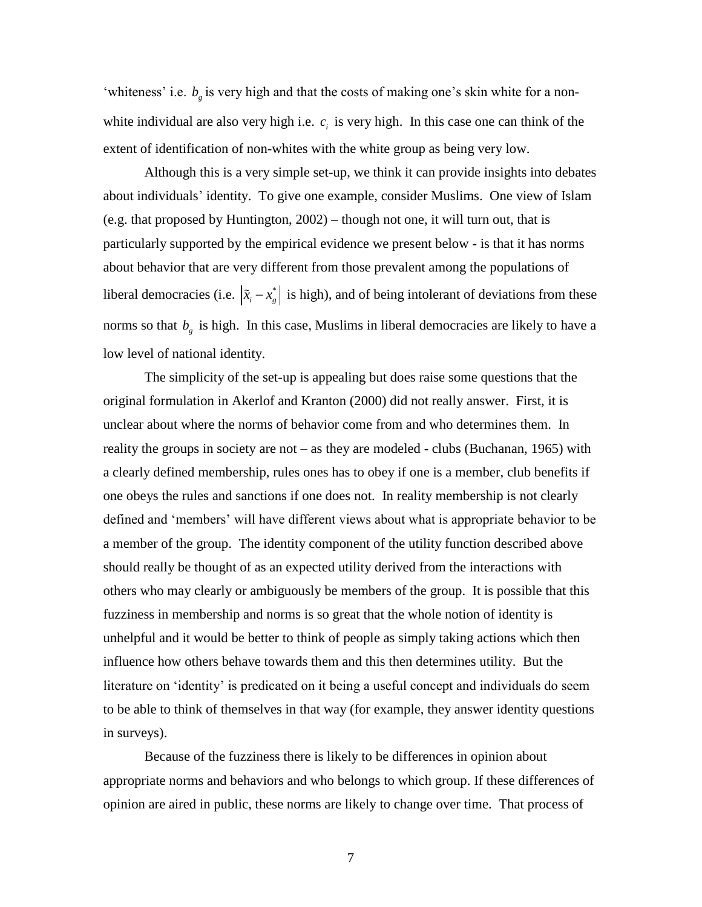'whiteness' i.e. $b_g$ is very high and that the costs of making one's skin white for a non-white individual are also very high i.e. $c_i$ is very high. In this case one can think of the extent of identification of non-whites with the white group as being very low.

Although this is a very simple set-up, we think it can provide insights into debates about individuals' identity. To give one example, consider Muslims. One view of Islam (e.g. that proposed by Huntington, 2002) – though not one, it will turn out, that is particularly supported by the empirical evidence we present below - is that it has norms about behavior that are very different from those prevalent among the populations of liberal democracies (i.e. $|\tilde{x}_i - x_g^*|$ is high), and of being intolerant of deviations from these norms so that $b_g$ is high. In this case, Muslims in liberal democracies are likely to have a low level of national identity.

The simplicity of the set-up is appealing but does raise some questions that the original formulation in Akerlof and Kranton (2000) did not really answer. First, it is unclear about where the norms of behavior come from and who determines them. In reality the groups in society are not – as they are modeled - clubs (Buchanan, 1965) with a clearly defined membership, rules ones has to obey if one is a member, club benefits if one obeys the rules and sanctions if one does not. In reality membership is not clearly defined and 'members' will have different views about what is appropriate behavior to be a member of the group. The identity component of the utility function described above should really be thought of as an expected utility derived from the interactions with others who may clearly or ambiguously be members of the group. It is possible that this fuzziness in membership and norms is so great that the whole notion of identity is unhelpful and it would be better to think of people as simply taking actions which then influence how others behave towards them and this then determines utility. But the literature on 'identity' is predicated on it being a useful concept and individuals do seem to be able to think of themselves in that way (for example, they answer identity questions in surveys).

Because of the fuzziness there is likely to be differences in opinion about appropriate norms and behaviors and who belongs to which group. If these differences of opinion are aired in public, these norms are likely to change over time. That process of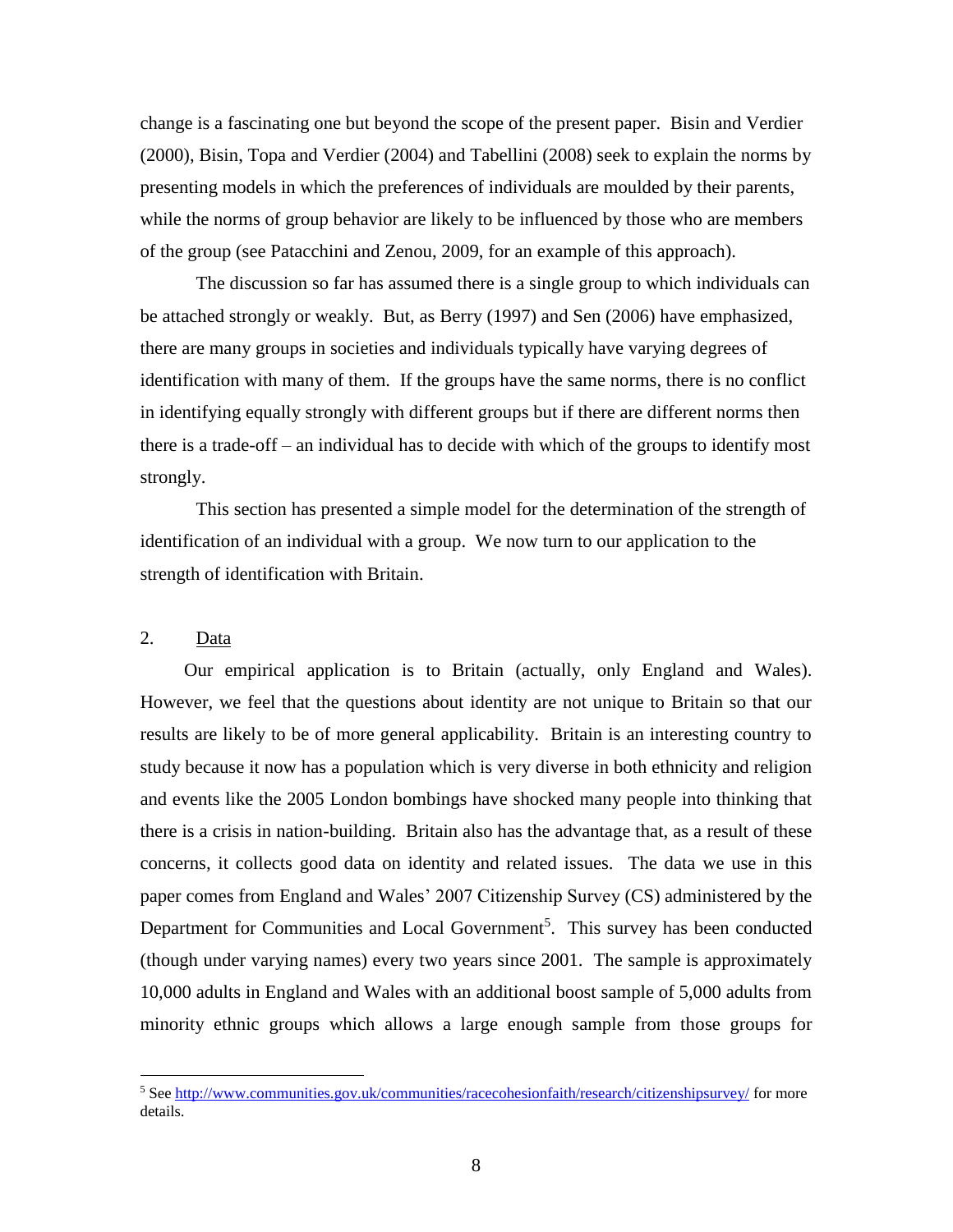change is a fascinating one but beyond the scope of the present paper. Bisin and Verdier (2000), Bisin, Topa and Verdier (2004) and Tabellini (2008) seek to explain the norms by presenting models in which the preferences of individuals are moulded by their parents, while the norms of group behavior are likely to be influenced by those who are members of the group (see Patacchini and Zenou, 2009, for an example of this approach).

The discussion so far has assumed there is a single group to which individuals can be attached strongly or weakly. But, as Berry (1997) and Sen (2006) have emphasized, there are many groups in societies and individuals typically have varying degrees of identification with many of them. If the groups have the same norms, there is no conflict in identifying equally strongly with different groups but if there are different norms then there is a trade-off – an individual has to decide with which of the groups to identify most strongly.

This section has presented a simple model for the determination of the strength of identification of an individual with a group. We now turn to our application to the strength of identification with Britain.

## 2. Data

Our empirical application is to Britain (actually, only England and Wales). However, we feel that the questions about identity are not unique to Britain so that our results are likely to be of more general applicability. Britain is an interesting country to study because it now has a population which is very diverse in both ethnicity and religion and events like the 2005 London bombings have shocked many people into thinking that there is a crisis in nation-building. Britain also has the advantage that, as a result of these concerns, it collects good data on identity and related issues. The data we use in this paper comes from England and Wales' 2007 Citizenship Survey (CS) administered by the Department for Communities and Local Government[5]. This survey has been conducted (though under varying names) every two years since 2001. The sample is approximately 10,000 adults in England and Wales with an additional boost sample of 5,000 adults from minority ethnic groups which allows a large enough sample from those groups for

[5] See http://www.communities.gov.uk/communities/racecohesionfaith/research/citizenshipsurvey/ for more details.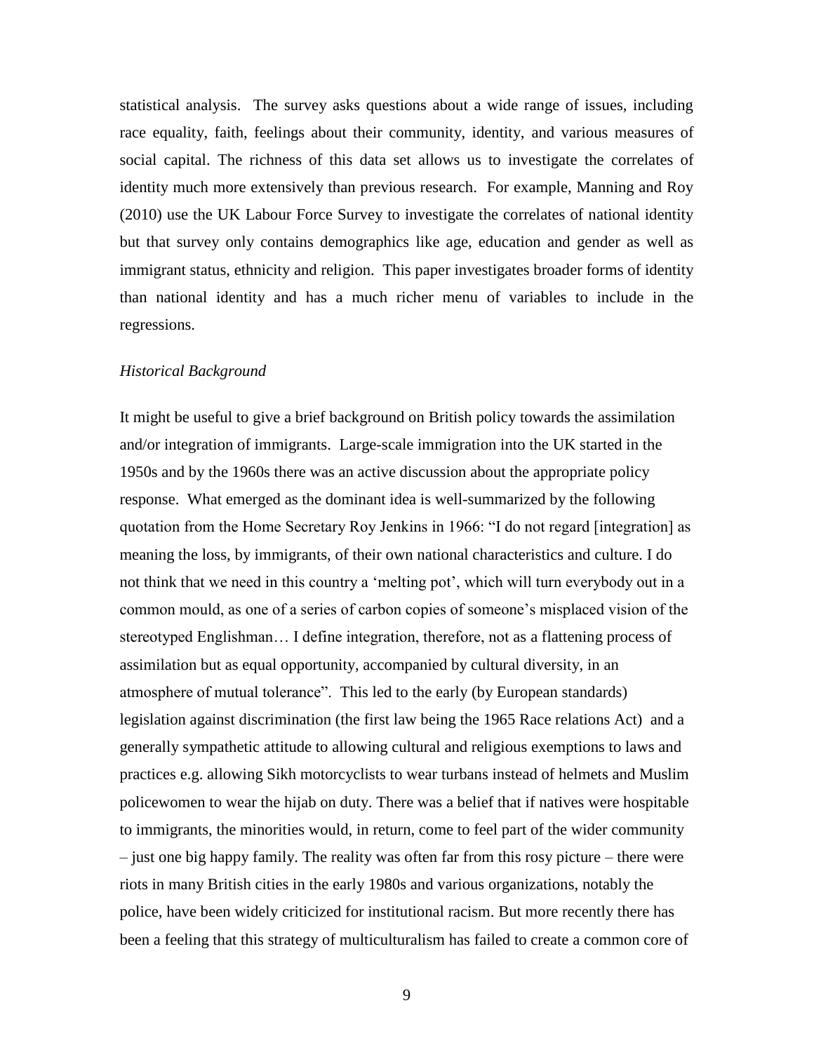statistical analysis. The survey asks questions about a wide range of issues, including race equality, faith, feelings about their community, identity, and various measures of social capital. The richness of this data set allows us to investigate the correlates of identity much more extensively than previous research. For example, Manning and Roy (2010) use the UK Labour Force Survey to investigate the correlates of national identity but that survey only contains demographics like age, education and gender as well as immigrant status, ethnicity and religion. This paper investigates broader forms of identity than national identity and has a much richer menu of variables to include in the regressions.

*Historical Background*

It might be useful to give a brief background on British policy towards the assimilation and/or integration of immigrants. Large-scale immigration into the UK started in the 1950s and by the 1960s there was an active discussion about the appropriate policy response. What emerged as the dominant idea is well-summarized by the following quotation from the Home Secretary Roy Jenkins in 1966: "I do not regard [integration] as meaning the loss, by immigrants, of their own national characteristics and culture. I do not think that we need in this country a 'melting pot', which will turn everybody out in a common mould, as one of a series of carbon copies of someone's misplaced vision of the stereotyped Englishman… I define integration, therefore, not as a flattening process of assimilation but as equal opportunity, accompanied by cultural diversity, in an atmosphere of mutual tolerance". This led to the early (by European standards) legislation against discrimination (the first law being the 1965 Race relations Act) and a generally sympathetic attitude to allowing cultural and religious exemptions to laws and practices e.g. allowing Sikh motorcyclists to wear turbans instead of helmets and Muslim policewomen to wear the hijab on duty. There was a belief that if natives were hospitable to immigrants, the minorities would, in return, come to feel part of the wider community – just one big happy family. The reality was often far from this rosy picture – there were riots in many British cities in the early 1980s and various organizations, notably the police, have been widely criticized for institutional racism. But more recently there has been a feeling that this strategy of multiculturalism has failed to create a common core of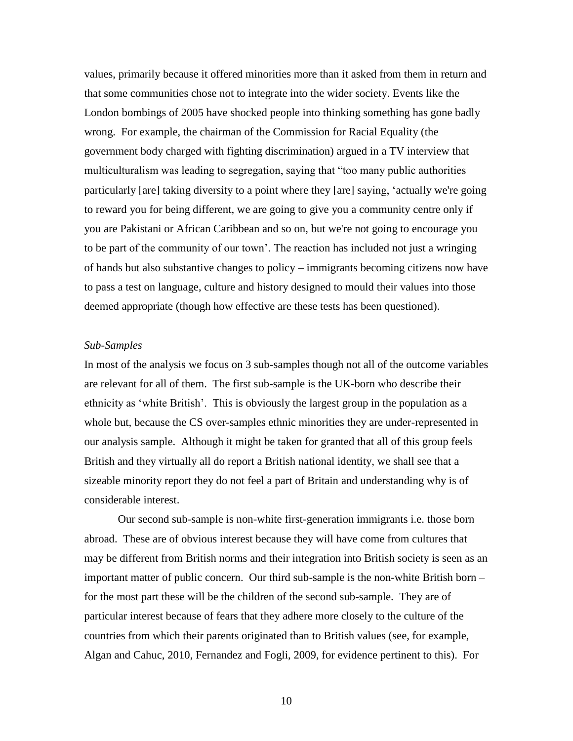values, primarily because it offered minorities more than it asked from them in return and that some communities chose not to integrate into the wider society. Events like the London bombings of 2005 have shocked people into thinking something has gone badly wrong. For example, the chairman of the Commission for Racial Equality (the government body charged with fighting discrimination) argued in a TV interview that multiculturalism was leading to segregation, saying that "too many public authorities particularly [are] taking diversity to a point where they [are] saying, 'actually we're going to reward you for being different, we are going to give you a community centre only if you are Pakistani or African Caribbean and so on, but we're not going to encourage you to be part of the community of our town'. The reaction has included not just a wringing of hands but also substantive changes to policy – immigrants becoming citizens now have to pass a test on language, culture and history designed to mould their values into those deemed appropriate (though how effective are these tests has been questioned).

*Sub-Samples*

In most of the analysis we focus on 3 sub-samples though not all of the outcome variables are relevant for all of them. The first sub-sample is the UK-born who describe their ethnicity as 'white British'. This is obviously the largest group in the population as a whole but, because the CS over-samples ethnic minorities they are under-represented in our analysis sample. Although it might be taken for granted that all of this group feels British and they virtually all do report a British national identity, we shall see that a sizeable minority report they do not feel a part of Britain and understanding why is of considerable interest.

Our second sub-sample is non-white first-generation immigrants i.e. those born abroad. These are of obvious interest because they will have come from cultures that may be different from British norms and their integration into British society is seen as an important matter of public concern. Our third sub-sample is the non-white British born – for the most part these will be the children of the second sub-sample. They are of particular interest because of fears that they adhere more closely to the culture of the countries from which their parents originated than to British values (see, for example, Algan and Cahuc, 2010, Fernandez and Fogli, 2009, for evidence pertinent to this). For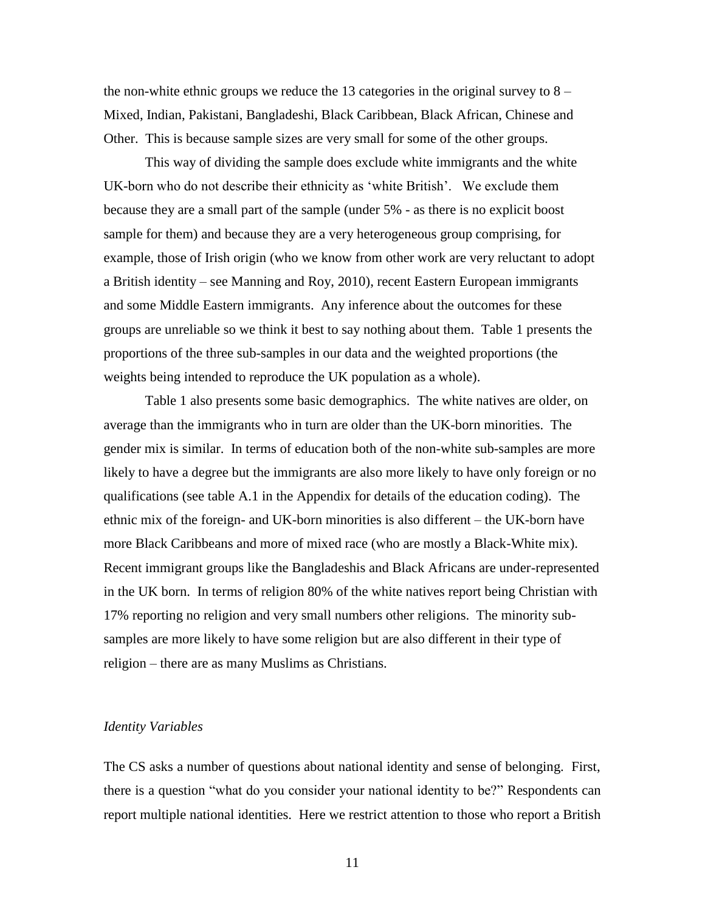the non-white ethnic groups we reduce the 13 categories in the original survey to 8 – Mixed, Indian, Pakistani, Bangladeshi, Black Caribbean, Black African, Chinese and Other. This is because sample sizes are very small for some of the other groups.

This way of dividing the sample does exclude white immigrants and the white UK-born who do not describe their ethnicity as 'white British'. We exclude them because they are a small part of the sample (under 5% - as there is no explicit boost sample for them) and because they are a very heterogeneous group comprising, for example, those of Irish origin (who we know from other work are very reluctant to adopt a British identity – see Manning and Roy, 2010), recent Eastern European immigrants and some Middle Eastern immigrants. Any inference about the outcomes for these groups are unreliable so we think it best to say nothing about them. Table 1 presents the proportions of the three sub-samples in our data and the weighted proportions (the weights being intended to reproduce the UK population as a whole).

Table 1 also presents some basic demographics. The white natives are older, on average than the immigrants who in turn are older than the UK-born minorities. The gender mix is similar. In terms of education both of the non-white sub-samples are more likely to have a degree but the immigrants are also more likely to have only foreign or no qualifications (see table A.1 in the Appendix for details of the education coding). The ethnic mix of the foreign- and UK-born minorities is also different – the UK-born have more Black Caribbeans and more of mixed race (who are mostly a Black-White mix). Recent immigrant groups like the Bangladeshis and Black Africans are under-represented in the UK born. In terms of religion 80% of the white natives report being Christian with 17% reporting no religion and very small numbers other religions. The minority sub-samples are more likely to have some religion but are also different in their type of religion – there are as many Muslims as Christians.

*Identity Variables*

The CS asks a number of questions about national identity and sense of belonging. First, there is a question "what do you consider your national identity to be?" Respondents can report multiple national identities. Here we restrict attention to those who report a British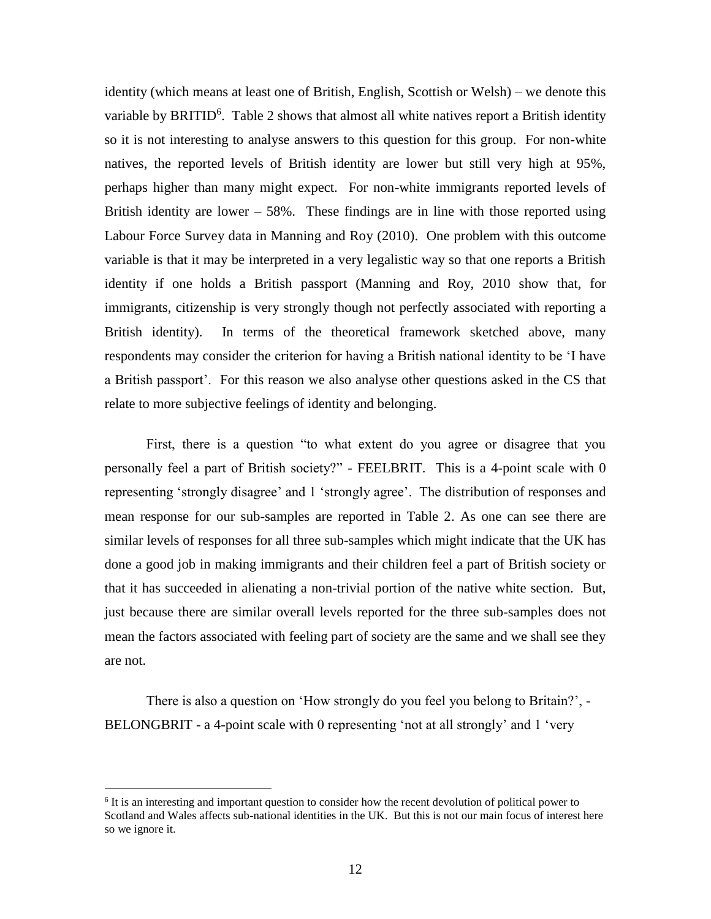identity (which means at least one of British, English, Scottish or Welsh) – we denote this variable by BRITID[6]. Table 2 shows that almost all white natives report a British identity so it is not interesting to analyse answers to this question for this group. For non-white natives, the reported levels of British identity are lower but still very high at 95%, perhaps higher than many might expect. For non-white immigrants reported levels of British identity are lower – 58%. These findings are in line with those reported using Labour Force Survey data in Manning and Roy (2010). One problem with this outcome variable is that it may be interpreted in a very legalistic way so that one reports a British identity if one holds a British passport (Manning and Roy, 2010 show that, for immigrants, citizenship is very strongly though not perfectly associated with reporting a British identity). In terms of the theoretical framework sketched above, many respondents may consider the criterion for having a British national identity to be 'I have a British passport'. For this reason we also analyse other questions asked in the CS that relate to more subjective feelings of identity and belonging.

First, there is a question "to what extent do you agree or disagree that you personally feel a part of British society?" - FEELBRIT. This is a 4-point scale with 0 representing 'strongly disagree' and 1 'strongly agree'. The distribution of responses and mean response for our sub-samples are reported in Table 2. As one can see there are similar levels of responses for all three sub-samples which might indicate that the UK has done a good job in making immigrants and their children feel a part of British society or that it has succeeded in alienating a non-trivial portion of the native white section. But, just because there are similar overall levels reported for the three sub-samples does not mean the factors associated with feeling part of society are the same and we shall see they are not.

There is also a question on 'How strongly do you feel you belong to Britain?', - BELONGBRIT - a 4-point scale with 0 representing 'not at all strongly' and 1 'very

[6] It is an interesting and important question to consider how the recent devolution of political power to Scotland and Wales affects sub-national identities in the UK. But this is not our main focus of interest here so we ignore it.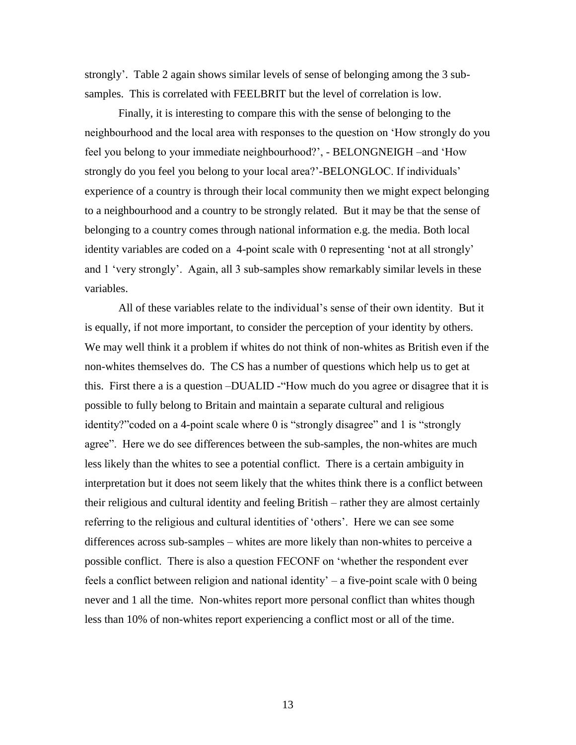strongly'. Table 2 again shows similar levels of sense of belonging among the 3 sub-samples. This is correlated with FEELBRIT but the level of correlation is low.

Finally, it is interesting to compare this with the sense of belonging to the neighbourhood and the local area with responses to the question on 'How strongly do you feel you belong to your immediate neighbourhood?', - BELONGNEIGH –and 'How strongly do you feel you belong to your local area?'-BELONGLOC. If individuals' experience of a country is through their local community then we might expect belonging to a neighbourhood and a country to be strongly related. But it may be that the sense of belonging to a country comes through national information e.g. the media. Both local identity variables are coded on a 4-point scale with 0 representing 'not at all strongly' and 1 'very strongly'. Again, all 3 sub-samples show remarkably similar levels in these variables.

All of these variables relate to the individual's sense of their own identity. But it is equally, if not more important, to consider the perception of your identity by others. We may well think it a problem if whites do not think of non-whites as British even if the non-whites themselves do. The CS has a number of questions which help us to get at this. First there a is a question –DUALID -"How much do you agree or disagree that it is possible to fully belong to Britain and maintain a separate cultural and religious identity?"coded on a 4-point scale where 0 is "strongly disagree" and 1 is "strongly agree". Here we do see differences between the sub-samples, the non-whites are much less likely than the whites to see a potential conflict. There is a certain ambiguity in interpretation but it does not seem likely that the whites think there is a conflict between their religious and cultural identity and feeling British – rather they are almost certainly referring to the religious and cultural identities of 'others'. Here we can see some differences across sub-samples – whites are more likely than non-whites to perceive a possible conflict. There is also a question FECONF on 'whether the respondent ever feels a conflict between religion and national identity' – a five-point scale with 0 being never and 1 all the time. Non-whites report more personal conflict than whites though less than 10% of non-whites report experiencing a conflict most or all of the time.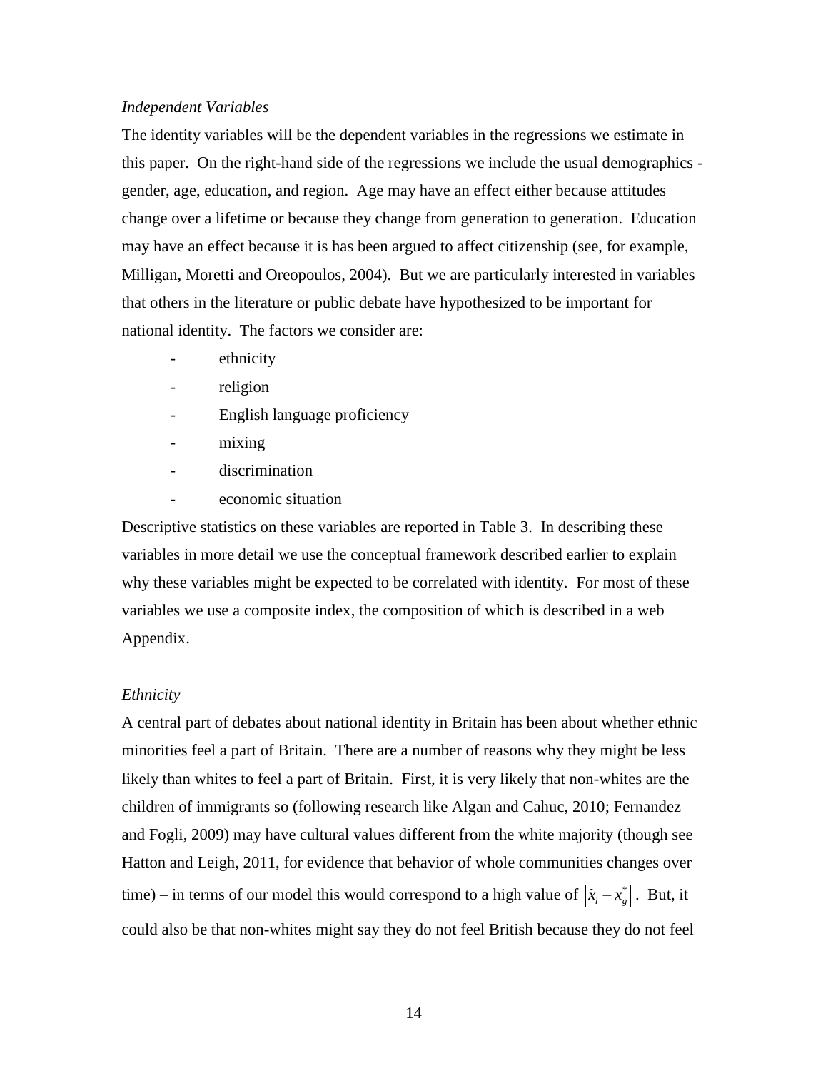*Independent Variables*

The identity variables will be the dependent variables in the regressions we estimate in this paper. On the right-hand side of the regressions we include the usual demographics - gender, age, education, and region. Age may have an effect either because attitudes change over a lifetime or because they change from generation to generation. Education may have an effect because it is has been argued to affect citizenship (see, for example, Milligan, Moretti and Oreopoulos, 2004). But we are particularly interested in variables that others in the literature or public debate have hypothesized to be important for national identity. The factors we consider are:

- ethnicity
- religion
- English language proficiency
- mixing
- discrimination
- economic situation

Descriptive statistics on these variables are reported in Table 3. In describing these variables in more detail we use the conceptual framework described earlier to explain why these variables might be expected to be correlated with identity. For most of these variables we use a composite index, the composition of which is described in a web Appendix.

*Ethnicity*

A central part of debates about national identity in Britain has been about whether ethnic minorities feel a part of Britain. There are a number of reasons why they might be less likely than whites to feel a part of Britain. First, it is very likely that non-whites are the children of immigrants so (following research like Algan and Cahuc, 2010; Fernandez and Fogli, 2009) may have cultural values different from the white majority (though see Hatton and Leigh, 2011, for evidence that behavior of whole communities changes over time) – in terms of our model this would correspond to a high value of $\left|\tilde{x}_i - x_g^*\right|$. But, it could also be that non-whites might say they do not feel British because they do not feel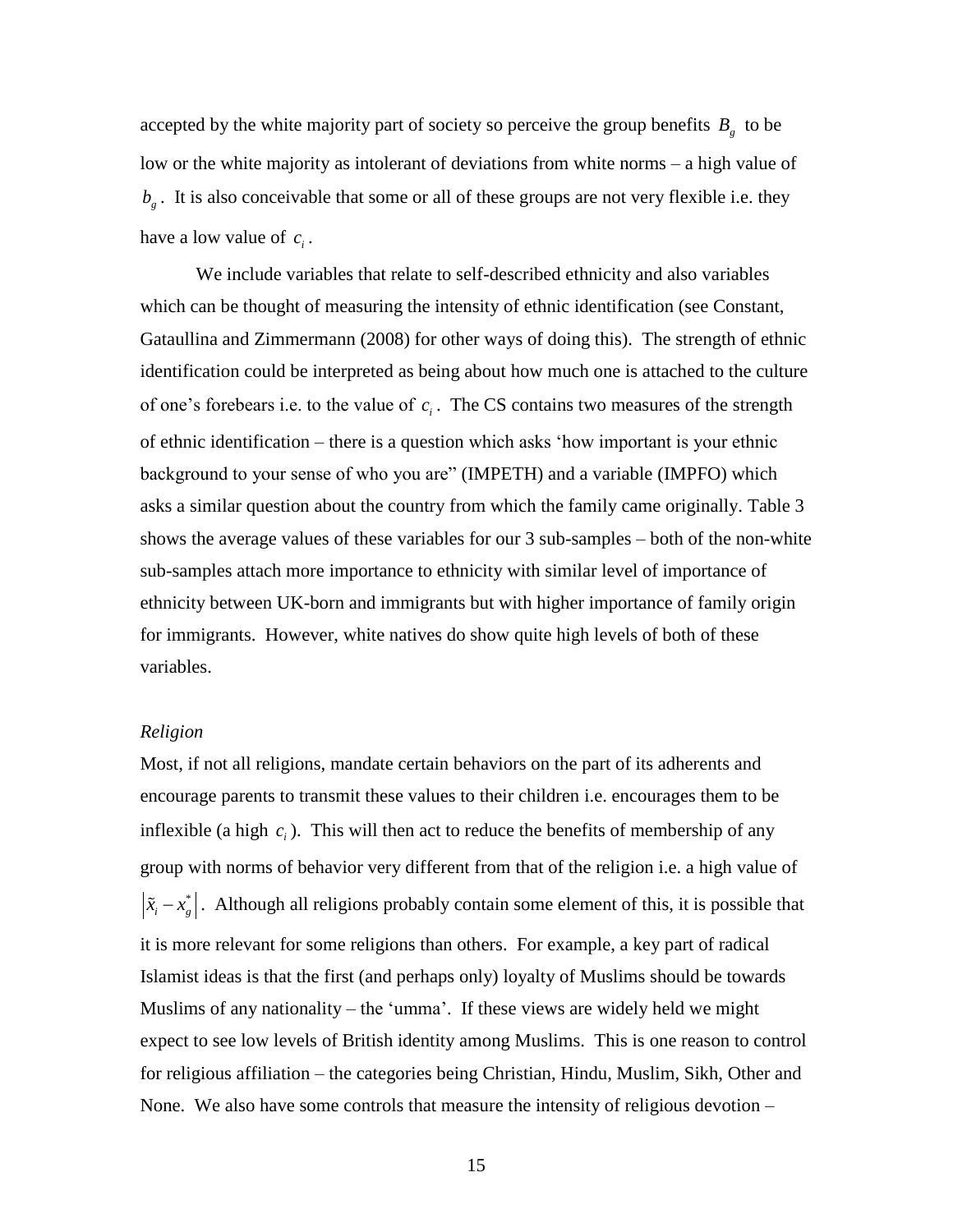accepted by the white majority part of society so perceive the group benefits $B_g$ to be low or the white majority as intolerant of deviations from white norms – a high value of $b_g$. It is also conceivable that some or all of these groups are not very flexible i.e. they have a low value of $c_i$.

We include variables that relate to self-described ethnicity and also variables which can be thought of measuring the intensity of ethnic identification (see Constant, Gataullina and Zimmermann (2008) for other ways of doing this). The strength of ethnic identification could be interpreted as being about how much one is attached to the culture of one's forebears i.e. to the value of $c_i$. The CS contains two measures of the strength of ethnic identification – there is a question which asks 'how important is your ethnic background to your sense of who you are" (IMPETH) and a variable (IMPFO) which asks a similar question about the country from which the family came originally. Table 3 shows the average values of these variables for our 3 sub-samples – both of the non-white sub-samples attach more importance to ethnicity with similar level of importance of ethnicity between UK-born and immigrants but with higher importance of family origin for immigrants. However, white natives do show quite high levels of both of these variables.

*Religion*

Most, if not all religions, mandate certain behaviors on the part of its adherents and encourage parents to transmit these values to their children i.e. encourages them to be inflexible (a high $c_i$). This will then act to reduce the benefits of membership of any group with norms of behavior very different from that of the religion i.e. a high value of $\left|\tilde{x}_i - x_g^*\right|$. Although all religions probably contain some element of this, it is possible that it is more relevant for some religions than others. For example, a key part of radical Islamist ideas is that the first (and perhaps only) loyalty of Muslims should be towards Muslims of any nationality – the 'umma'. If these views are widely held we might expect to see low levels of British identity among Muslims. This is one reason to control for religious affiliation – the categories being Christian, Hindu, Muslim, Sikh, Other and None. We also have some controls that measure the intensity of religious devotion –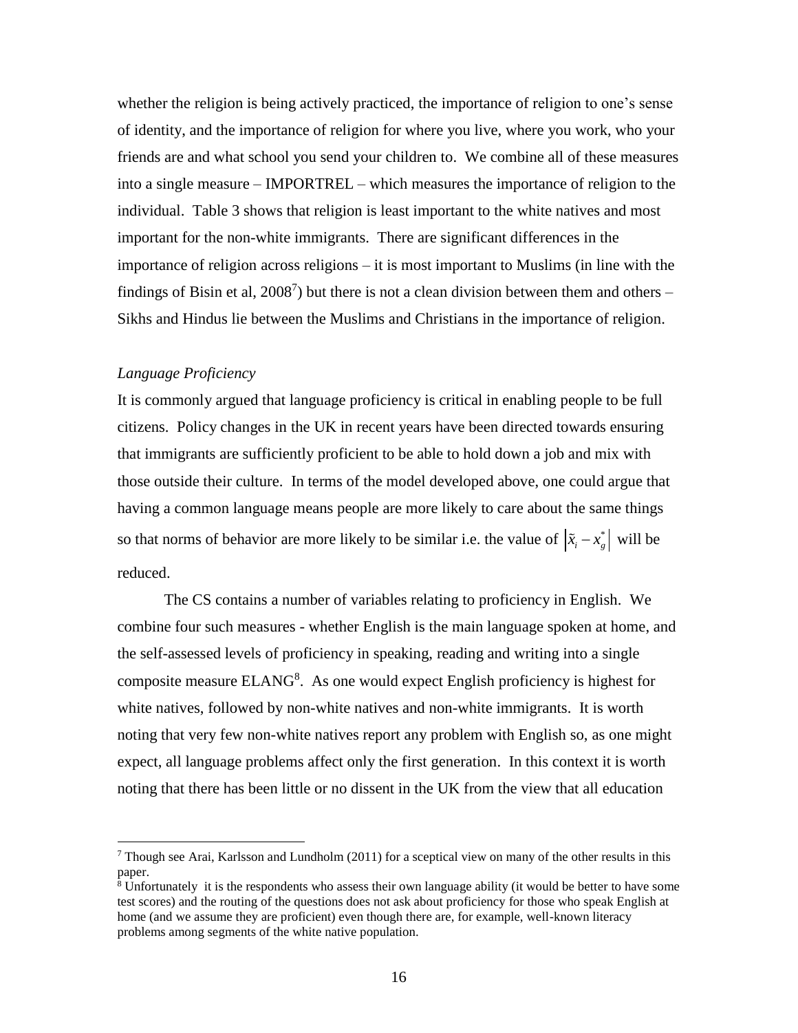whether the religion is being actively practiced, the importance of religion to one's sense of identity, and the importance of religion for where you live, where you work, who your friends are and what school you send your children to. We combine all of these measures into a single measure – IMPORTREL – which measures the importance of religion to the individual. Table 3 shows that religion is least important to the white natives and most important for the non-white immigrants. There are significant differences in the importance of religion across religions – it is most important to Muslims (in line with the findings of Bisin et al, 2008[7]) but there is not a clean division between them and others – Sikhs and Hindus lie between the Muslims and Christians in the importance of religion.

*Language Proficiency*

It is commonly argued that language proficiency is critical in enabling people to be full citizens. Policy changes in the UK in recent years have been directed towards ensuring that immigrants are sufficiently proficient to be able to hold down a job and mix with those outside their culture. In terms of the model developed above, one could argue that having a common language means people are more likely to care about the same things so that norms of behavior are more likely to be similar i.e. the value of $\left|\tilde{x}_i - x_g^*\right|$ will be reduced.

The CS contains a number of variables relating to proficiency in English. We combine four such measures - whether English is the main language spoken at home, and the self-assessed levels of proficiency in speaking, reading and writing into a single composite measure ELANG[8]. As one would expect English proficiency is highest for white natives, followed by non-white natives and non-white immigrants. It is worth noting that very few non-white natives report any problem with English so, as one might expect, all language problems affect only the first generation. In this context it is worth noting that there has been little or no dissent in the UK from the view that all education

[7] Though see Arai, Karlsson and Lundholm (2011) for a sceptical view on many of the other results in this paper.

[8] Unfortunately it is the respondents who assess their own language ability (it would be better to have some test scores) and the routing of the questions does not ask about proficiency for those who speak English at home (and we assume they are proficient) even though there are, for example, well-known literacy problems among segments of the white native population.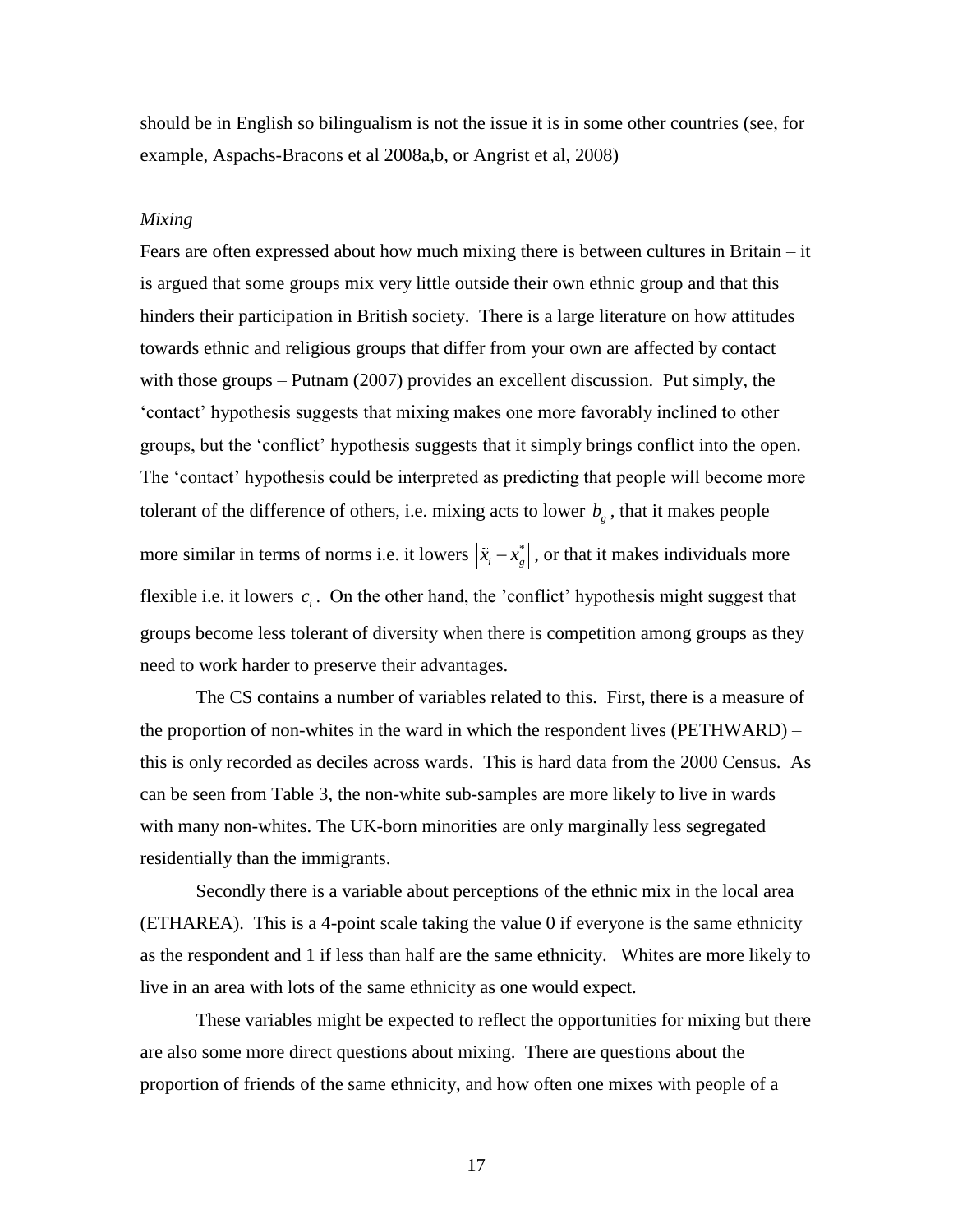should be in English so bilingualism is not the issue it is in some other countries (see, for example, Aspachs-Bracons et al 2008a,b, or Angrist et al, 2008)

*Mixing*

Fears are often expressed about how much mixing there is between cultures in Britain – it is argued that some groups mix very little outside their own ethnic group and that this hinders their participation in British society. There is a large literature on how attitudes towards ethnic and religious groups that differ from your own are affected by contact with those groups – Putnam (2007) provides an excellent discussion. Put simply, the 'contact' hypothesis suggests that mixing makes one more favorably inclined to other groups, but the 'conflict' hypothesis suggests that it simply brings conflict into the open. The 'contact' hypothesis could be interpreted as predicting that people will become more tolerant of the difference of others, i.e. mixing acts to lower $b_g$, that it makes people more similar in terms of norms i.e. it lowers $\left|\tilde{x}_i - x_g^*\right|$, or that it makes individuals more flexible i.e. it lowers $c_i$. On the other hand, the 'conflict' hypothesis might suggest that groups become less tolerant of diversity when there is competition among groups as they need to work harder to preserve their advantages.

The CS contains a number of variables related to this. First, there is a measure of the proportion of non-whites in the ward in which the respondent lives (PETHWARD) – this is only recorded as deciles across wards. This is hard data from the 2000 Census. As can be seen from Table 3, the non-white sub-samples are more likely to live in wards with many non-whites. The UK-born minorities are only marginally less segregated residentially than the immigrants.

Secondly there is a variable about perceptions of the ethnic mix in the local area (ETHAREA). This is a 4-point scale taking the value 0 if everyone is the same ethnicity as the respondent and 1 if less than half are the same ethnicity. Whites are more likely to live in an area with lots of the same ethnicity as one would expect.

These variables might be expected to reflect the opportunities for mixing but there are also some more direct questions about mixing. There are questions about the proportion of friends of the same ethnicity, and how often one mixes with people of a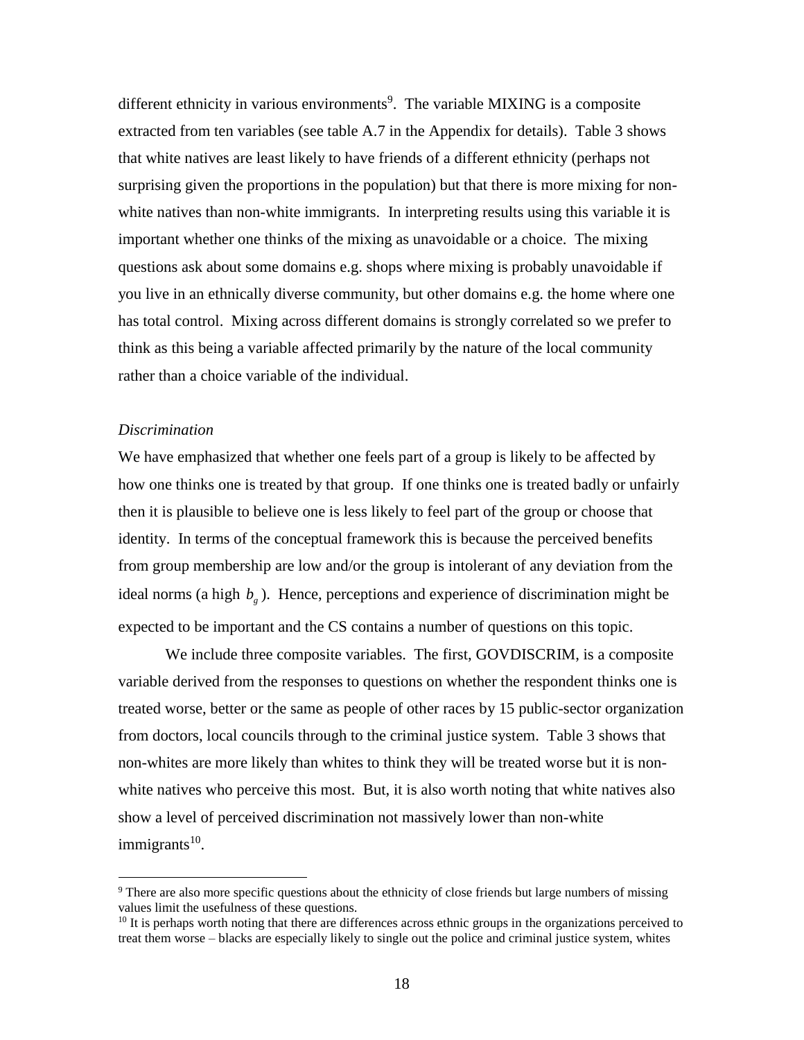different ethnicity in various environments[9]. The variable MIXING is a composite extracted from ten variables (see table A.7 in the Appendix for details). Table 3 shows that white natives are least likely to have friends of a different ethnicity (perhaps not surprising given the proportions in the population) but that there is more mixing for non-white natives than non-white immigrants. In interpreting results using this variable it is important whether one thinks of the mixing as unavoidable or a choice. The mixing questions ask about some domains e.g. shops where mixing is probably unavoidable if you live in an ethnically diverse community, but other domains e.g. the home where one has total control. Mixing across different domains is strongly correlated so we prefer to think as this being a variable affected primarily by the nature of the local community rather than a choice variable of the individual.

*Discrimination*

We have emphasized that whether one feels part of a group is likely to be affected by how one thinks one is treated by that group. If one thinks one is treated badly or unfairly then it is plausible to believe one is less likely to feel part of the group or choose that identity. In terms of the conceptual framework this is because the perceived benefits from group membership are low and/or the group is intolerant of any deviation from the ideal norms (a high $b_g$). Hence, perceptions and experience of discrimination might be expected to be important and the CS contains a number of questions on this topic.

We include three composite variables. The first, GOVDISCRIM, is a composite variable derived from the responses to questions on whether the respondent thinks one is treated worse, better or the same as people of other races by 15 public-sector organization from doctors, local councils through to the criminal justice system. Table 3 shows that non-whites are more likely than whites to think they will be treated worse but it is non-white natives who perceive this most. But, it is also worth noting that white natives also show a level of perceived discrimination not massively lower than non-white immigrants[10].

[9] There are also more specific questions about the ethnicity of close friends but large numbers of missing values limit the usefulness of these questions.

[10] It is perhaps worth noting that there are differences across ethnic groups in the organizations perceived to treat them worse – blacks are especially likely to single out the police and criminal justice system, whites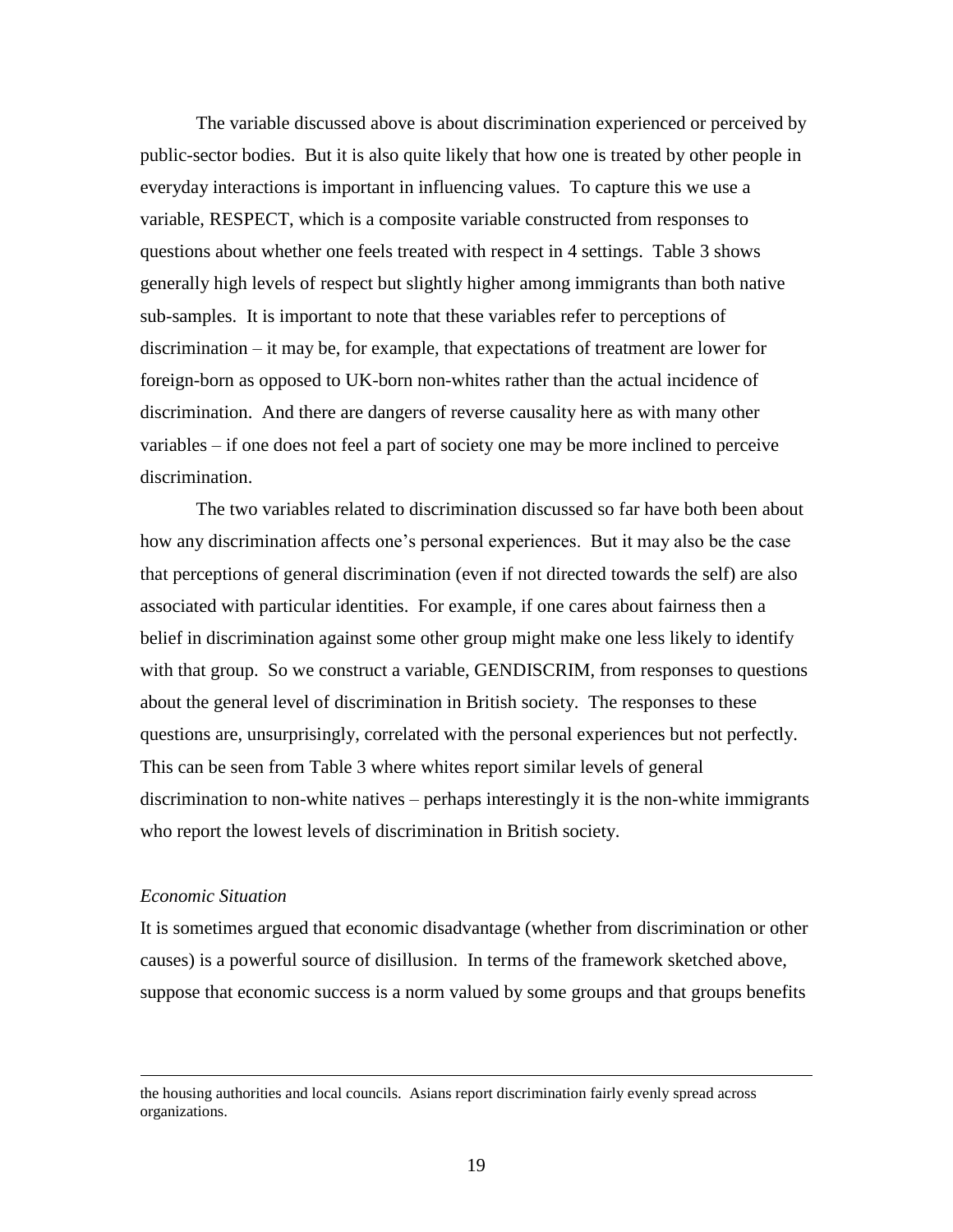The variable discussed above is about discrimination experienced or perceived by public-sector bodies. But it is also quite likely that how one is treated by other people in everyday interactions is important in influencing values. To capture this we use a variable, RESPECT, which is a composite variable constructed from responses to questions about whether one feels treated with respect in 4 settings. Table 3 shows generally high levels of respect but slightly higher among immigrants than both native sub-samples. It is important to note that these variables refer to perceptions of discrimination – it may be, for example, that expectations of treatment are lower for foreign-born as opposed to UK-born non-whites rather than the actual incidence of discrimination. And there are dangers of reverse causality here as with many other variables – if one does not feel a part of society one may be more inclined to perceive discrimination.

The two variables related to discrimination discussed so far have both been about how any discrimination affects one's personal experiences. But it may also be the case that perceptions of general discrimination (even if not directed towards the self) are also associated with particular identities. For example, if one cares about fairness then a belief in discrimination against some other group might make one less likely to identify with that group. So we construct a variable, GENDISCRIM, from responses to questions about the general level of discrimination in British society. The responses to these questions are, unsurprisingly, correlated with the personal experiences but not perfectly. This can be seen from Table 3 where whites report similar levels of general discrimination to non-white natives – perhaps interestingly it is the non-white immigrants who report the lowest levels of discrimination in British society.

*Economic Situation*

It is sometimes argued that economic disadvantage (whether from discrimination or other causes) is a powerful source of disillusion. In terms of the framework sketched above, suppose that economic success is a norm valued by some groups and that groups benefits

---

the housing authorities and local councils. Asians report discrimination fairly evenly spread across organizations.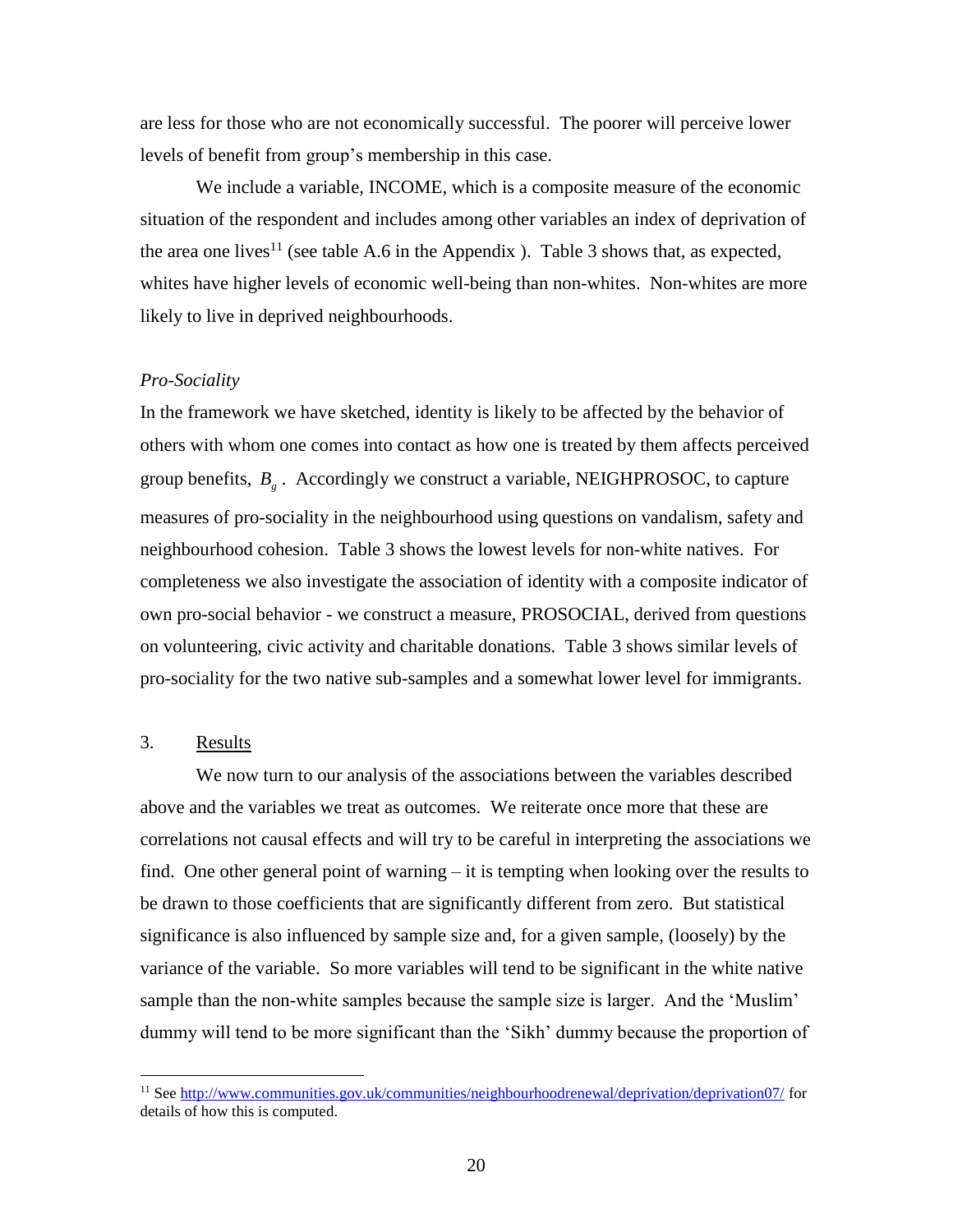are less for those who are not economically successful. The poorer will perceive lower levels of benefit from group's membership in this case.

We include a variable, INCOME, which is a composite measure of the economic situation of the respondent and includes among other variables an index of deprivation of the area one lives[11] (see table A.6 in the Appendix ). Table 3 shows that, as expected, whites have higher levels of economic well-being than non-whites. Non-whites are more likely to live in deprived neighbourhoods.

*Pro-Sociality*

In the framework we have sketched, identity is likely to be affected by the behavior of others with whom one comes into contact as how one is treated by them affects perceived group benefits, $B_g$. Accordingly we construct a variable, NEIGHPROSOC, to capture measures of pro-sociality in the neighbourhood using questions on vandalism, safety and neighbourhood cohesion. Table 3 shows the lowest levels for non-white natives. For completeness we also investigate the association of identity with a composite indicator of own pro-social behavior - we construct a measure, PROSOCIAL, derived from questions on volunteering, civic activity and charitable donations. Table 3 shows similar levels of pro-sociality for the two native sub-samples and a somewhat lower level for immigrants.

## 3. Results

We now turn to our analysis of the associations between the variables described above and the variables we treat as outcomes. We reiterate once more that these are correlations not causal effects and will try to be careful in interpreting the associations we find. One other general point of warning – it is tempting when looking over the results to be drawn to those coefficients that are significantly different from zero. But statistical significance is also influenced by sample size and, for a given sample, (loosely) by the variance of the variable. So more variables will tend to be significant in the white native sample than the non-white samples because the sample size is larger. And the 'Muslim' dummy will tend to be more significant than the 'Sikh' dummy because the proportion of

[11] See http://www.communities.gov.uk/communities/neighbourhoodrenewal/deprivation/deprivation07/ for details of how this is computed.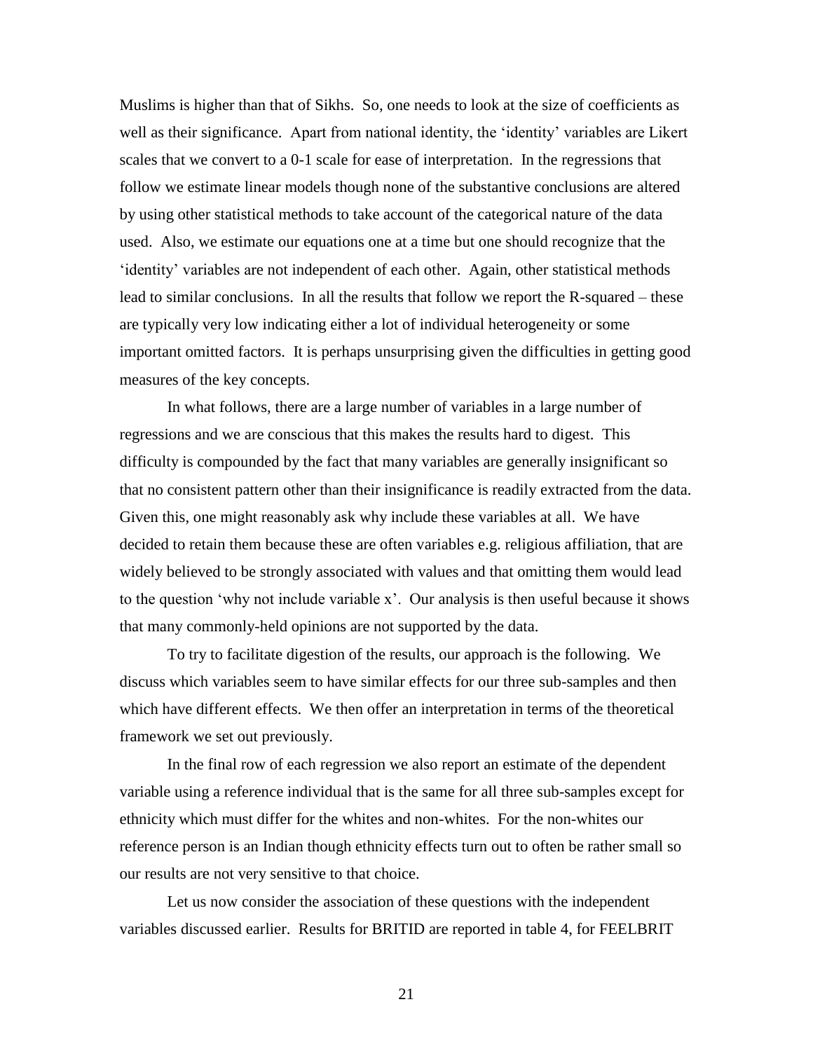Muslims is higher than that of Sikhs. So, one needs to look at the size of coefficients as well as their significance. Apart from national identity, the 'identity' variables are Likert scales that we convert to a 0-1 scale for ease of interpretation. In the regressions that follow we estimate linear models though none of the substantive conclusions are altered by using other statistical methods to take account of the categorical nature of the data used. Also, we estimate our equations one at a time but one should recognize that the 'identity' variables are not independent of each other. Again, other statistical methods lead to similar conclusions. In all the results that follow we report the R-squared – these are typically very low indicating either a lot of individual heterogeneity or some important omitted factors. It is perhaps unsurprising given the difficulties in getting good measures of the key concepts.

In what follows, there are a large number of variables in a large number of regressions and we are conscious that this makes the results hard to digest. This difficulty is compounded by the fact that many variables are generally insignificant so that no consistent pattern other than their insignificance is readily extracted from the data. Given this, one might reasonably ask why include these variables at all. We have decided to retain them because these are often variables e.g. religious affiliation, that are widely believed to be strongly associated with values and that omitting them would lead to the question 'why not include variable x'. Our analysis is then useful because it shows that many commonly-held opinions are not supported by the data.

To try to facilitate digestion of the results, our approach is the following. We discuss which variables seem to have similar effects for our three sub-samples and then which have different effects. We then offer an interpretation in terms of the theoretical framework we set out previously.

In the final row of each regression we also report an estimate of the dependent variable using a reference individual that is the same for all three sub-samples except for ethnicity which must differ for the whites and non-whites. For the non-whites our reference person is an Indian though ethnicity effects turn out to often be rather small so our results are not very sensitive to that choice.

Let us now consider the association of these questions with the independent variables discussed earlier. Results for BRITID are reported in table 4, for FEELBRIT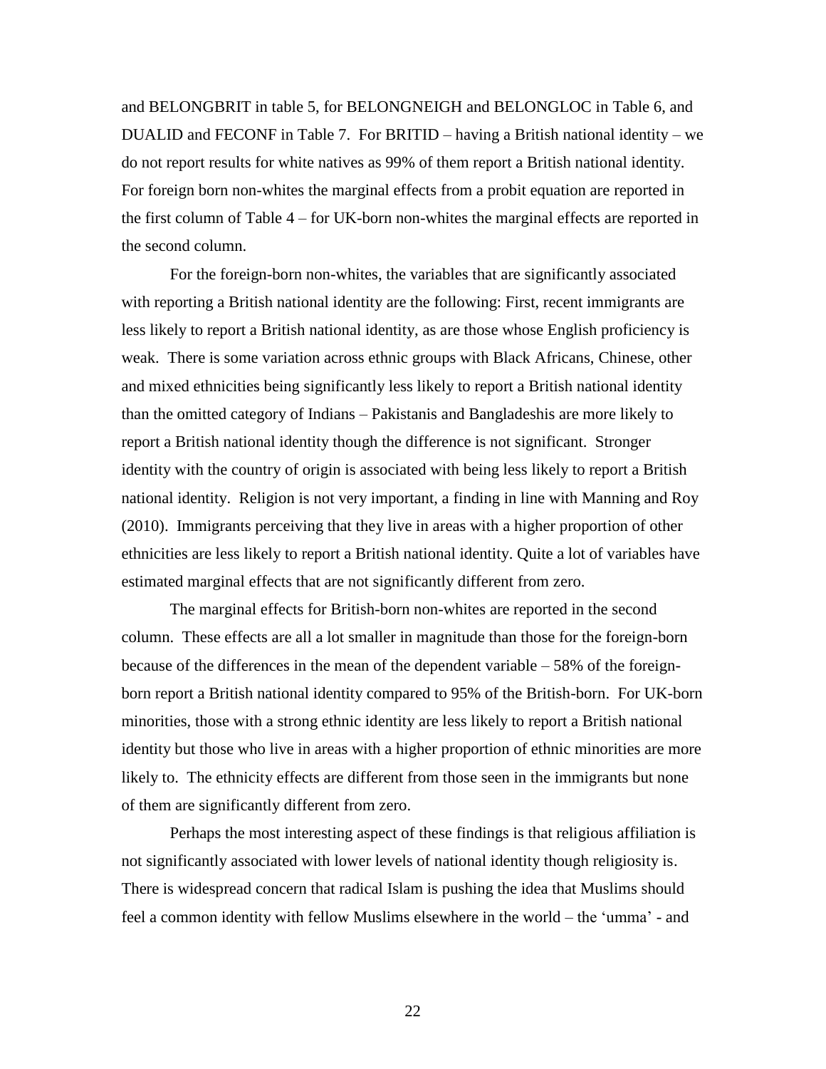and BELONGBRIT in table 5, for BELONGNEIGH and BELONGLOC in Table 6, and DUALID and FECONF in Table 7. For BRITID – having a British national identity – we do not report results for white natives as 99% of them report a British national identity. For foreign born non-whites the marginal effects from a probit equation are reported in the first column of Table 4 – for UK-born non-whites the marginal effects are reported in the second column.

For the foreign-born non-whites, the variables that are significantly associated with reporting a British national identity are the following: First, recent immigrants are less likely to report a British national identity, as are those whose English proficiency is weak. There is some variation across ethnic groups with Black Africans, Chinese, other and mixed ethnicities being significantly less likely to report a British national identity than the omitted category of Indians – Pakistanis and Bangladeshis are more likely to report a British national identity though the difference is not significant. Stronger identity with the country of origin is associated with being less likely to report a British national identity. Religion is not very important, a finding in line with Manning and Roy (2010). Immigrants perceiving that they live in areas with a higher proportion of other ethnicities are less likely to report a British national identity. Quite a lot of variables have estimated marginal effects that are not significantly different from zero.

The marginal effects for British-born non-whites are reported in the second column. These effects are all a lot smaller in magnitude than those for the foreign-born because of the differences in the mean of the dependent variable – 58% of the foreign-born report a British national identity compared to 95% of the British-born. For UK-born minorities, those with a strong ethnic identity are less likely to report a British national identity but those who live in areas with a higher proportion of ethnic minorities are more likely to. The ethnicity effects are different from those seen in the immigrants but none of them are significantly different from zero.

Perhaps the most interesting aspect of these findings is that religious affiliation is not significantly associated with lower levels of national identity though religiosity is. There is widespread concern that radical Islam is pushing the idea that Muslims should feel a common identity with fellow Muslims elsewhere in the world – the 'umma' - and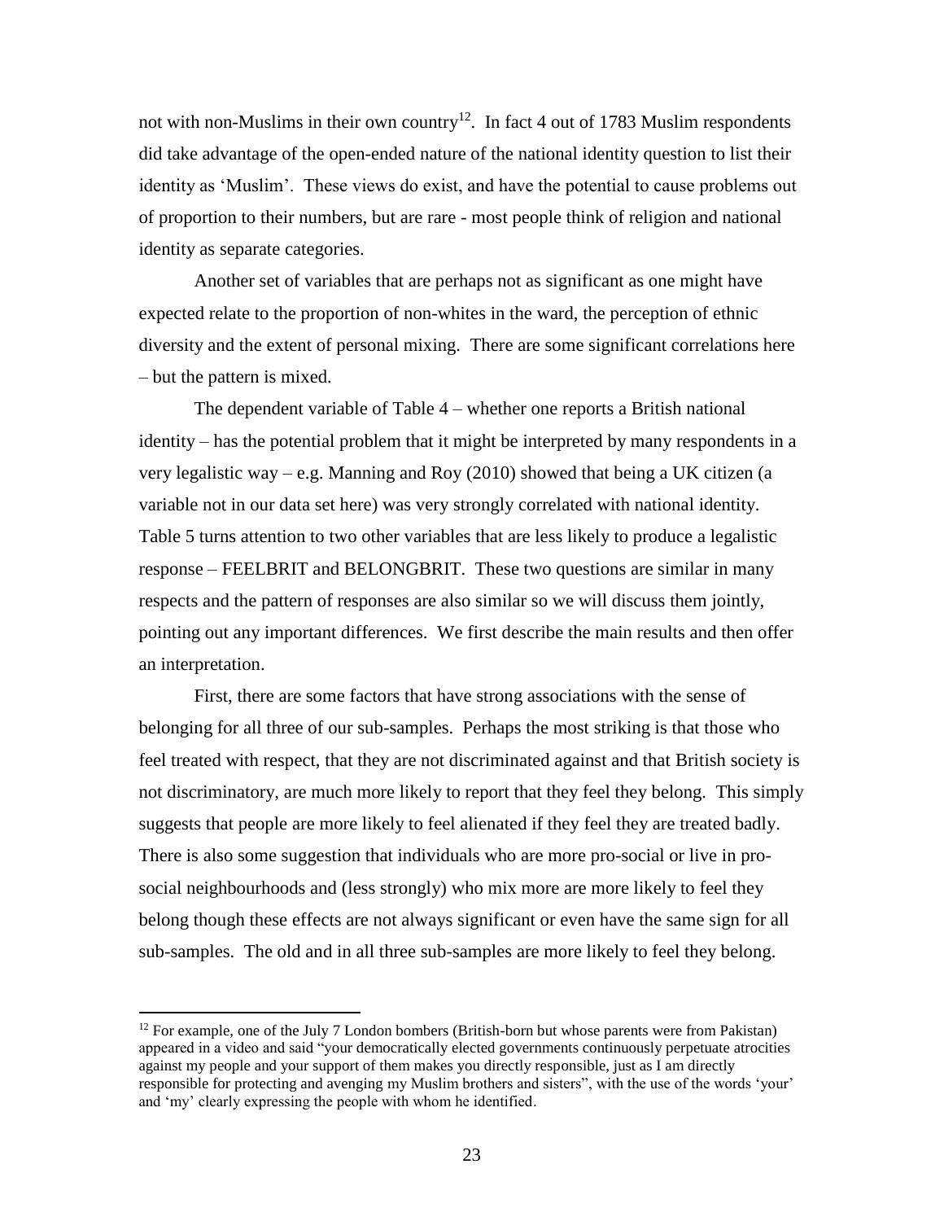not with non-Muslims in their own country[12]. In fact 4 out of 1783 Muslim respondents did take advantage of the open-ended nature of the national identity question to list their identity as 'Muslim'. These views do exist, and have the potential to cause problems out of proportion to their numbers, but are rare - most people think of religion and national identity as separate categories.

Another set of variables that are perhaps not as significant as one might have expected relate to the proportion of non-whites in the ward, the perception of ethnic diversity and the extent of personal mixing. There are some significant correlations here – but the pattern is mixed.

The dependent variable of Table 4 – whether one reports a British national identity – has the potential problem that it might be interpreted by many respondents in a very legalistic way – e.g. Manning and Roy (2010) showed that being a UK citizen (a variable not in our data set here) was very strongly correlated with national identity. Table 5 turns attention to two other variables that are less likely to produce a legalistic response – FEELBRIT and BELONGBRIT. These two questions are similar in many respects and the pattern of responses are also similar so we will discuss them jointly, pointing out any important differences. We first describe the main results and then offer an interpretation.

First, there are some factors that have strong associations with the sense of belonging for all three of our sub-samples. Perhaps the most striking is that those who feel treated with respect, that they are not discriminated against and that British society is not discriminatory, are much more likely to report that they feel they belong. This simply suggests that people are more likely to feel alienated if they feel they are treated badly. There is also some suggestion that individuals who are more pro-social or live in pro-social neighbourhoods and (less strongly) who mix more are more likely to feel they belong though these effects are not always significant or even have the same sign for all sub-samples. The old and in all three sub-samples are more likely to feel they belong.

[12] For example, one of the July 7 London bombers (British-born but whose parents were from Pakistan) appeared in a video and said "your democratically elected governments continuously perpetuate atrocities against my people and your support of them makes you directly responsible, just as I am directly responsible for protecting and avenging my Muslim brothers and sisters", with the use of the words 'your' and 'my' clearly expressing the people with whom he identified.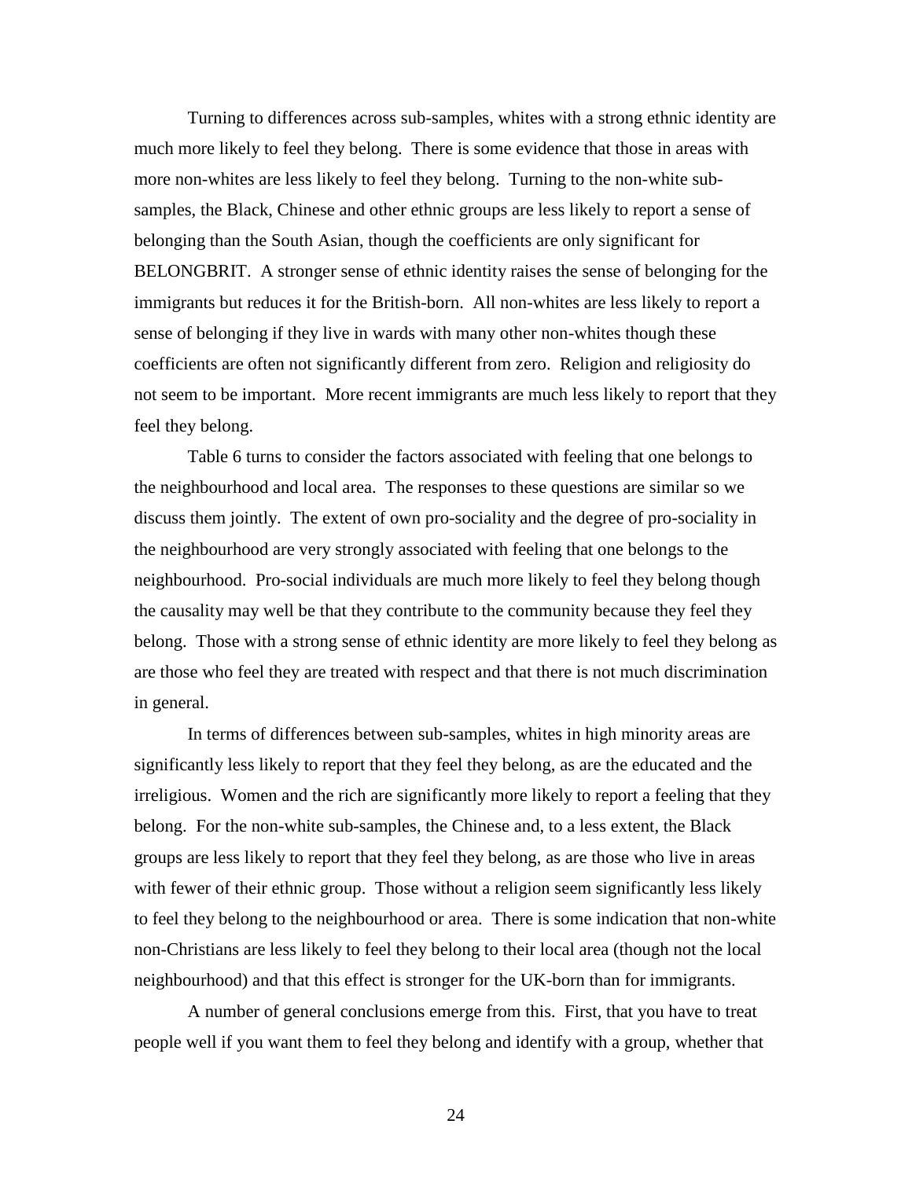Turning to differences across sub-samples, whites with a strong ethnic identity are much more likely to feel they belong. There is some evidence that those in areas with more non-whites are less likely to feel they belong. Turning to the non-white sub-samples, the Black, Chinese and other ethnic groups are less likely to report a sense of belonging than the South Asian, though the coefficients are only significant for BELONGBRIT. A stronger sense of ethnic identity raises the sense of belonging for the immigrants but reduces it for the British-born. All non-whites are less likely to report a sense of belonging if they live in wards with many other non-whites though these coefficients are often not significantly different from zero. Religion and religiosity do not seem to be important. More recent immigrants are much less likely to report that they feel they belong.

Table 6 turns to consider the factors associated with feeling that one belongs to the neighbourhood and local area. The responses to these questions are similar so we discuss them jointly. The extent of own pro-sociality and the degree of pro-sociality in the neighbourhood are very strongly associated with feeling that one belongs to the neighbourhood. Pro-social individuals are much more likely to feel they belong though the causality may well be that they contribute to the community because they feel they belong. Those with a strong sense of ethnic identity are more likely to feel they belong as are those who feel they are treated with respect and that there is not much discrimination in general.

In terms of differences between sub-samples, whites in high minority areas are significantly less likely to report that they feel they belong, as are the educated and the irreligious. Women and the rich are significantly more likely to report a feeling that they belong. For the non-white sub-samples, the Chinese and, to a less extent, the Black groups are less likely to report that they feel they belong, as are those who live in areas with fewer of their ethnic group. Those without a religion seem significantly less likely to feel they belong to the neighbourhood or area. There is some indication that non-white non-Christians are less likely to feel they belong to their local area (though not the local neighbourhood) and that this effect is stronger for the UK-born than for immigrants.

A number of general conclusions emerge from this. First, that you have to treat people well if you want them to feel they belong and identify with a group, whether that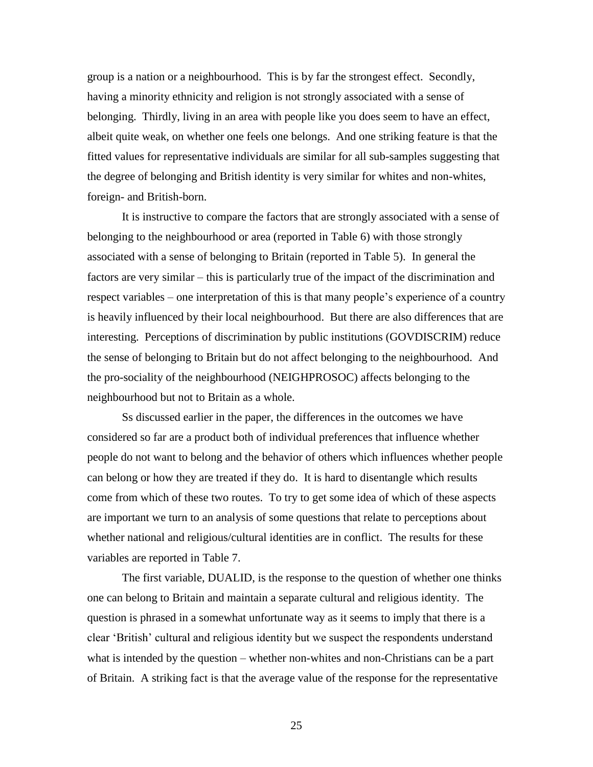group is a nation or a neighbourhood. This is by far the strongest effect. Secondly, having a minority ethnicity and religion is not strongly associated with a sense of belonging. Thirdly, living in an area with people like you does seem to have an effect, albeit quite weak, on whether one feels one belongs. And one striking feature is that the fitted values for representative individuals are similar for all sub-samples suggesting that the degree of belonging and British identity is very similar for whites and non-whites, foreign- and British-born.

It is instructive to compare the factors that are strongly associated with a sense of belonging to the neighbourhood or area (reported in Table 6) with those strongly associated with a sense of belonging to Britain (reported in Table 5). In general the factors are very similar – this is particularly true of the impact of the discrimination and respect variables – one interpretation of this is that many people's experience of a country is heavily influenced by their local neighbourhood. But there are also differences that are interesting. Perceptions of discrimination by public institutions (GOVDISCRIM) reduce the sense of belonging to Britain but do not affect belonging to the neighbourhood. And the pro-sociality of the neighbourhood (NEIGHPROSOC) affects belonging to the neighbourhood but not to Britain as a whole.

Ss discussed earlier in the paper, the differences in the outcomes we have considered so far are a product both of individual preferences that influence whether people do not want to belong and the behavior of others which influences whether people can belong or how they are treated if they do. It is hard to disentangle which results come from which of these two routes. To try to get some idea of which of these aspects are important we turn to an analysis of some questions that relate to perceptions about whether national and religious/cultural identities are in conflict. The results for these variables are reported in Table 7.

The first variable, DUALID, is the response to the question of whether one thinks one can belong to Britain and maintain a separate cultural and religious identity. The question is phrased in a somewhat unfortunate way as it seems to imply that there is a clear 'British' cultural and religious identity but we suspect the respondents understand what is intended by the question – whether non-whites and non-Christians can be a part of Britain. A striking fact is that the average value of the response for the representative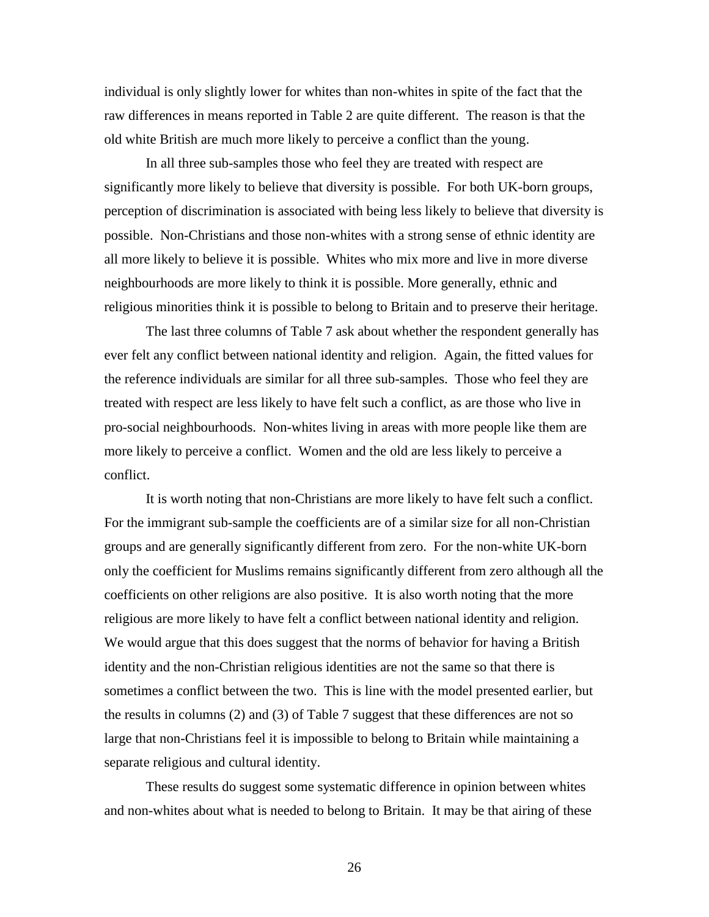individual is only slightly lower for whites than non-whites in spite of the fact that the raw differences in means reported in Table 2 are quite different. The reason is that the old white British are much more likely to perceive a conflict than the young.

In all three sub-samples those who feel they are treated with respect are significantly more likely to believe that diversity is possible. For both UK-born groups, perception of discrimination is associated with being less likely to believe that diversity is possible. Non-Christians and those non-whites with a strong sense of ethnic identity are all more likely to believe it is possible. Whites who mix more and live in more diverse neighbourhoods are more likely to think it is possible. More generally, ethnic and religious minorities think it is possible to belong to Britain and to preserve their heritage.

The last three columns of Table 7 ask about whether the respondent generally has ever felt any conflict between national identity and religion. Again, the fitted values for the reference individuals are similar for all three sub-samples. Those who feel they are treated with respect are less likely to have felt such a conflict, as are those who live in pro-social neighbourhoods. Non-whites living in areas with more people like them are more likely to perceive a conflict. Women and the old are less likely to perceive a conflict.

It is worth noting that non-Christians are more likely to have felt such a conflict. For the immigrant sub-sample the coefficients are of a similar size for all non-Christian groups and are generally significantly different from zero. For the non-white UK-born only the coefficient for Muslims remains significantly different from zero although all the coefficients on other religions are also positive. It is also worth noting that the more religious are more likely to have felt a conflict between national identity and religion. We would argue that this does suggest that the norms of behavior for having a British identity and the non-Christian religious identities are not the same so that there is sometimes a conflict between the two. This is line with the model presented earlier, but the results in columns (2) and (3) of Table 7 suggest that these differences are not so large that non-Christians feel it is impossible to belong to Britain while maintaining a separate religious and cultural identity.

These results do suggest some systematic difference in opinion between whites and non-whites about what is needed to belong to Britain. It may be that airing of these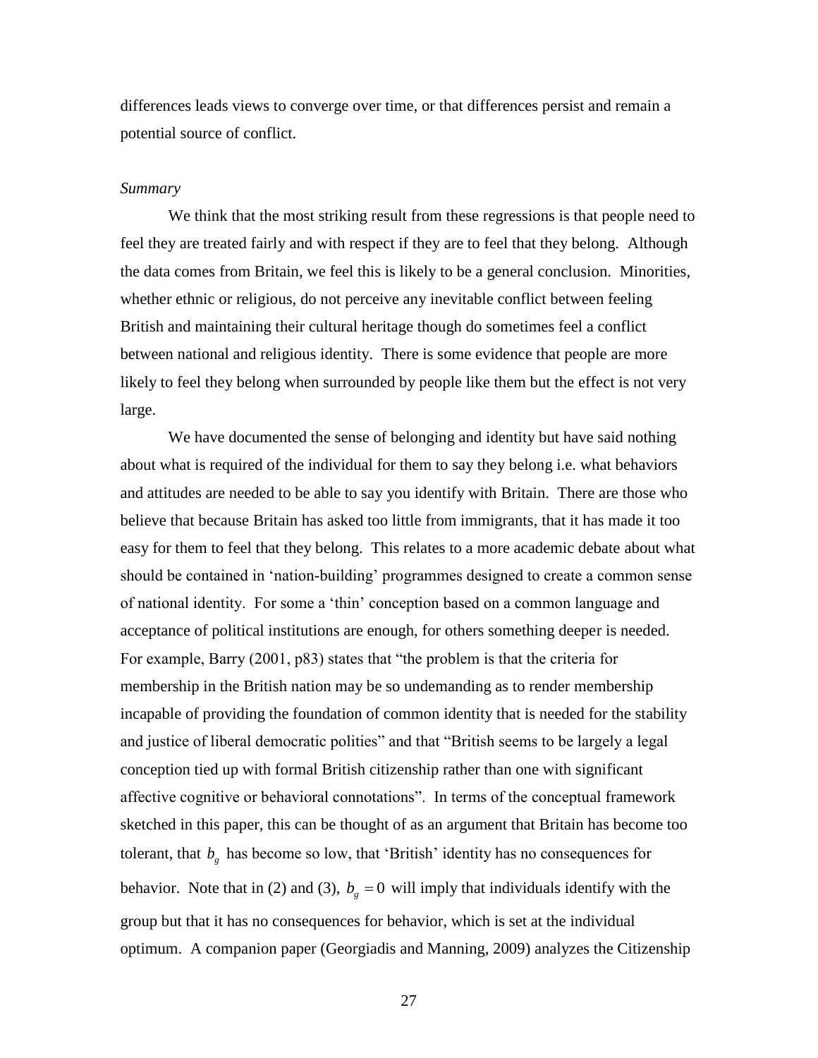differences leads views to converge over time, or that differences persist and remain a potential source of conflict.

*Summary*

We think that the most striking result from these regressions is that people need to feel they are treated fairly and with respect if they are to feel that they belong. Although the data comes from Britain, we feel this is likely to be a general conclusion. Minorities, whether ethnic or religious, do not perceive any inevitable conflict between feeling British and maintaining their cultural heritage though do sometimes feel a conflict between national and religious identity. There is some evidence that people are more likely to feel they belong when surrounded by people like them but the effect is not very large.

We have documented the sense of belonging and identity but have said nothing about what is required of the individual for them to say they belong i.e. what behaviors and attitudes are needed to be able to say you identify with Britain. There are those who believe that because Britain has asked too little from immigrants, that it has made it too easy for them to feel that they belong. This relates to a more academic debate about what should be contained in 'nation-building' programmes designed to create a common sense of national identity. For some a 'thin' conception based on a common language and acceptance of political institutions are enough, for others something deeper is needed. For example, Barry (2001, p83) states that "the problem is that the criteria for membership in the British nation may be so undemanding as to render membership incapable of providing the foundation of common identity that is needed for the stability and justice of liberal democratic polities" and that "British seems to be largely a legal conception tied up with formal British citizenship rather than one with significant affective cognitive or behavioral connotations". In terms of the conceptual framework sketched in this paper, this can be thought of as an argument that Britain has become too tolerant, that $b_g$ has become so low, that 'British' identity has no consequences for behavior. Note that in (2) and (3), $b_g = 0$ will imply that individuals identify with the group but that it has no consequences for behavior, which is set at the individual optimum. A companion paper (Georgiadis and Manning, 2009) analyzes the Citizenship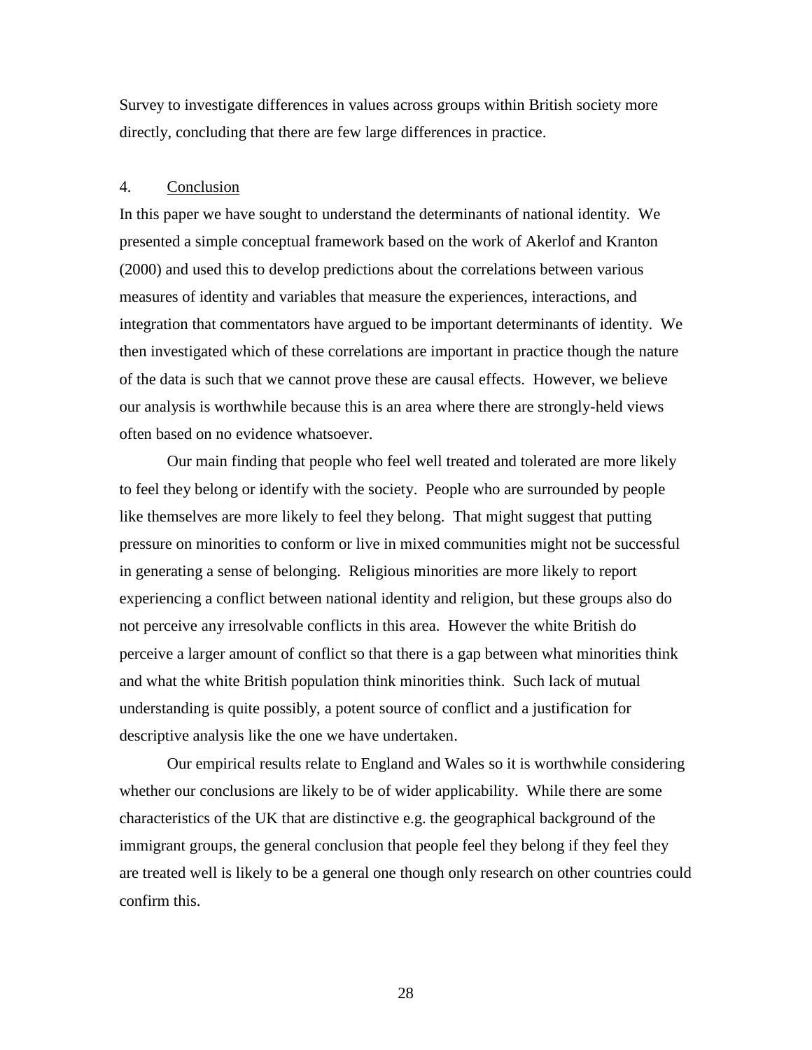Survey to investigate differences in values across groups within British society more directly, concluding that there are few large differences in practice.

## 4. <u>Conclusion</u>

In this paper we have sought to understand the determinants of national identity. We presented a simple conceptual framework based on the work of Akerlof and Kranton (2000) and used this to develop predictions about the correlations between various measures of identity and variables that measure the experiences, interactions, and integration that commentators have argued to be important determinants of identity. We then investigated which of these correlations are important in practice though the nature of the data is such that we cannot prove these are causal effects. However, we believe our analysis is worthwhile because this is an area where there are strongly-held views often based on no evidence whatsoever.

Our main finding that people who feel well treated and tolerated are more likely to feel they belong or identify with the society. People who are surrounded by people like themselves are more likely to feel they belong. That might suggest that putting pressure on minorities to conform or live in mixed communities might not be successful in generating a sense of belonging. Religious minorities are more likely to report experiencing a conflict between national identity and religion, but these groups also do not perceive any irresolvable conflicts in this area. However the white British do perceive a larger amount of conflict so that there is a gap between what minorities think and what the white British population think minorities think. Such lack of mutual understanding is quite possibly, a potent source of conflict and a justification for descriptive analysis like the one we have undertaken.

Our empirical results relate to England and Wales so it is worthwhile considering whether our conclusions are likely to be of wider applicability. While there are some characteristics of the UK that are distinctive e.g. the geographical background of the immigrant groups, the general conclusion that people feel they belong if they feel they are treated well is likely to be a general one though only research on other countries could confirm this.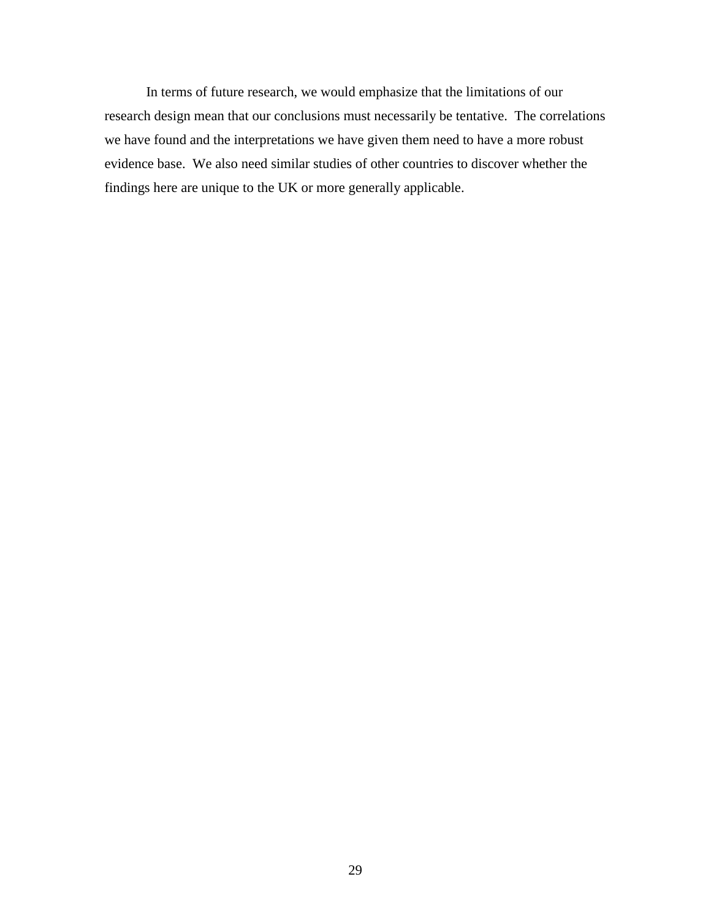In terms of future research, we would emphasize that the limitations of our research design mean that our conclusions must necessarily be tentative. The correlations we have found and the interpretations we have given them need to have a more robust evidence base. We also need similar studies of other countries to discover whether the findings here are unique to the UK or more generally applicable.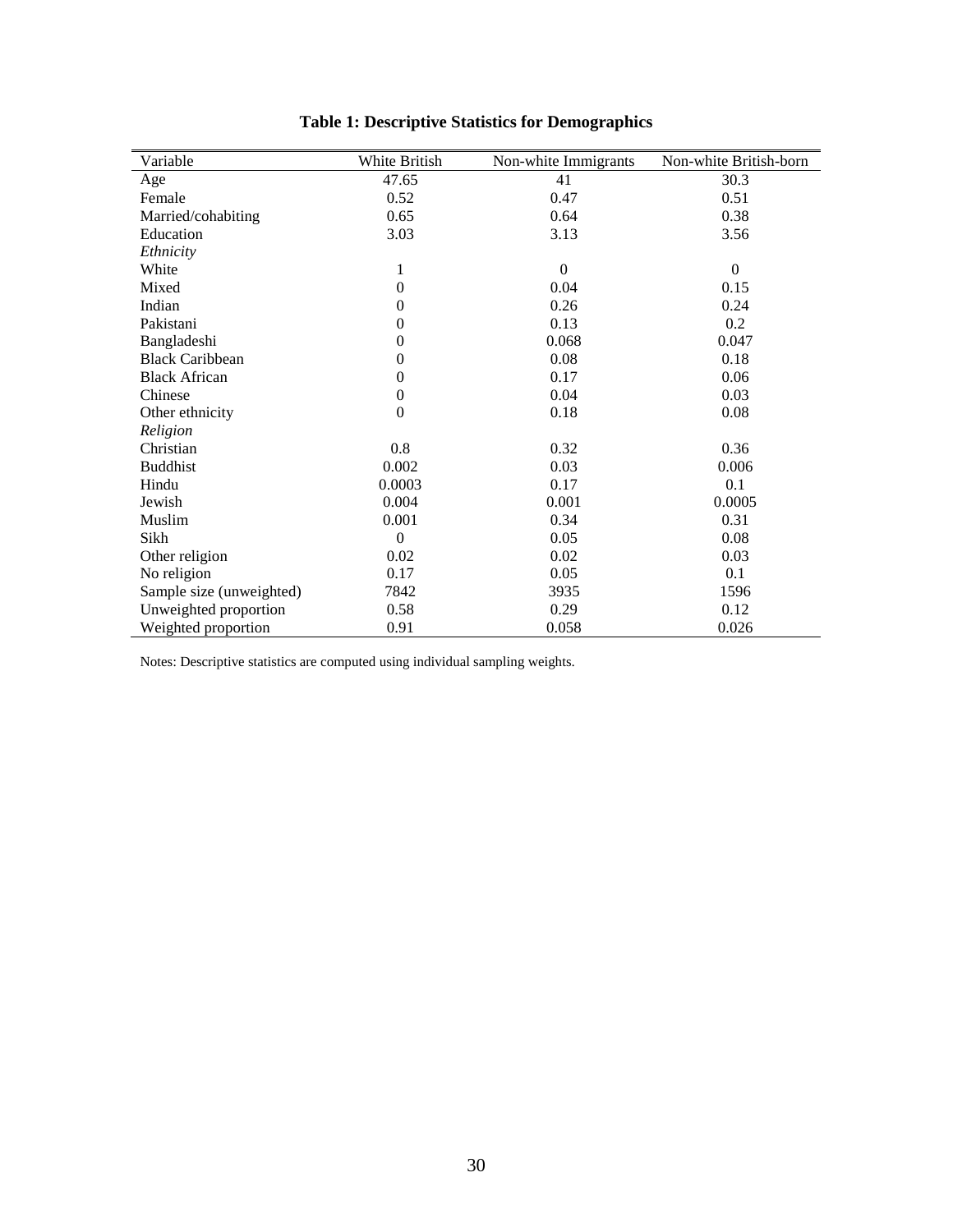**Table 1: Descriptive Statistics for Demographics**

| Variable | White British | Non-white Immigrants | Non-white British-born |
|---|---|---|---|
| Age | 47.65 | 41 | 30.3 |
| Female | 0.52 | 0.47 | 0.51 |
| Married/cohabiting | 0.65 | 0.64 | 0.38 |
| Education | 3.03 | 3.13 | 3.56 |
| *Ethnicity* | | | |
| White | 1 | 0 | 0 |
| Mixed | 0 | 0.04 | 0.15 |
| Indian | 0 | 0.26 | 0.24 |
| Pakistani | 0 | 0.13 | 0.2 |
| Bangladeshi | 0 | 0.068 | 0.047 |
| Black Caribbean | 0 | 0.08 | 0.18 |
| Black African | 0 | 0.17 | 0.06 |
| Chinese | 0 | 0.04 | 0.03 |
| Other ethnicity | 0 | 0.18 | 0.08 |
| *Religion* | | | |
| Christian | 0.8 | 0.32 | 0.36 |
| Buddhist | 0.002 | 0.03 | 0.006 |
| Hindu | 0.0003 | 0.17 | 0.1 |
| Jewish | 0.004 | 0.001 | 0.0005 |
| Muslim | 0.001 | 0.34 | 0.31 |
| Sikh | 0 | 0.05 | 0.08 |
| Other religion | 0.02 | 0.02 | 0.03 |
| No religion | 0.17 | 0.05 | 0.1 |
| Sample size (unweighted) | 7842 | 3935 | 1596 |
| Unweighted proportion | 0.58 | 0.29 | 0.12 |
| Weighted proportion | 0.91 | 0.058 | 0.026 |

Notes: Descriptive statistics are computed using individual sampling weights.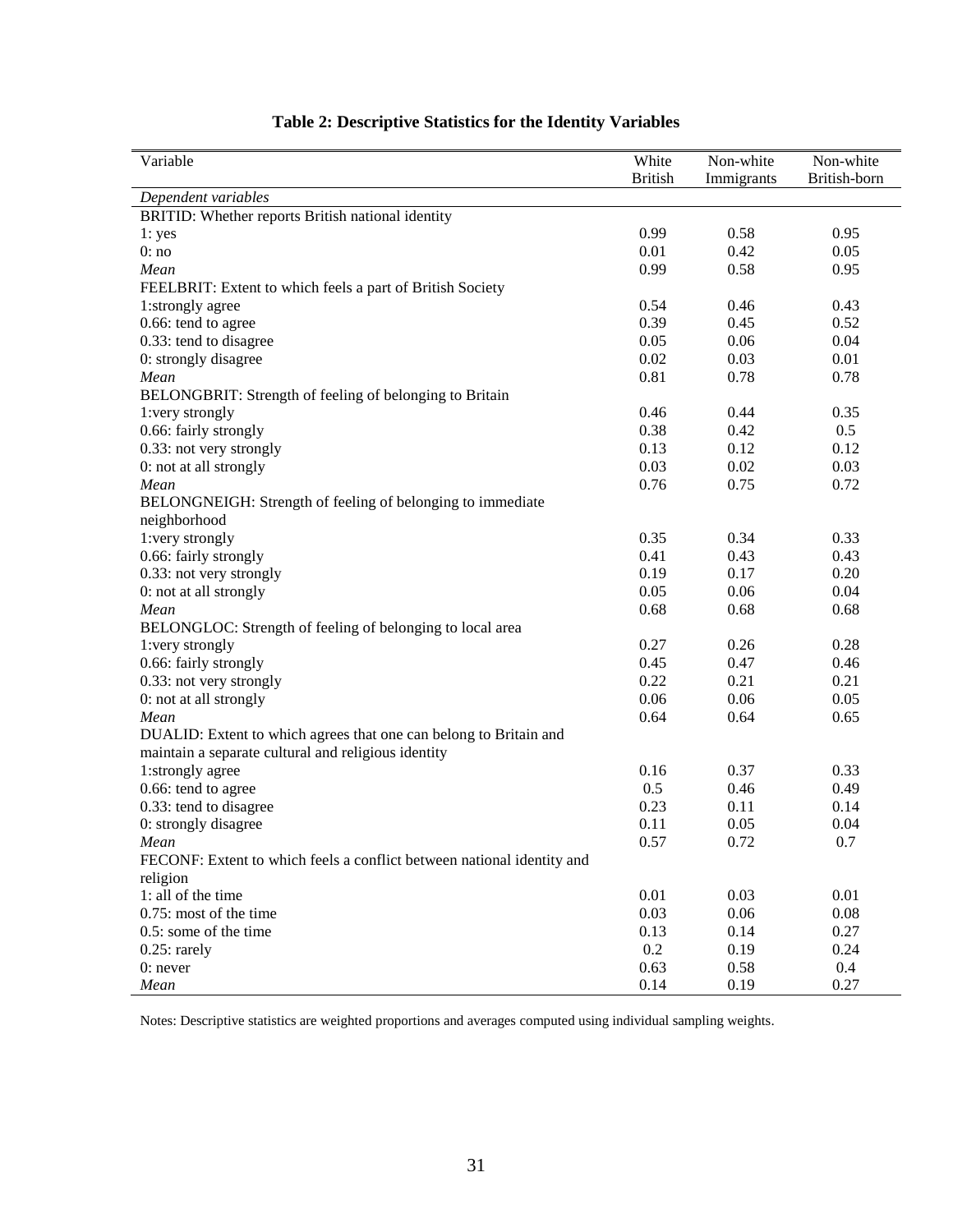**Table 2: Descriptive Statistics for the Identity Variables**

| Variable | White British | Non-white Immigrants | Non-white British-born |
|---|---|---|---|
| *Dependent variables* | | | |
| BRITID: Whether reports British national identity | | | |
| 1: yes | 0.99 | 0.58 | 0.95 |
| 0: no | 0.01 | 0.42 | 0.05 |
| *Mean* | 0.99 | 0.58 | 0.95 |
| FEELBRIT: Extent to which feels a part of British Society | | | |
| 1:strongly agree | 0.54 | 0.46 | 0.43 |
| 0.66: tend to agree | 0.39 | 0.45 | 0.52 |
| 0.33: tend to disagree | 0.05 | 0.06 | 0.04 |
| 0: strongly disagree | 0.02 | 0.03 | 0.01 |
| *Mean* | 0.81 | 0.78 | 0.78 |
| BELONGBRIT: Strength of feeling of belonging to Britain | | | |
| 1:very strongly | 0.46 | 0.44 | 0.35 |
| 0.66: fairly strongly | 0.38 | 0.42 | 0.5 |
| 0.33: not very strongly | 0.13 | 0.12 | 0.12 |
| 0: not at all strongly | 0.03 | 0.02 | 0.03 |
| *Mean* | 0.76 | 0.75 | 0.72 |
| BELONGNEIGH: Strength of feeling of belonging to immediate neighborhood | | | |
| 1:very strongly | 0.35 | 0.34 | 0.33 |
| 0.66: fairly strongly | 0.41 | 0.43 | 0.43 |
| 0.33: not very strongly | 0.19 | 0.17 | 0.20 |
| 0: not at all strongly | 0.05 | 0.06 | 0.04 |
| *Mean* | 0.68 | 0.68 | 0.68 |
| BELONGLOC: Strength of feeling of belonging to local area | | | |
| 1:very strongly | 0.27 | 0.26 | 0.28 |
| 0.66: fairly strongly | 0.45 | 0.47 | 0.46 |
| 0.33: not very strongly | 0.22 | 0.21 | 0.21 |
| 0: not at all strongly | 0.06 | 0.06 | 0.05 |
| *Mean* | 0.64 | 0.64 | 0.65 |
| DUALID: Extent to which agrees that one can belong to Britain and maintain a separate cultural and religious identity | | | |
| 1:strongly agree | 0.16 | 0.37 | 0.33 |
| 0.66: tend to agree | 0.5 | 0.46 | 0.49 |
| 0.33: tend to disagree | 0.23 | 0.11 | 0.14 |
| 0: strongly disagree | 0.11 | 0.05 | 0.04 |
| *Mean* | 0.57 | 0.72 | 0.7 |
| FECONF: Extent to which feels a conflict between national identity and religion | | | |
| 1: all of the time | 0.01 | 0.03 | 0.01 |
| 0.75: most of the time | 0.03 | 0.06 | 0.08 |
| 0.5: some of the time | 0.13 | 0.14 | 0.27 |
| 0.25: rarely | 0.2 | 0.19 | 0.24 |
| 0: never | 0.63 | 0.58 | 0.4 |
| *Mean* | 0.14 | 0.19 | 0.27 |

Notes: Descriptive statistics are weighted proportions and averages computed using individual sampling weights.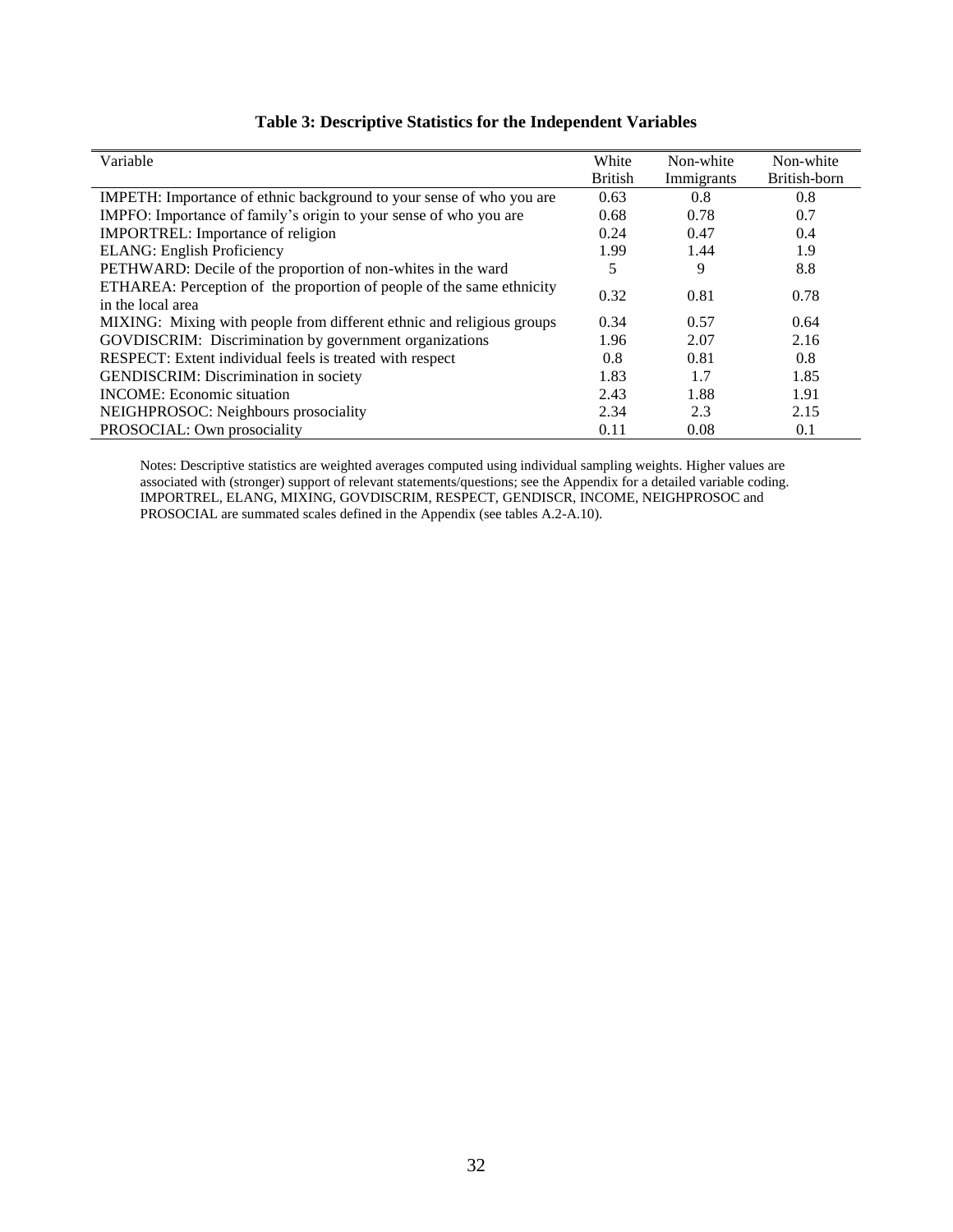**Table 3: Descriptive Statistics for the Independent Variables**

| Variable | White British | Non-white Immigrants | Non-white British-born |
|---|---|---|---|
| IMPETH: Importance of ethnic background to your sense of who you are | 0.63 | 0.8 | 0.8 |
| IMPFO: Importance of family's origin to your sense of who you are | 0.68 | 0.78 | 0.7 |
| IMPORTREL: Importance of religion | 0.24 | 0.47 | 0.4 |
| ELANG: English Proficiency | 1.99 | 1.44 | 1.9 |
| PETHWARD: Decile of the proportion of non-whites in the ward | 5 | 9 | 8.8 |
| ETHAREA: Perception of the proportion of people of the same ethnicity in the local area | 0.32 | 0.81 | 0.78 |
| MIXING: Mixing with people from different ethnic and religious groups | 0.34 | 0.57 | 0.64 |
| GOVDISCRIM: Discrimination by government organizations | 1.96 | 2.07 | 2.16 |
| RESPECT: Extent individual feels is treated with respect | 0.8 | 0.81 | 0.8 |
| GENDISCRIM: Discrimination in society | 1.83 | 1.7 | 1.85 |
| INCOME: Economic situation | 2.43 | 1.88 | 1.91 |
| NEIGHPROSOC: Neighbours prosociality | 2.34 | 2.3 | 2.15 |
| PROSOCIAL: Own prosociality | 0.11 | 0.08 | 0.1 |

Notes: Descriptive statistics are weighted averages computed using individual sampling weights. Higher values are associated with (stronger) support of relevant statements/questions; see the Appendix for a detailed variable coding. IMPORTREL, ELANG, MIXING, GOVDISCRIM, RESPECT, GENDISCR, INCOME, NEIGHPROSOC and PROSOCIAL are summated scales defined in the Appendix (see tables A.2-A.10).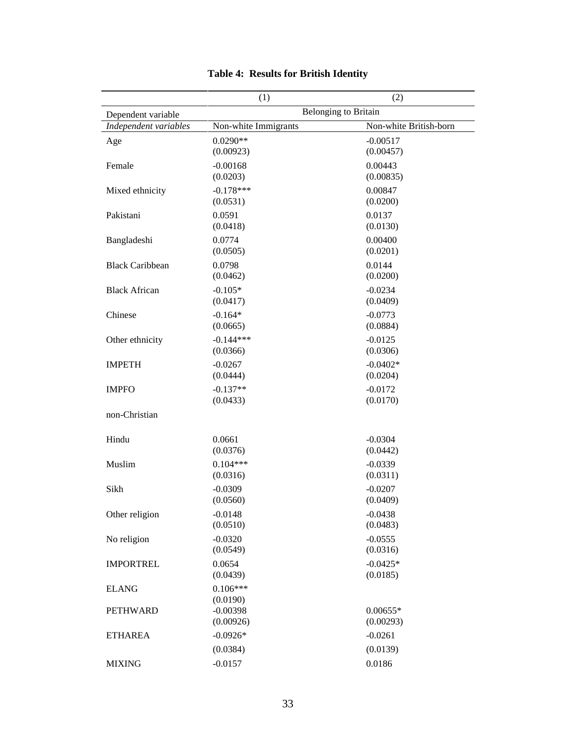# Table 4: Results for British Identity

| | (1) | (2) |
|---|---|---|
| Dependent variable | Belonging to Britain | |
| *Independent variables* | Non-white Immigrants | Non-white British-born |
| Age | 0.0290** | -0.00517 |
| | (0.00923) | (0.00457) |
| Female | -0.00168 | 0.00443 |
| | (0.0203) | (0.00835) |
| Mixed ethnicity | -0.178*** | 0.00847 |
| | (0.0531) | (0.0200) |
| Pakistani | 0.0591 | 0.0137 |
| | (0.0418) | (0.0130) |
| Bangladeshi | 0.0774 | 0.00400 |
| | (0.0505) | (0.0201) |
| Black Caribbean | 0.0798 | 0.0144 |
| | (0.0462) | (0.0200) |
| Black African | -0.105* | -0.0234 |
| | (0.0417) | (0.0409) |
| Chinese | -0.164* | -0.0773 |
| | (0.0665) | (0.0884) |
| Other ethnicity | -0.144*** | -0.0125 |
| | (0.0366) | (0.0306) |
| IMPETH | -0.0267 | -0.0402* |
| | (0.0444) | (0.0204) |
| IMPFO | -0.137** | -0.0172 |
| | (0.0433) | (0.0170) |
| non-Christian | | |
| Hindu | 0.0661 | -0.0304 |
| | (0.0376) | (0.0442) |
| Muslim | 0.104*** | -0.0339 |
| | (0.0316) | (0.0311) |
| Sikh | -0.0309 | -0.0207 |
| | (0.0560) | (0.0409) |
| Other religion | -0.0148 | -0.0438 |
| | (0.0510) | (0.0483) |
| No religion | -0.0320 | -0.0555 |
| | (0.0549) | (0.0316) |
| IMPORTREL | 0.0654 | -0.0425* |
| | (0.0439) | (0.0185) |
| ELANG | 0.106*** | |
| | (0.0190) | |
| PETHWARD | -0.00398 | 0.00655* |
| | (0.00926) | (0.00293) |
| ETHAREA | -0.0926* | -0.0261 |
| | (0.0384) | (0.0139) |
| MIXING | -0.0157 | 0.0186 |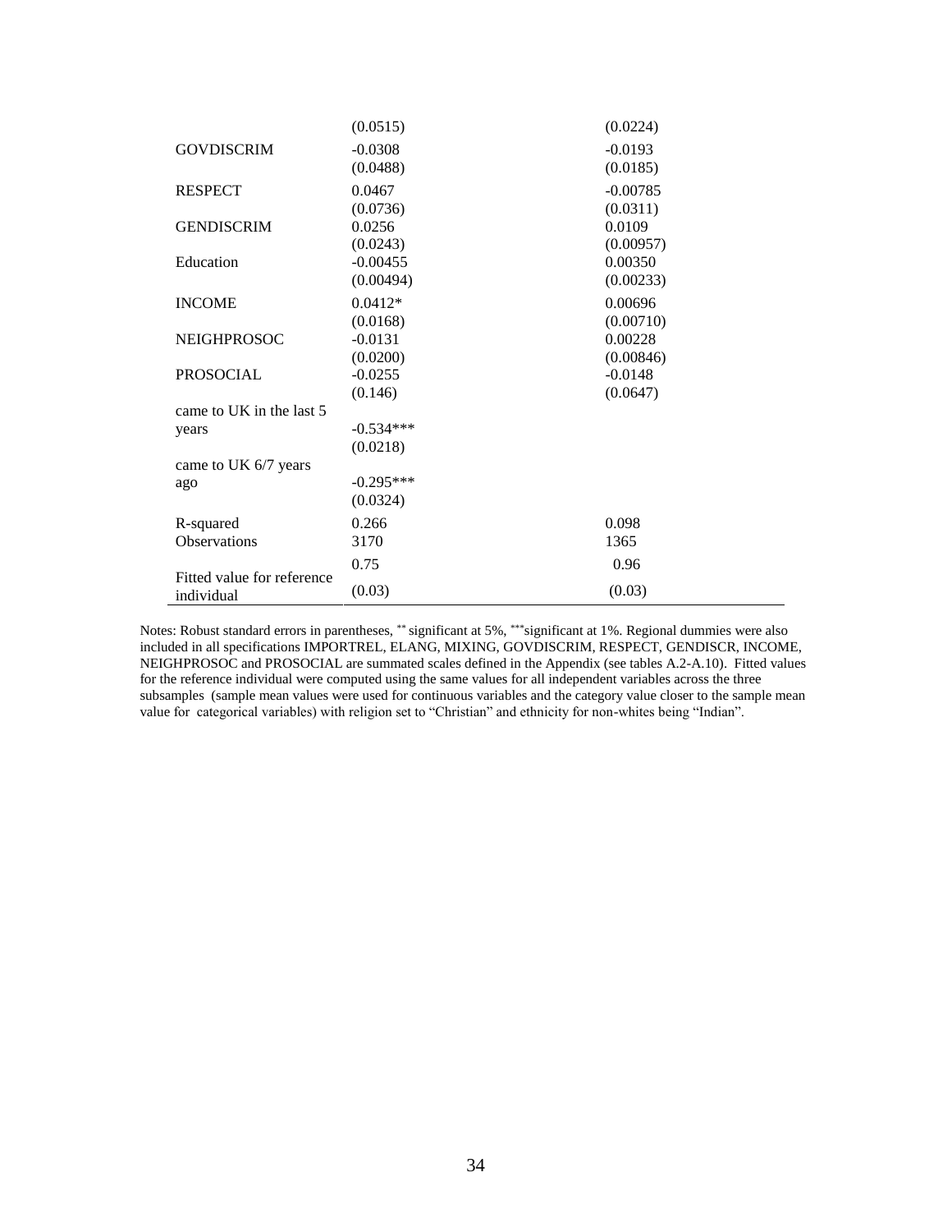| | | |
|---|---|---|
| | (0.0515) | (0.0224) |
| GOVDISCRIM | -0.0308 | -0.0193 |
| | (0.0488) | (0.0185) |
| RESPECT | 0.0467 | -0.00785 |
| | (0.0736) | (0.0311) |
| GENDISCRIM | 0.0256 | 0.0109 |
| | (0.0243) | (0.00957) |
| Education | -0.00455 | 0.00350 |
| | (0.00494) | (0.00233) |
| INCOME | 0.0412* | 0.00696 |
| | (0.0168) | (0.00710) |
| NEIGHPROSOC | -0.0131 | 0.00228 |
| | (0.0200) | (0.00846) |
| PROSOCIAL | -0.0255 | -0.0148 |
| | (0.146) | (0.0647) |
| came to UK in the last 5 years | -0.534*** | |
| | (0.0218) | |
| came to UK 6/7 years ago | -0.295*** | |
| | (0.0324) | |
| R-squared | 0.266 | 0.098 |
| Observations | 3170 | 1365 |
| Fitted value for reference individual | 0.75 | 0.96 |
| | (0.03) | (0.03) |

Notes: Robust standard errors in parentheses, ** significant at 5%, *** significant at 1%. Regional dummies were also included in all specifications IMPORTREL, ELANG, MIXING, GOVDISCRIM, RESPECT, GENDISCR, INCOME, NEIGHPROSOC and PROSOCIAL are summated scales defined in the Appendix (see tables A.2-A.10). Fitted values for the reference individual were computed using the same values for all independent variables across the three subsamples (sample mean values were used for continuous variables and the category value closer to the sample mean value for categorical variables) with religion set to "Christian" and ethnicity for non-whites being "Indian".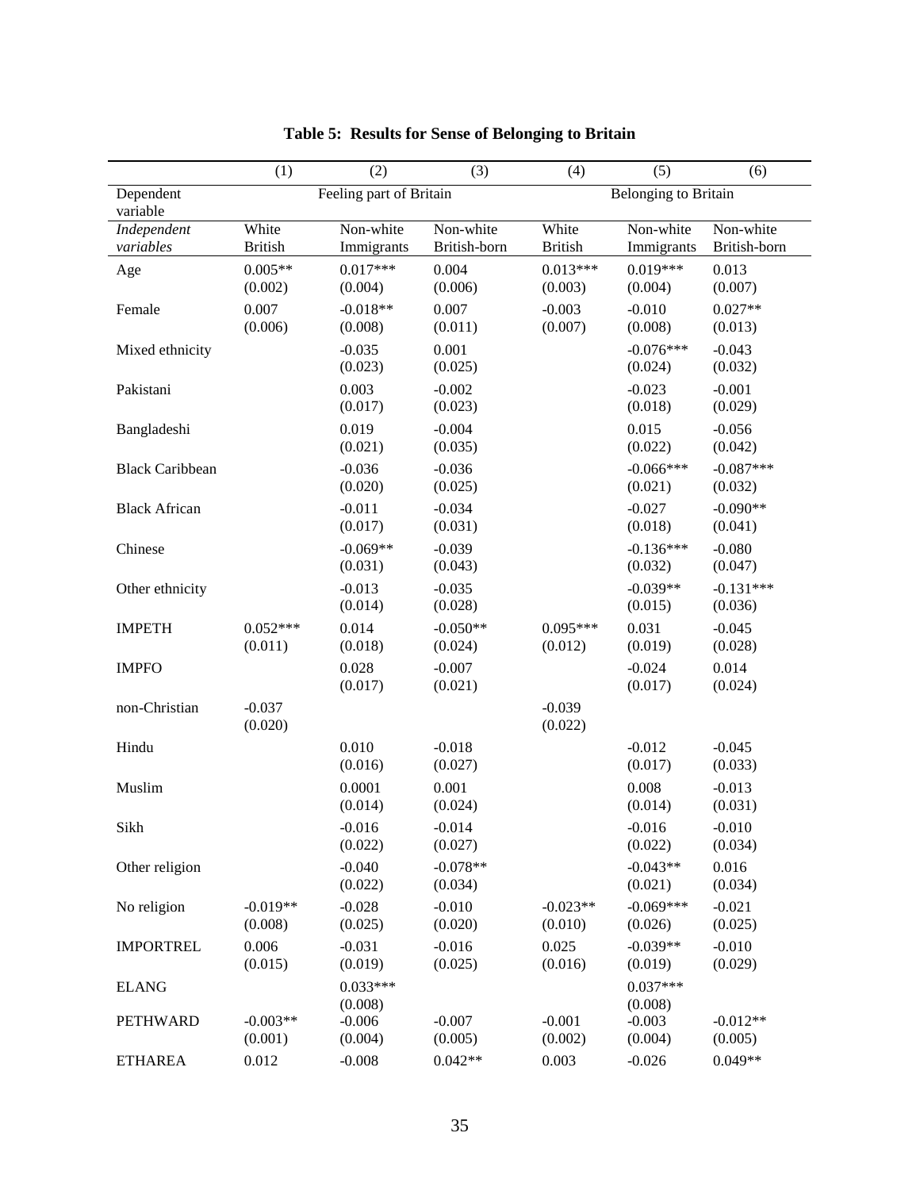**Table 5: Results for Sense of Belonging to Britain**

| | (1) | (2) | (3) | (4) | (5) | (6) |
|---|---|---|---|---|---|---|
| Dependent variable | Feeling part of Britain | | | Belonging to Britain | | |
| *Independent variables* | White British | Non-white Immigrants | Non-white British-born | White British | Non-white Immigrants | Non-white British-born |
| Age | 0.005** | 0.017*** | 0.004 | 0.013*** | 0.019*** | 0.013 |
| | (0.002) | (0.004) | (0.006) | (0.003) | (0.004) | (0.007) |
| Female | 0.007 | -0.018** | 0.007 | -0.003 | -0.010 | 0.027** |
| | (0.006) | (0.008) | (0.011) | (0.007) | (0.008) | (0.013) |
| Mixed ethnicity | | -0.035 | 0.001 | | -0.076*** | -0.043 |
| | | (0.023) | (0.025) | | (0.024) | (0.032) |
| Pakistani | | 0.003 | -0.002 | | -0.023 | -0.001 |
| | | (0.017) | (0.023) | | (0.018) | (0.029) |
| Bangladeshi | | 0.019 | -0.004 | | 0.015 | -0.056 |
| | | (0.021) | (0.035) | | (0.022) | (0.042) |
| Black Caribbean | | -0.036 | -0.036 | | -0.066*** | -0.087*** |
| | | (0.020) | (0.025) | | (0.021) | (0.032) |
| Black African | | -0.011 | -0.034 | | -0.027 | -0.090** |
| | | (0.017) | (0.031) | | (0.018) | (0.041) |
| Chinese | | -0.069** | -0.039 | | -0.136*** | -0.080 |
| | | (0.031) | (0.043) | | (0.032) | (0.047) |
| Other ethnicity | | -0.013 | -0.035 | | -0.039** | -0.131*** |
| | | (0.014) | (0.028) | | (0.015) | (0.036) |
| IMPETH | 0.052*** | 0.014 | -0.050** | 0.095*** | 0.031 | -0.045 |
| | (0.011) | (0.018) | (0.024) | (0.012) | (0.019) | (0.028) |
| IMPFO | | 0.028 | -0.007 | | -0.024 | 0.014 |
| | | (0.017) | (0.021) | | (0.017) | (0.024) |
| non-Christian | -0.037 | | | -0.039 | | |
| | (0.020) | | | (0.022) | | |
| Hindu | | 0.010 | -0.018 | | -0.012 | -0.045 |
| | | (0.016) | (0.027) | | (0.017) | (0.033) |
| Muslim | | 0.0001 | 0.001 | | 0.008 | -0.013 |
| | | (0.014) | (0.024) | | (0.014) | (0.031) |
| Sikh | | -0.016 | -0.014 | | -0.016 | -0.010 |
| | | (0.022) | (0.027) | | (0.022) | (0.034) |
| Other religion | | -0.040 | -0.078** | | -0.043** | 0.016 |
| | | (0.022) | (0.034) | | (0.021) | (0.034) |
| No religion | -0.019** | -0.028 | -0.010 | -0.023** | -0.069*** | -0.021 |
| | (0.008) | (0.025) | (0.020) | (0.010) | (0.026) | (0.025) |
| IMPORTREL | 0.006 | -0.031 | -0.016 | 0.025 | -0.039** | -0.010 |
| | (0.015) | (0.019) | (0.025) | (0.016) | (0.019) | (0.029) |
| ELANG | | 0.033*** | | | 0.037*** | |
| | | (0.008) | | | (0.008) | |
| PETHWARD | -0.003** | -0.006 | -0.007 | -0.001 | -0.003 | -0.012** |
| | (0.001) | (0.004) | (0.005) | (0.002) | (0.004) | (0.005) |
| ETHAREA | 0.012 | -0.008 | 0.042** | 0.003 | -0.026 | 0.049** |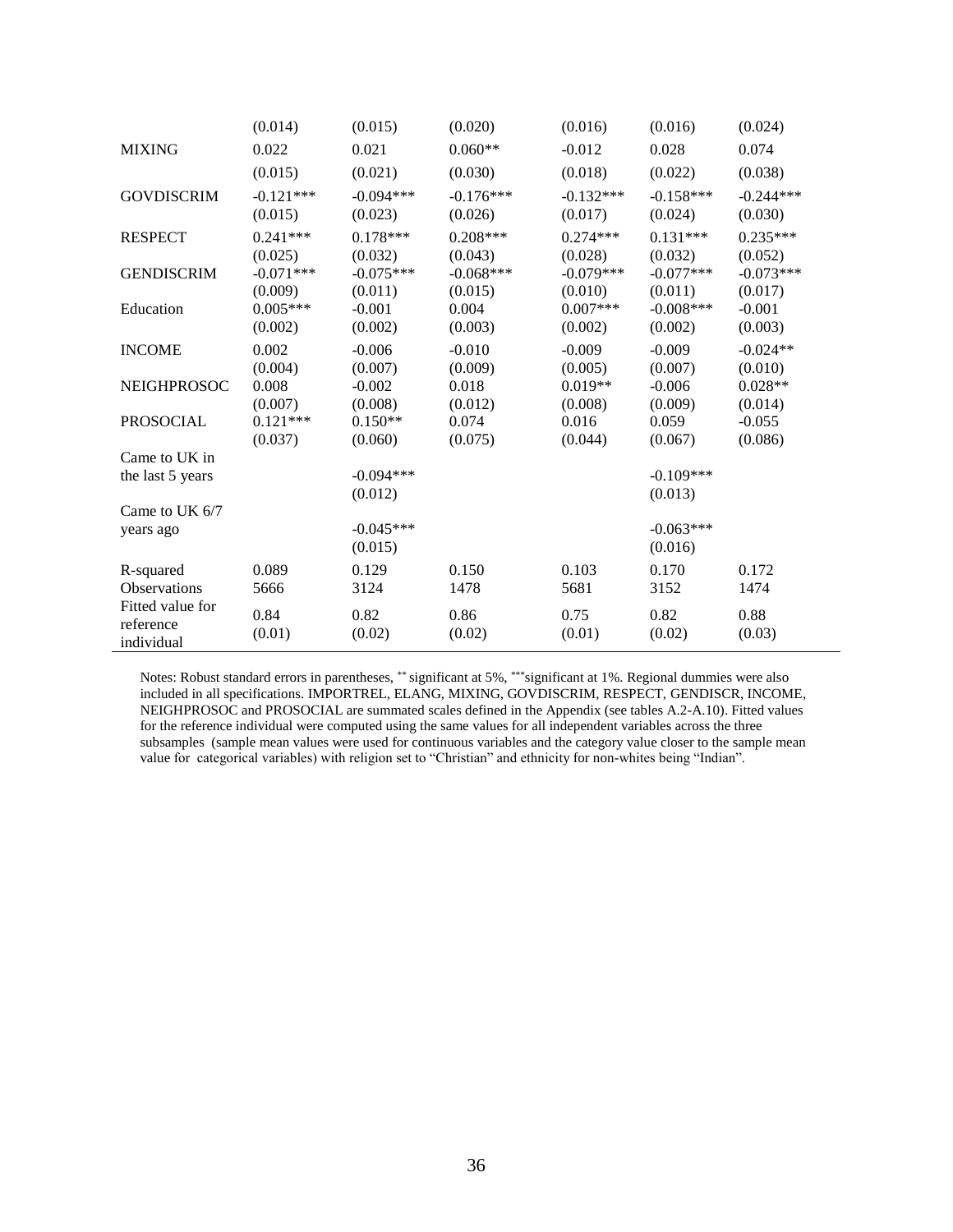| | | | | | | |
|---|---|---|---|---|---|---|
| | (0.014) | (0.015) | (0.020) | (0.016) | (0.016) | (0.024) |
| MIXING | 0.022 | 0.021 | 0.060** | -0.012 | 0.028 | 0.074 |
| | (0.015) | (0.021) | (0.030) | (0.018) | (0.022) | (0.038) |
| GOVDISCRIM | -0.121*** | -0.094*** | -0.176*** | -0.132*** | -0.158*** | -0.244*** |
| | (0.015) | (0.023) | (0.026) | (0.017) | (0.024) | (0.030) |
| RESPECT | 0.241*** | 0.178*** | 0.208*** | 0.274*** | 0.131*** | 0.235*** |
| | (0.025) | (0.032) | (0.043) | (0.028) | (0.032) | (0.052) |
| GENDISCRIM | -0.071*** | -0.075*** | -0.068*** | -0.079*** | -0.077*** | -0.073*** |
| | (0.009) | (0.011) | (0.015) | (0.010) | (0.011) | (0.017) |
| Education | 0.005*** | -0.001 | 0.004 | 0.007*** | -0.008*** | -0.001 |
| | (0.002) | (0.002) | (0.003) | (0.002) | (0.002) | (0.003) |
| INCOME | 0.002 | -0.006 | -0.010 | -0.009 | -0.009 | -0.024** |
| | (0.004) | (0.007) | (0.009) | (0.005) | (0.007) | (0.010) |
| NEIGHPROSOC | 0.008 | -0.002 | 0.018 | 0.019** | -0.006 | 0.028** |
| | (0.007) | (0.008) | (0.012) | (0.008) | (0.009) | (0.014) |
| PROSOCIAL | 0.121*** | 0.150** | 0.074 | 0.016 | 0.059 | -0.055 |
| | (0.037) | (0.060) | (0.075) | (0.044) | (0.067) | (0.086) |
| Came to UK in the last 5 years | | -0.094*** | | | -0.109*** | |
| | | (0.012) | | | (0.013) | |
| Came to UK 6/7 years ago | | -0.045*** | | | -0.063*** | |
| | | (0.015) | | | (0.016) | |
| R-squared | 0.089 | 0.129 | 0.150 | 0.103 | 0.170 | 0.172 |
| Observations | 5666 | 3124 | 1478 | 5681 | 3152 | 1474 |
| Fitted value for reference individual | 0.84 | 0.82 | 0.86 | 0.75 | 0.82 | 0.88 |
| | (0.01) | (0.02) | (0.02) | (0.01) | (0.02) | (0.03) |

Notes: Robust standard errors in parentheses, ** significant at 5%, ***significant at 1%. Regional dummies were also included in all specifications. IMPORTREL, ELANG, MIXING, GOVDISCRIM, RESPECT, GENDISCR, INCOME, NEIGHPROSOC and PROSOCIAL are summated scales defined in the Appendix (see tables A.2-A.10). Fitted values for the reference individual were computed using the same values for all independent variables across the three subsamples (sample mean values were used for continuous variables and the category value closer to the sample mean value for categorical variables) with religion set to "Christian" and ethnicity for non-whites being "Indian".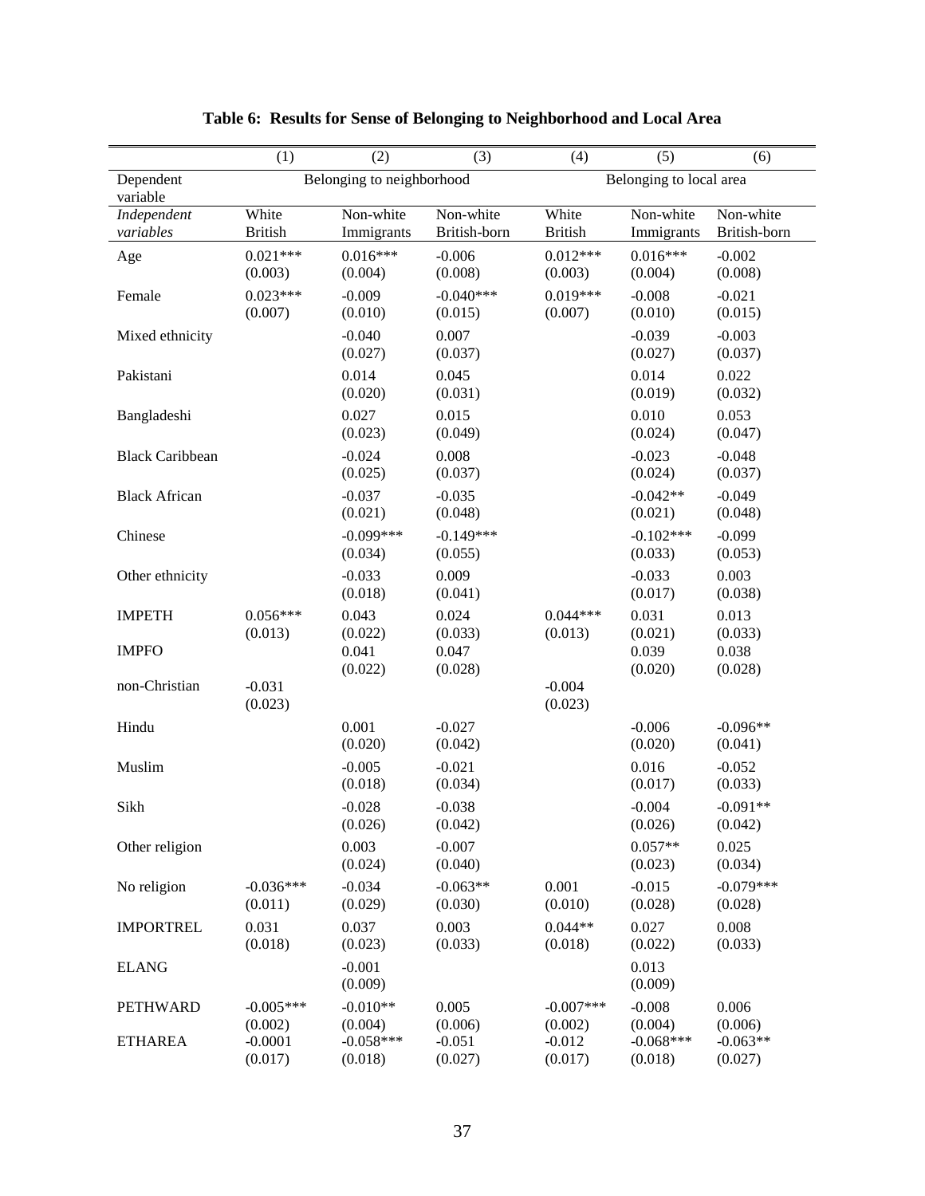# Table 6: Results for Sense of Belonging to Neighborhood and Local Area

| | (1) | (2) | (3) | (4) | (5) | (6) |
|---|---|---|---|---|---|---|
| Dependent variable | Belonging to neighborhood | | | Belonging to local area | | |
| *Independent variables* | White British | Non-white Immigrants | Non-white British-born | White British | Non-white Immigrants | Non-white British-born |
| Age | 0.021***<br>(0.003) | 0.016***<br>(0.004) | -0.006<br>(0.008) | 0.012***<br>(0.003) | 0.016***<br>(0.004) | -0.002<br>(0.008) |
| Female | 0.023***<br>(0.007) | -0.009<br>(0.010) | -0.040***<br>(0.015) | 0.019***<br>(0.007) | -0.008<br>(0.010) | -0.021<br>(0.015) |
| Mixed ethnicity | | -0.040<br>(0.027) | 0.007<br>(0.037) | | -0.039<br>(0.027) | -0.003<br>(0.037) |
| Pakistani | | 0.014<br>(0.020) | 0.045<br>(0.031) | | 0.014<br>(0.019) | 0.022<br>(0.032) |
| Bangladeshi | | 0.027<br>(0.023) | 0.015<br>(0.049) | | 0.010<br>(0.024) | 0.053<br>(0.047) |
| Black Caribbean | | -0.024<br>(0.025) | 0.008<br>(0.037) | | -0.023<br>(0.024) | -0.048<br>(0.037) |
| Black African | | -0.037<br>(0.021) | -0.035<br>(0.048) | | -0.042**<br>(0.021) | -0.049<br>(0.048) |
| Chinese | | -0.099***<br>(0.034) | -0.149***<br>(0.055) | | -0.102***<br>(0.033) | -0.099<br>(0.053) |
| Other ethnicity | | -0.033<br>(0.018) | 0.009<br>(0.041) | | -0.033<br>(0.017) | 0.003<br>(0.038) |
| IMPETH | 0.056***<br>(0.013) | 0.043<br>(0.022) | 0.024<br>(0.033) | 0.044***<br>(0.013) | 0.031<br>(0.021) | 0.013<br>(0.033) |
| IMPFO | | 0.041<br>(0.022) | 0.047<br>(0.028) | | 0.039<br>(0.020) | 0.038<br>(0.028) |
| non-Christian | -0.031<br>(0.023) | | | -0.004<br>(0.023) | | |
| Hindu | | 0.001<br>(0.020) | -0.027<br>(0.042) | | -0.006<br>(0.020) | -0.096**<br>(0.041) |
| Muslim | | -0.005<br>(0.018) | -0.021<br>(0.034) | | 0.016<br>(0.017) | -0.052<br>(0.033) |
| Sikh | | -0.028<br>(0.026) | -0.038<br>(0.042) | | -0.004<br>(0.026) | -0.091**<br>(0.042) |
| Other religion | | 0.003<br>(0.024) | -0.007<br>(0.040) | | 0.057**<br>(0.023) | 0.025<br>(0.034) |
| No religion | -0.036***<br>(0.011) | -0.034<br>(0.029) | -0.063**<br>(0.030) | 0.001<br>(0.010) | -0.015<br>(0.028) | -0.079***<br>(0.028) |
| IMPORTREL | 0.031<br>(0.018) | 0.037<br>(0.023) | 0.003<br>(0.033) | 0.044**<br>(0.018) | 0.027<br>(0.022) | 0.008<br>(0.033) |
| ELANG | | -0.001<br>(0.009) | | | 0.013<br>(0.009) | |
| PETHWARD | -0.005***<br>(0.002) | -0.010**<br>(0.004) | 0.005<br>(0.006) | -0.007***<br>(0.002) | -0.008<br>(0.004) | 0.006<br>(0.006) |
| ETHAREA | -0.0001<br>(0.017) | -0.058***<br>(0.018) | -0.051<br>(0.027) | -0.012<br>(0.017) | -0.068***<br>(0.018) | -0.063**<br>(0.027) |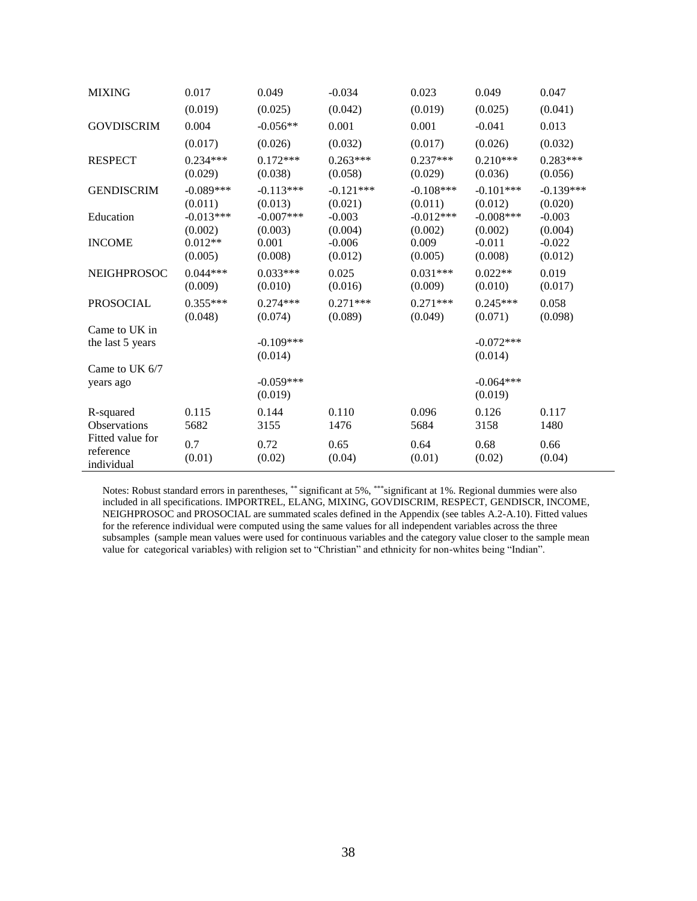| | | | | | | |
|---|---|---|---|---|---|---|
| MIXING | 0.017 | 0.049 | -0.034 | 0.023 | 0.049 | 0.047 |
| | (0.019) | (0.025) | (0.042) | (0.019) | (0.025) | (0.041) |
| GOVDISCRIM | 0.004 | -0.056** | 0.001 | 0.001 | -0.041 | 0.013 |
| | (0.017) | (0.026) | (0.032) | (0.017) | (0.026) | (0.032) |
| RESPECT | 0.234*** | 0.172*** | 0.263*** | 0.237*** | 0.210*** | 0.283*** |
| | (0.029) | (0.038) | (0.058) | (0.029) | (0.036) | (0.056) |
| GENDISCRIM | -0.089*** | -0.113*** | -0.121*** | -0.108*** | -0.101*** | -0.139*** |
| | (0.011) | (0.013) | (0.021) | (0.011) | (0.012) | (0.020) |
| Education | -0.013*** | -0.007*** | -0.003 | -0.012*** | -0.008*** | -0.003 |
| | (0.002) | (0.003) | (0.004) | (0.002) | (0.002) | (0.004) |
| INCOME | 0.012** | 0.001 | -0.006 | 0.009 | -0.011 | -0.022 |
| | (0.005) | (0.008) | (0.012) | (0.005) | (0.008) | (0.012) |
| NEIGHPROSOC | 0.044*** | 0.033*** | 0.025 | 0.031*** | 0.022** | 0.019 |
| | (0.009) | (0.010) | (0.016) | (0.009) | (0.010) | (0.017) |
| PROSOCIAL | 0.355*** | 0.274*** | 0.271*** | 0.271*** | 0.245*** | 0.058 |
| | (0.048) | (0.074) | (0.089) | (0.049) | (0.071) | (0.098) |
| Came to UK in the last 5 years | | -0.109*** | | | -0.072*** | |
| | | (0.014) | | | (0.014) | |
| Came to UK 6/7 years ago | | -0.059*** | | | -0.064*** | |
| | | (0.019) | | | (0.019) | |
| R-squared | 0.115 | 0.144 | 0.110 | 0.096 | 0.126 | 0.117 |
| Observations | 5682 | 3155 | 1476 | 5684 | 3158 | 1480 |
| Fitted value for reference individual | 0.7 | 0.72 | 0.65 | 0.64 | 0.68 | 0.66 |
| | (0.01) | (0.02) | (0.04) | (0.01) | (0.02) | (0.04) |

Notes: Robust standard errors in parentheses, ** significant at 5%, *** significant at 1%. Regional dummies were also included in all specifications. IMPORTREL, ELANG, MIXING, GOVDISCRIM, RESPECT, GENDISCR, INCOME, NEIGHPROSOC and PROSOCIAL are summated scales defined in the Appendix (see tables A.2-A.10). Fitted values for the reference individual were computed using the same values for all independent variables across the three subsamples (sample mean values were used for continuous variables and the category value closer to the sample mean value for categorical variables) with religion set to "Christian" and ethnicity for non-whites being "Indian".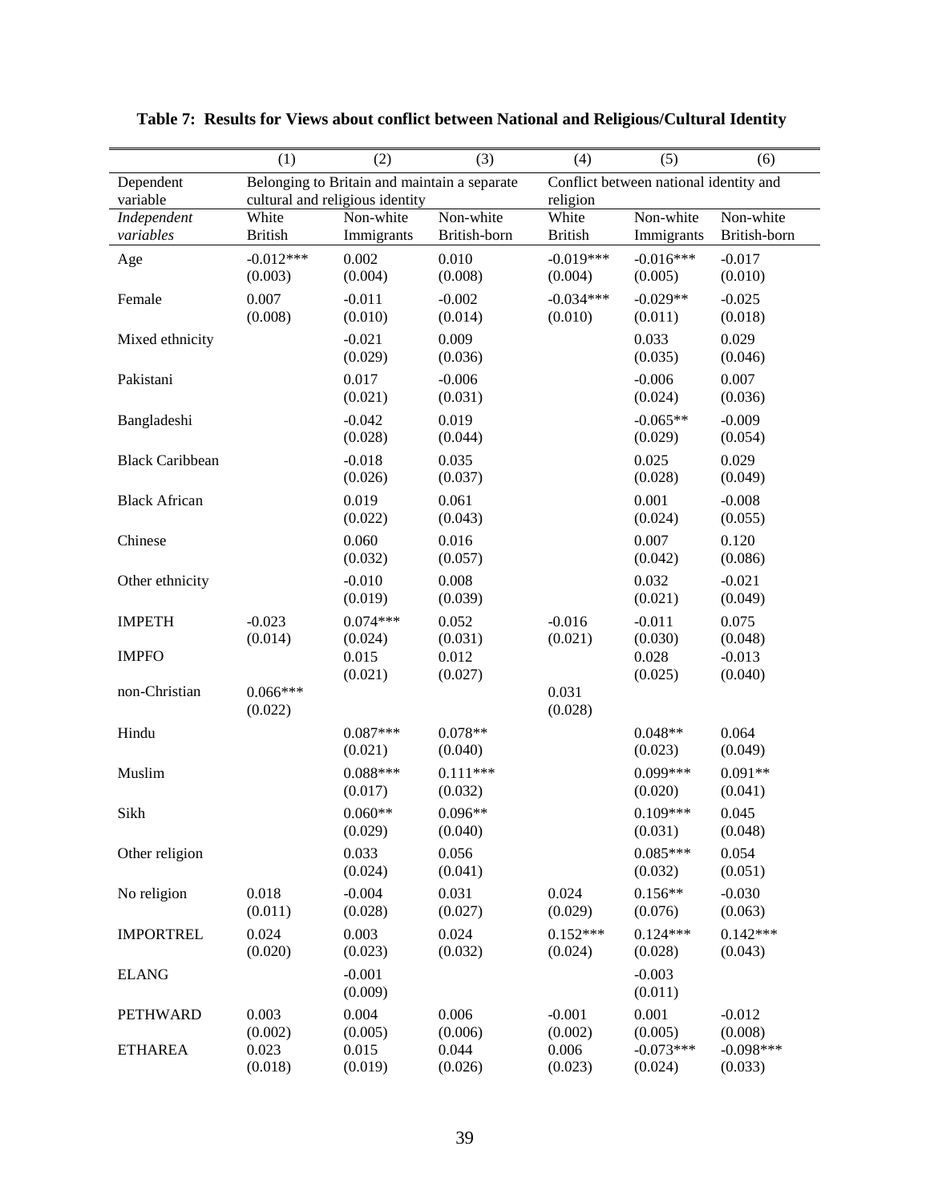**Table 7: Results for Views about conflict between National and Religious/Cultural Identity**

| | (1) | (2) | (3) | (4) | (5) | (6) |
|---|---|---|---|---|---|---|
| Dependent variable | Belonging to Britain and maintain a separate cultural and religious identity | | | Conflict between national identity and religion | | |
| *Independent variables* | White British | Non-white Immigrants | Non-white British-born | White British | Non-white Immigrants | Non-white British-born |
| Age | -0.012*** | 0.002 | 0.010 | -0.019*** | -0.016*** | -0.017 |
| | (0.003) | (0.004) | (0.008) | (0.004) | (0.005) | (0.010) |
| Female | 0.007 | -0.011 | -0.002 | -0.034*** | -0.029** | -0.025 |
| | (0.008) | (0.010) | (0.014) | (0.010) | (0.011) | (0.018) |
| Mixed ethnicity | | -0.021 | 0.009 | | 0.033 | 0.029 |
| | | (0.029) | (0.036) | | (0.035) | (0.046) |
| Pakistani | | 0.017 | -0.006 | | -0.006 | 0.007 |
| | | (0.021) | (0.031) | | (0.024) | (0.036) |
| Bangladeshi | | -0.042 | 0.019 | | -0.065** | -0.009 |
| | | (0.028) | (0.044) | | (0.029) | (0.054) |
| Black Caribbean | | -0.018 | 0.035 | | 0.025 | 0.029 |
| | | (0.026) | (0.037) | | (0.028) | (0.049) |
| Black African | | 0.019 | 0.061 | | 0.001 | -0.008 |
| | | (0.022) | (0.043) | | (0.024) | (0.055) |
| Chinese | | 0.060 | 0.016 | | 0.007 | 0.120 |
| | | (0.032) | (0.057) | | (0.042) | (0.086) |
| Other ethnicity | | -0.010 | 0.008 | | 0.032 | -0.021 |
| | | (0.019) | (0.039) | | (0.021) | (0.049) |
| IMPETH | -0.023 | 0.074*** | 0.052 | -0.016 | -0.011 | 0.075 |
| | (0.014) | (0.024) | (0.031) | (0.021) | (0.030) | (0.048) |
| IMPFO | | 0.015 | 0.012 | | 0.028 | -0.013 |
| | | (0.021) | (0.027) | | (0.025) | (0.040) |
| non-Christian | 0.066*** | | | 0.031 | | |
| | (0.022) | | | (0.028) | | |
| Hindu | | 0.087*** | 0.078** | | 0.048** | 0.064 |
| | | (0.021) | (0.040) | | (0.023) | (0.049) |
| Muslim | | 0.088*** | 0.111*** | | 0.099*** | 0.091** |
| | | (0.017) | (0.032) | | (0.020) | (0.041) |
| Sikh | | 0.060** | 0.096** | | 0.109*** | 0.045 |
| | | (0.029) | (0.040) | | (0.031) | (0.048) |
| Other religion | | 0.033 | 0.056 | | 0.085*** | 0.054 |
| | | (0.024) | (0.041) | | (0.032) | (0.051) |
| No religion | 0.018 | -0.004 | 0.031 | 0.024 | 0.156** | -0.030 |
| | (0.011) | (0.028) | (0.027) | (0.029) | (0.076) | (0.063) |
| IMPORTREL | 0.024 | 0.003 | 0.024 | 0.152*** | 0.124*** | 0.142*** |
| | (0.020) | (0.023) | (0.032) | (0.024) | (0.028) | (0.043) |
| ELANG | | -0.001 | | | -0.003 | |
| | | (0.009) | | | (0.011) | |
| PETHWARD | 0.003 | 0.004 | 0.006 | -0.001 | 0.001 | -0.012 |
| | (0.002) | (0.005) | (0.006) | (0.002) | (0.005) | (0.008) |
| ETHAREA | 0.023 | 0.015 | 0.044 | 0.006 | -0.073*** | -0.098*** |
| | (0.018) | (0.019) | (0.026) | (0.023) | (0.024) | (0.033) |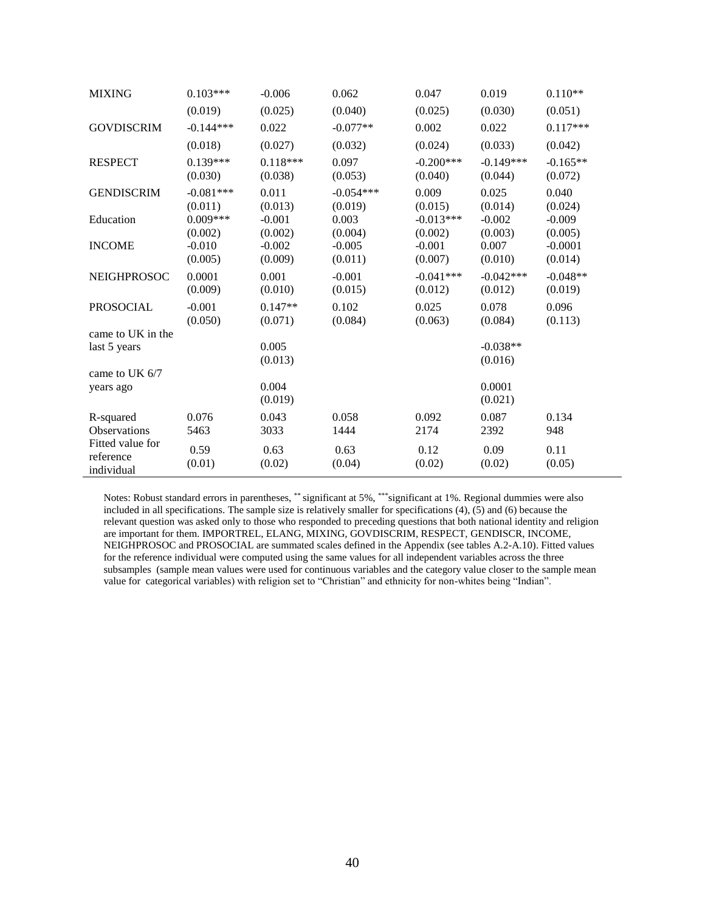| | | | | | | |
|---|---|---|---|---|---|---|
| MIXING | 0.103*** | -0.006 | 0.062 | 0.047 | 0.019 | 0.110** |
| | (0.019) | (0.025) | (0.040) | (0.025) | (0.030) | (0.051) |
| GOVDISCRIM | -0.144*** | 0.022 | -0.077** | 0.002 | 0.022 | 0.117*** |
| | (0.018) | (0.027) | (0.032) | (0.024) | (0.033) | (0.042) |
| RESPECT | 0.139*** | 0.118*** | 0.097 | -0.200*** | -0.149*** | -0.165** |
| | (0.030) | (0.038) | (0.053) | (0.040) | (0.044) | (0.072) |
| GENDISCRIM | -0.081*** | 0.011 | -0.054*** | 0.009 | 0.025 | 0.040 |
| | (0.011) | (0.013) | (0.019) | (0.015) | (0.014) | (0.024) |
| Education | 0.009*** | -0.001 | 0.003 | -0.013*** | -0.002 | -0.009 |
| | (0.002) | (0.002) | (0.004) | (0.002) | (0.003) | (0.005) |
| INCOME | -0.010 | -0.002 | -0.005 | -0.001 | 0.007 | -0.0001 |
| | (0.005) | (0.009) | (0.011) | (0.007) | (0.010) | (0.014) |
| NEIGHPROSOC | 0.0001 | 0.001 | -0.001 | -0.041*** | -0.042*** | -0.048** |
| | (0.009) | (0.010) | (0.015) | (0.012) | (0.012) | (0.019) |
| PROSOCIAL | -0.001 | 0.147** | 0.102 | 0.025 | 0.078 | 0.096 |
| | (0.050) | (0.071) | (0.084) | (0.063) | (0.084) | (0.113) |
| came to UK in the last 5 years | | 0.005 | | | -0.038** | |
| | | (0.013) | | | (0.016) | |
| came to UK 6/7 years ago | | 0.004 | | | 0.0001 | |
| | | (0.019) | | | (0.021) | |
| R-squared | 0.076 | 0.043 | 0.058 | 0.092 | 0.087 | 0.134 |
| Observations | 5463 | 3033 | 1444 | 2174 | 2392 | 948 |
| Fitted value for reference individual | 0.59 | 0.63 | 0.63 | 0.12 | 0.09 | 0.11 |
| | (0.01) | (0.02) | (0.04) | (0.02) | (0.02) | (0.05) |

Notes: Robust standard errors in parentheses, ** significant at 5%, ***significant at 1%. Regional dummies were also included in all specifications. The sample size is relatively smaller for specifications (4), (5) and (6) because the relevant question was asked only to those who responded to preceding questions that both national identity and religion are important for them. IMPORTREL, ELANG, MIXING, GOVDISCRIM, RESPECT, GENDISCR, INCOME, NEIGHPROSOC and PROSOCIAL are summated scales defined in the Appendix (see tables A.2-A.10). Fitted values for the reference individual were computed using the same values for all independent variables across the three subsamples (sample mean values were used for continuous variables and the category value closer to the sample mean value for categorical variables) with religion set to "Christian" and ethnicity for non-whites being "Indian".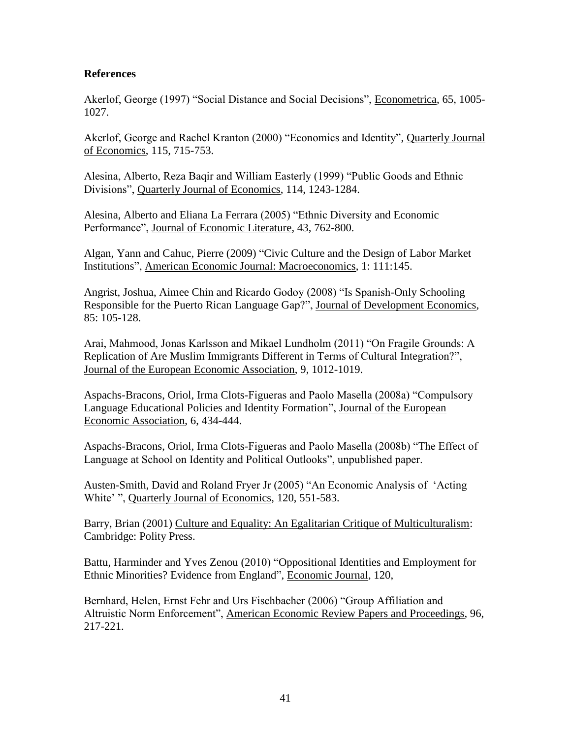**References**

Akerlof, George (1997) "Social Distance and Social Decisions", Econometrica, 65, 1005-1027.

Akerlof, George and Rachel Kranton (2000) "Economics and Identity", Quarterly Journal of Economics, 115, 715-753.

Alesina, Alberto, Reza Baqir and William Easterly (1999) "Public Goods and Ethnic Divisions", Quarterly Journal of Economics, 114, 1243-1284.

Alesina, Alberto and Eliana La Ferrara (2005) "Ethnic Diversity and Economic Performance", Journal of Economic Literature, 43, 762-800.

Algan, Yann and Cahuc, Pierre (2009) "Civic Culture and the Design of Labor Market Institutions", American Economic Journal: Macroeconomics, 1: 111:145.

Angrist, Joshua, Aimee Chin and Ricardo Godoy (2008) "Is Spanish-Only Schooling Responsible for the Puerto Rican Language Gap?", Journal of Development Economics, 85: 105-128.

Arai, Mahmood, Jonas Karlsson and Mikael Lundholm (2011) "On Fragile Grounds: A Replication of Are Muslim Immigrants Different in Terms of Cultural Integration?", Journal of the European Economic Association, 9, 1012-1019.

Aspachs-Bracons, Oriol, Irma Clots-Figueras and Paolo Masella (2008a) "Compulsory Language Educational Policies and Identity Formation", Journal of the European Economic Association, 6, 434-444.

Aspachs-Bracons, Oriol, Irma Clots-Figueras and Paolo Masella (2008b) "The Effect of Language at School on Identity and Political Outlooks", unpublished paper.

Austen-Smith, David and Roland Fryer Jr (2005) "An Economic Analysis of 'Acting White' ", Quarterly Journal of Economics, 120, 551-583.

Barry, Brian (2001) Culture and Equality: An Egalitarian Critique of Multiculturalism: Cambridge: Polity Press.

Battu, Harminder and Yves Zenou (2010) "Oppositional Identities and Employment for Ethnic Minorities? Evidence from England", Economic Journal, 120,

Bernhard, Helen, Ernst Fehr and Urs Fischbacher (2006) "Group Affiliation and Altruistic Norm Enforcement", American Economic Review Papers and Proceedings, 96, 217-221.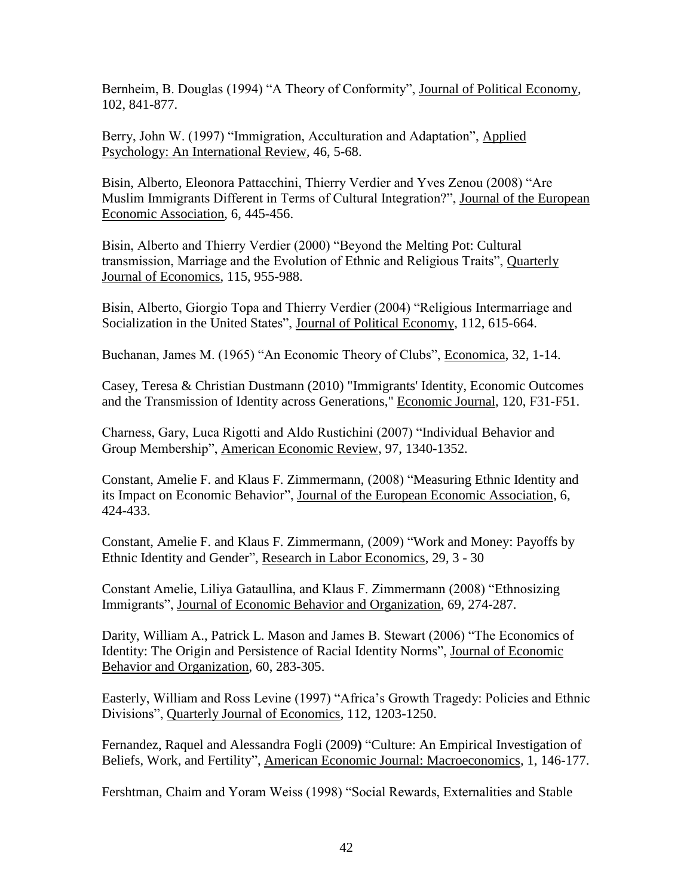Bernheim, B. Douglas (1994) “A Theory of Conformity”, Journal of Political Economy, 102, 841-877.

Berry, John W. (1997) “Immigration, Acculturation and Adaptation”, Applied Psychology: An International Review, 46, 5-68.

Bisin, Alberto, Eleonora Pattacchini, Thierry Verdier and Yves Zenou (2008) “Are Muslim Immigrants Different in Terms of Cultural Integration?”, Journal of the European Economic Association, 6, 445-456.

Bisin, Alberto and Thierry Verdier (2000) “Beyond the Melting Pot: Cultural transmission, Marriage and the Evolution of Ethnic and Religious Traits”, Quarterly Journal of Economics, 115, 955-988.

Bisin, Alberto, Giorgio Topa and Thierry Verdier (2004) “Religious Intermarriage and Socialization in the United States”, Journal of Political Economy, 112, 615-664.

Buchanan, James M. (1965) “An Economic Theory of Clubs”, Economica, 32, 1-14.

Casey, Teresa & Christian Dustmann (2010) "Immigrants' Identity, Economic Outcomes and the Transmission of Identity across Generations," Economic Journal, 120, F31-F51.

Charness, Gary, Luca Rigotti and Aldo Rustichini (2007) “Individual Behavior and Group Membership”, American Economic Review, 97, 1340-1352.

Constant, Amelie F. and Klaus F. Zimmermann, (2008) “Measuring Ethnic Identity and its Impact on Economic Behavior”, Journal of the European Economic Association, 6, 424-433.

Constant, Amelie F. and Klaus F. Zimmermann, (2009) “Work and Money: Payoffs by Ethnic Identity and Gender”, Research in Labor Economics, 29, 3 - 30

Constant Amelie, Liliya Gataullina, and Klaus F. Zimmermann (2008) “Ethnosizing Immigrants”, Journal of Economic Behavior and Organization, 69, 274-287.

Darity, William A., Patrick L. Mason and James B. Stewart (2006) “The Economics of Identity: The Origin and Persistence of Racial Identity Norms”, Journal of Economic Behavior and Organization, 60, 283-305.

Easterly, William and Ross Levine (1997) “Africa’s Growth Tragedy: Policies and Ethnic Divisions”, Quarterly Journal of Economics, 112, 1203-1250.

Fernandez, Raquel and Alessandra Fogli (2009) “Culture: An Empirical Investigation of Beliefs, Work, and Fertility”, American Economic Journal: Macroeconomics, 1, 146-177.

Fershtman, Chaim and Yoram Weiss (1998) “Social Rewards, Externalities and Stable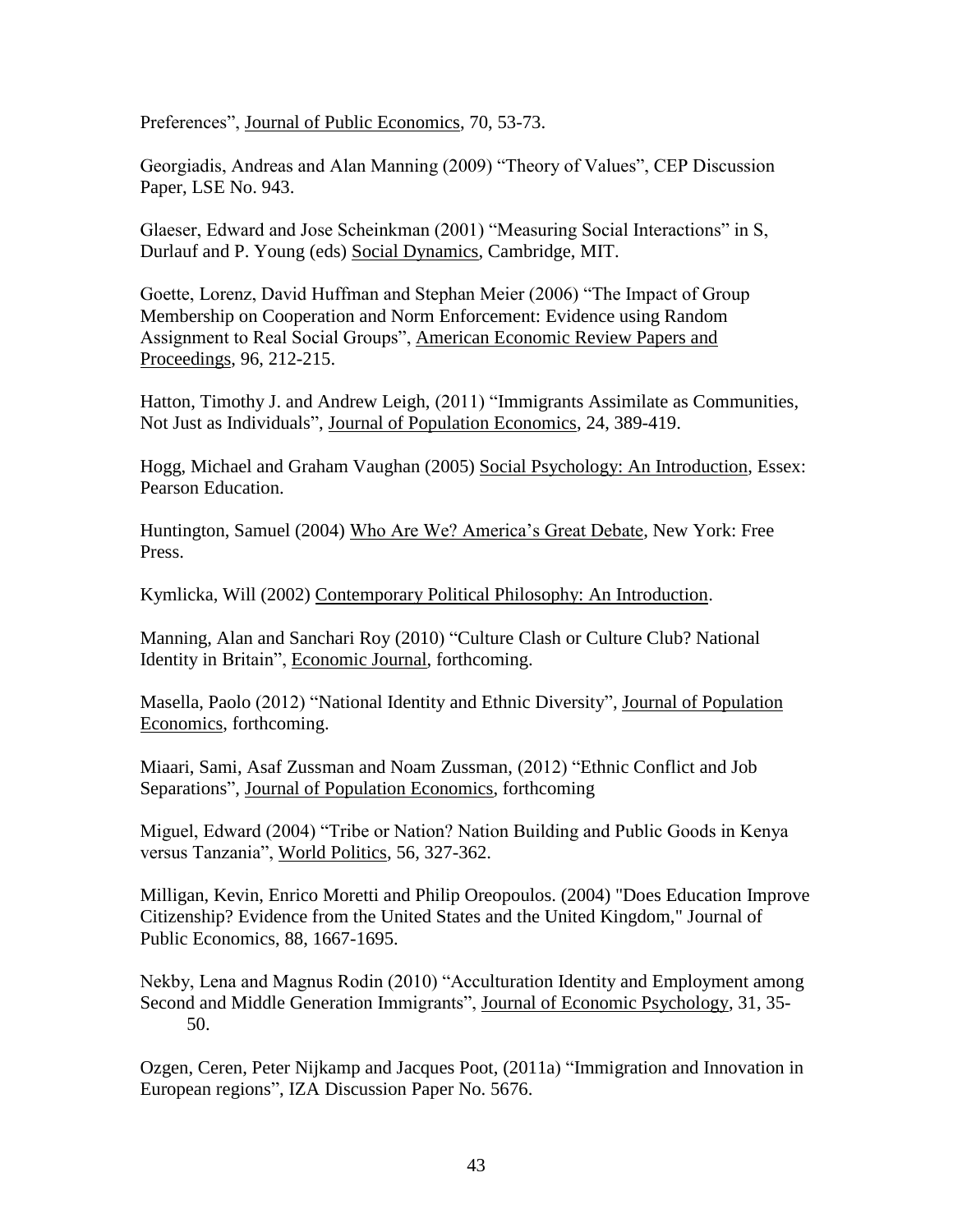Preferences", Journal of Public Economics, 70, 53-73.

Georgiadis, Andreas and Alan Manning (2009) "Theory of Values", CEP Discussion Paper, LSE No. 943.

Glaeser, Edward and Jose Scheinkman (2001) "Measuring Social Interactions" in S, Durlauf and P. Young (eds) Social Dynamics, Cambridge, MIT.

Goette, Lorenz, David Huffman and Stephan Meier (2006) "The Impact of Group Membership on Cooperation and Norm Enforcement: Evidence using Random Assignment to Real Social Groups", American Economic Review Papers and Proceedings, 96, 212-215.

Hatton, Timothy J. and Andrew Leigh, (2011) "Immigrants Assimilate as Communities, Not Just as Individuals", Journal of Population Economics, 24, 389-419.

Hogg, Michael and Graham Vaughan (2005) Social Psychology: An Introduction, Essex: Pearson Education.

Huntington, Samuel (2004) Who Are We? America's Great Debate, New York: Free Press.

Kymlicka, Will (2002) Contemporary Political Philosophy: An Introduction.

Manning, Alan and Sanchari Roy (2010) "Culture Clash or Culture Club? National Identity in Britain", Economic Journal, forthcoming.

Masella, Paolo (2012) "National Identity and Ethnic Diversity", Journal of Population Economics, forthcoming.

Miaari, Sami, Asaf Zussman and Noam Zussman, (2012) "Ethnic Conflict and Job Separations", Journal of Population Economics, forthcoming

Miguel, Edward (2004) "Tribe or Nation? Nation Building and Public Goods in Kenya versus Tanzania", World Politics, 56, 327-362.

Milligan, Kevin, Enrico Moretti and Philip Oreopoulos. (2004) "Does Education Improve Citizenship? Evidence from the United States and the United Kingdom," Journal of Public Economics, 88, 1667-1695.

Nekby, Lena and Magnus Rodin (2010) "Acculturation Identity and Employment among Second and Middle Generation Immigrants", Journal of Economic Psychology, 31, 35-50.

Ozgen, Ceren, Peter Nijkamp and Jacques Poot, (2011a) "Immigration and Innovation in European regions", IZA Discussion Paper No. 5676.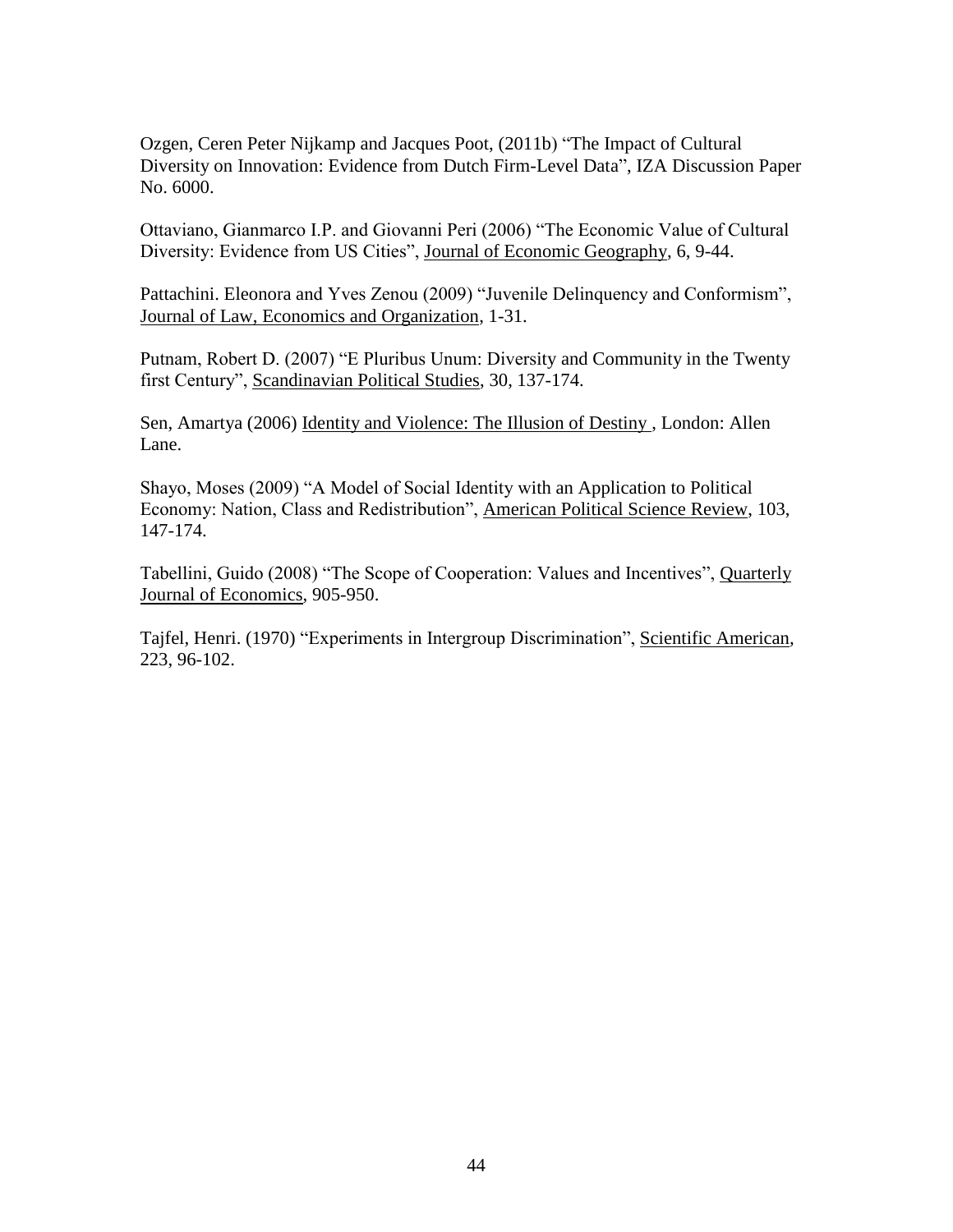Ozgen, Ceren Peter Nijkamp and Jacques Poot, (2011b) "The Impact of Cultural Diversity on Innovation: Evidence from Dutch Firm-Level Data", IZA Discussion Paper No. 6000.

Ottaviano, Gianmarco I.P. and Giovanni Peri (2006) "The Economic Value of Cultural Diversity: Evidence from US Cities", Journal of Economic Geography, 6, 9-44.

Pattachini. Eleonora and Yves Zenou (2009) "Juvenile Delinquency and Conformism", Journal of Law, Economics and Organization, 1-31.

Putnam, Robert D. (2007) "E Pluribus Unum: Diversity and Community in the Twenty first Century", Scandinavian Political Studies, 30, 137-174.

Sen, Amartya (2006) Identity and Violence: The Illusion of Destiny , London: Allen Lane.

Shayo, Moses (2009) "A Model of Social Identity with an Application to Political Economy: Nation, Class and Redistribution", American Political Science Review, 103, 147-174.

Tabellini, Guido (2008) "The Scope of Cooperation: Values and Incentives", Quarterly Journal of Economics, 905-950.

Tajfel, Henri. (1970) "Experiments in Intergroup Discrimination", Scientific American, 223, 96-102.